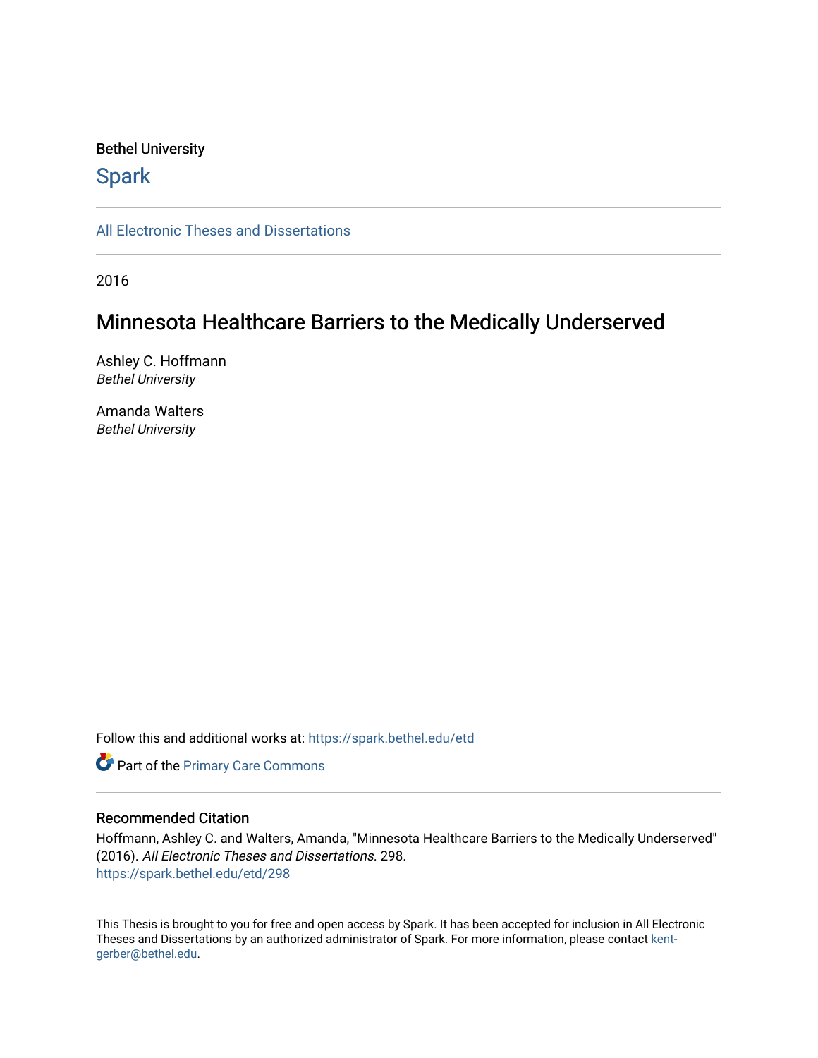Bethel University

# Spark

All Electronic Theses and Dissertations

2016

## Minnesota Healthcare Barriers to the Medically Underserved

Ashley C. Hoffmann
*Bethel University*

Amanda Walters
*Bethel University*

Follow this and additional works at: https://spark.bethel.edu/etd

Part of the Primary Care Commons

### Recommended Citation

Hoffmann, Ashley C. and Walters, Amanda, "Minnesota Healthcare Barriers to the Medically Underserved" (2016). *All Electronic Theses and Dissertations*. 298.
https://spark.bethel.edu/etd/298

This Thesis is brought to you for free and open access by Spark. It has been accepted for inclusion in All Electronic Theses and Dissertations by an authorized administrator of Spark. For more information, please contact kent-gerber@bethel.edu.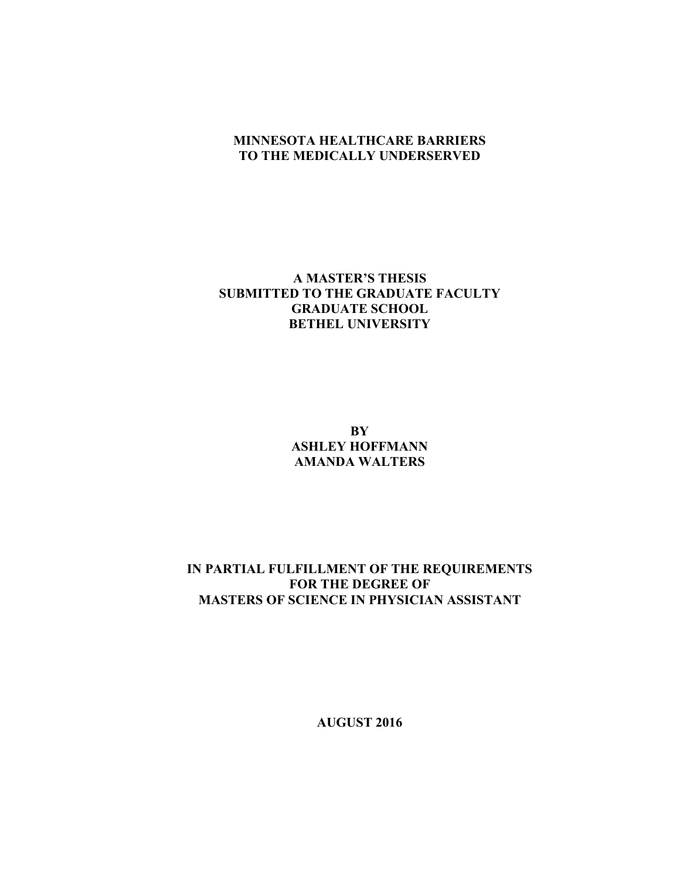# MINNESOTA HEALTHCARE BARRIERS TO THE MEDICALLY UNDERSERVED

**A MASTER'S THESIS**
**SUBMITTED TO THE GRADUATE FACULTY**
**GRADUATE SCHOOL**
**BETHEL UNIVERSITY**

**BY**
**ASHLEY HOFFMANN**
**AMANDA WALTERS**

**IN PARTIAL FULFILLMENT OF THE REQUIREMENTS**
**FOR THE DEGREE OF**
**MASTERS OF SCIENCE IN PHYSICIAN ASSISTANT**

**AUGUST 2016**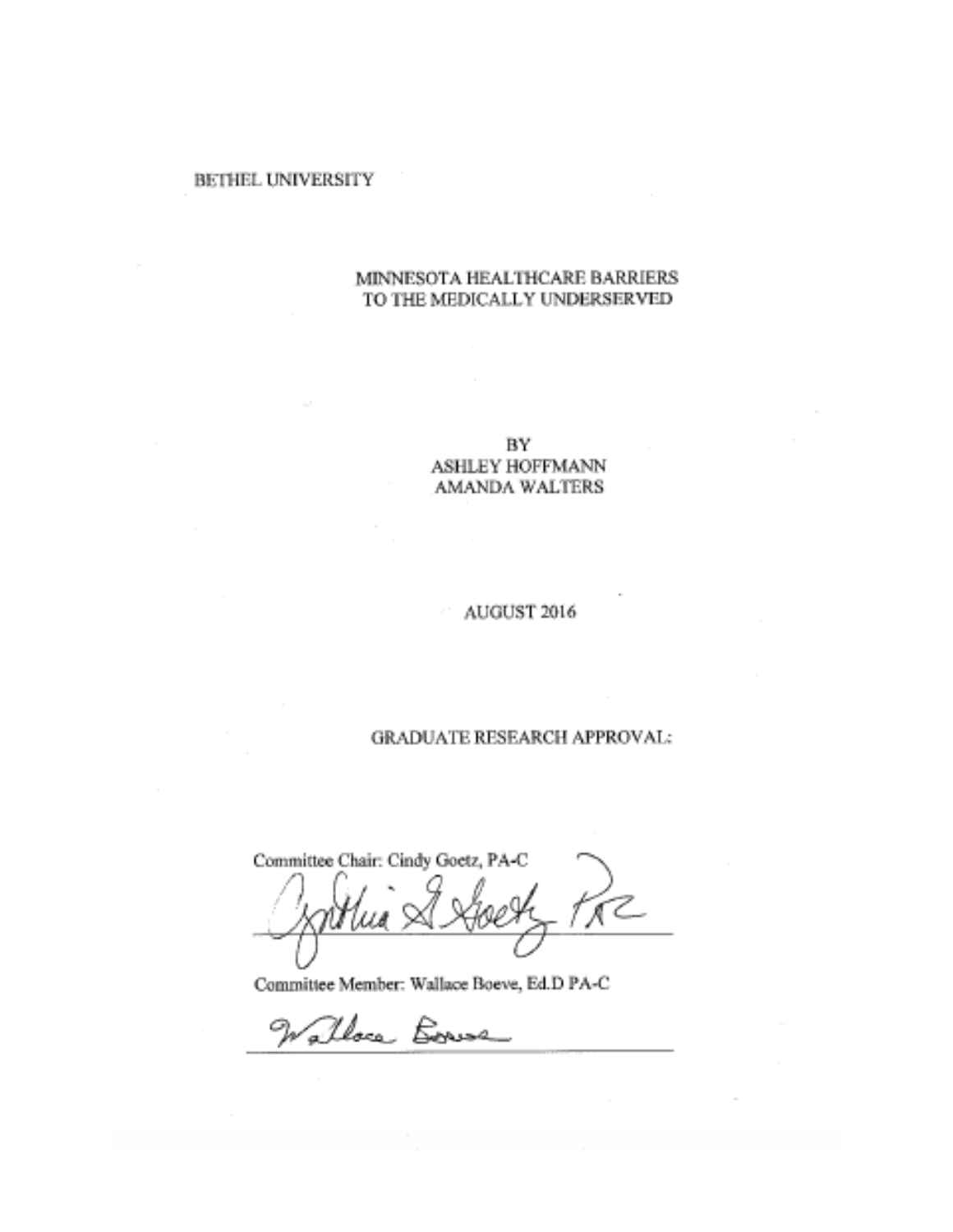BETHEL UNIVERSITY

MINNESOTA HEALTHCARE BARRIERS
TO THE MEDICALLY UNDERSERVED

BY
ASHLEY HOFFMANN
AMANDA WALTERS

AUGUST 2016

GRADUATE RESEARCH APPROVAL:

Committee Chair: Cindy Goetz, PA-C

Committee Member: Wallace Boeve, Ed.D PA-C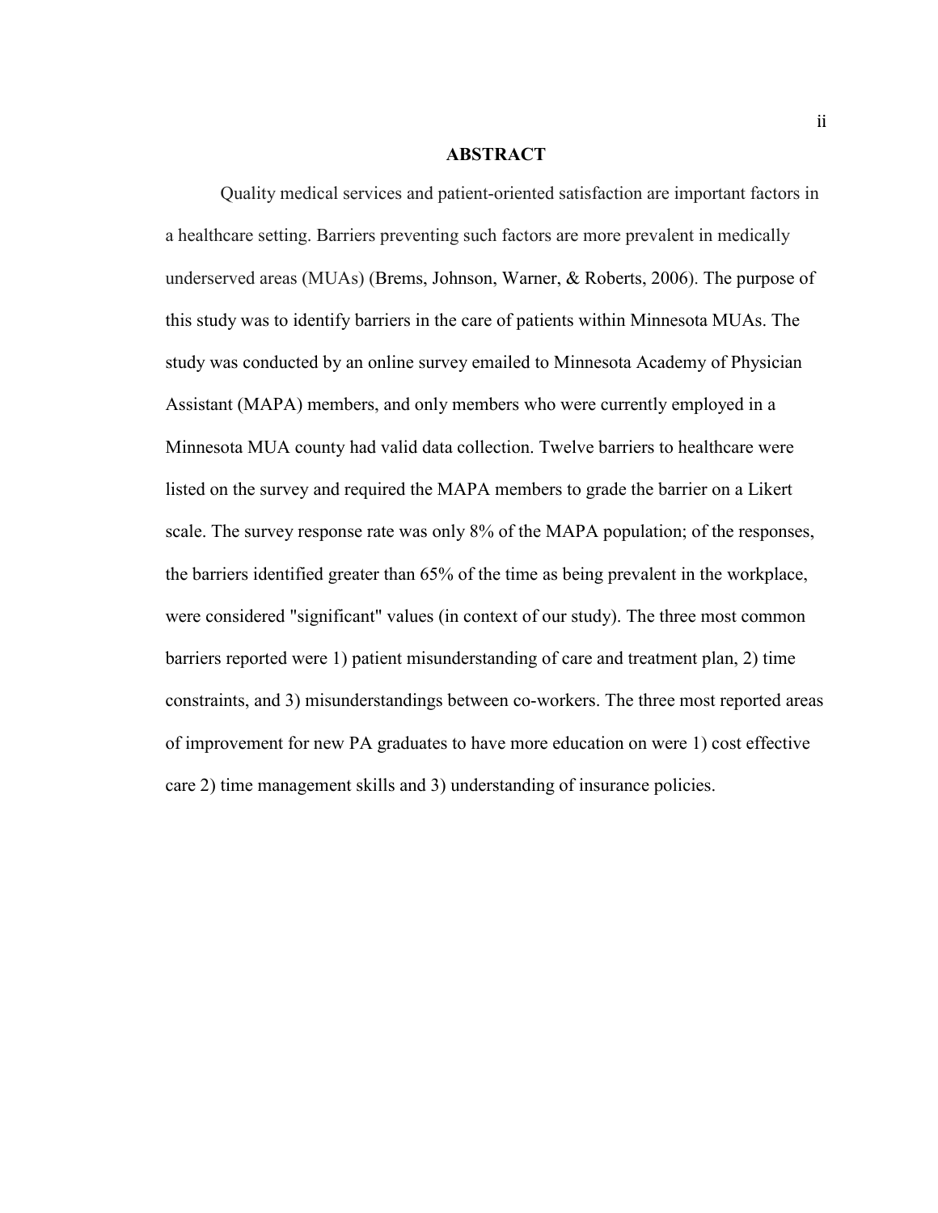# ABSTRACT

Quality medical services and patient-oriented satisfaction are important factors in a healthcare setting. Barriers preventing such factors are more prevalent in medically underserved areas (MUAs) (Brems, Johnson, Warner, & Roberts, 2006). The purpose of this study was to identify barriers in the care of patients within Minnesota MUAs. The study was conducted by an online survey emailed to Minnesota Academy of Physician Assistant (MAPA) members, and only members who were currently employed in a Minnesota MUA county had valid data collection. Twelve barriers to healthcare were listed on the survey and required the MAPA members to grade the barrier on a Likert scale. The survey response rate was only 8% of the MAPA population; of the responses, the barriers identified greater than 65% of the time as being prevalent in the workplace, were considered "significant" values (in context of our study). The three most common barriers reported were 1) patient misunderstanding of care and treatment plan, 2) time constraints, and 3) misunderstandings between co-workers. The three most reported areas of improvement for new PA graduates to have more education on were 1) cost effective care 2) time management skills and 3) understanding of insurance policies.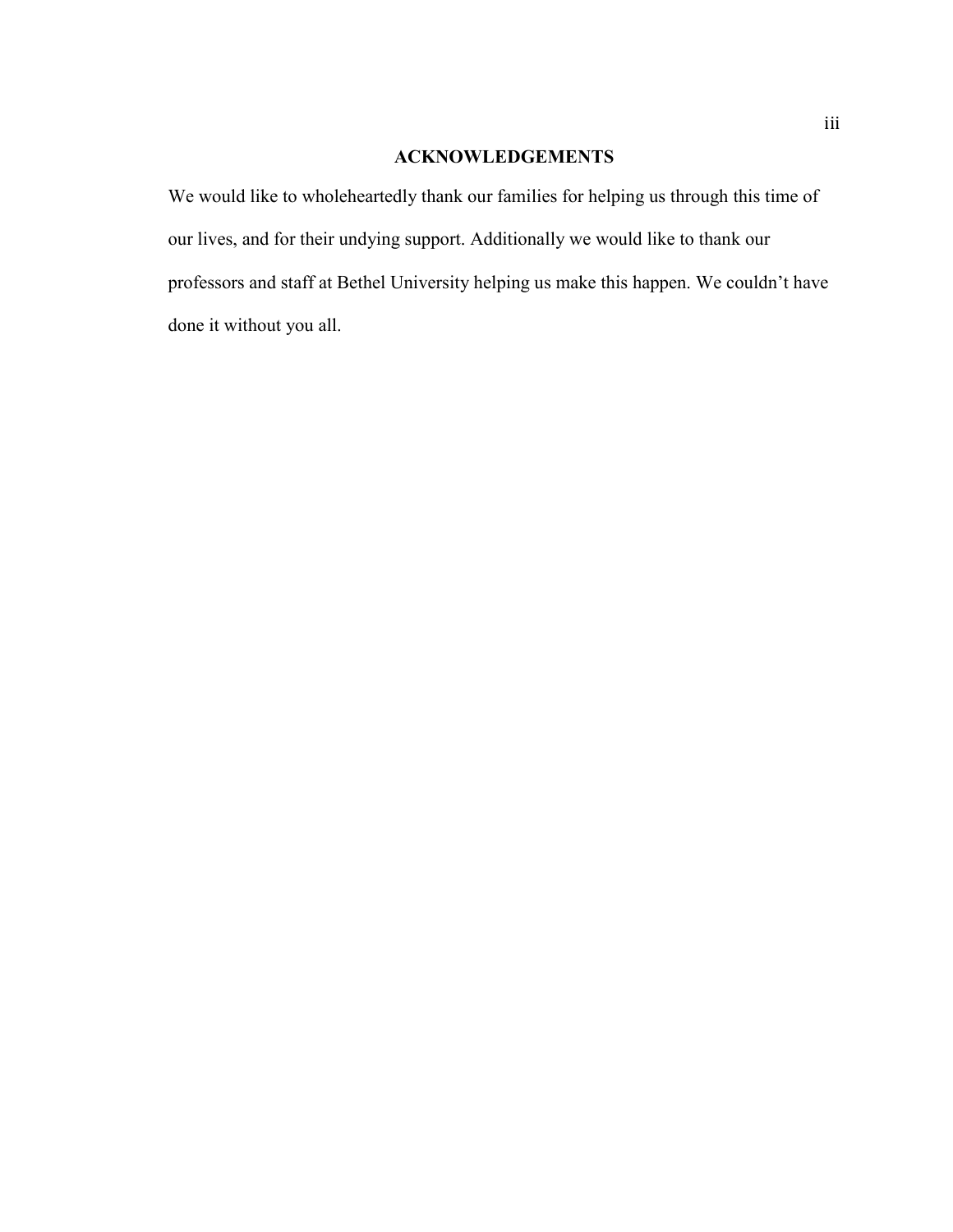## ACKNOWLEDGEMENTS

We would like to wholeheartedly thank our families for helping us through this time of our lives, and for their undying support. Additionally we would like to thank our professors and staff at Bethel University helping us make this happen. We couldn't have done it without you all.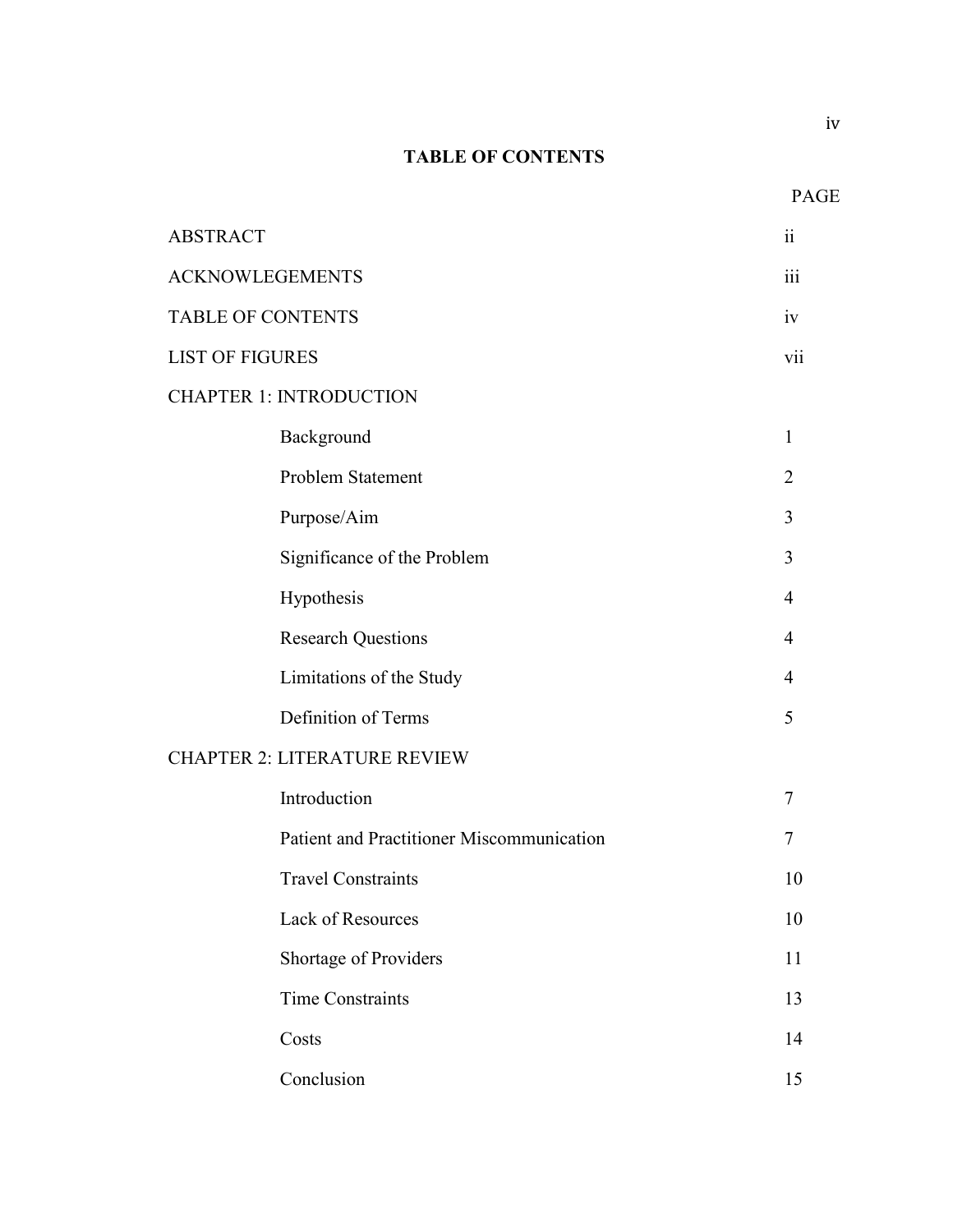# TABLE OF CONTENTS

| | PAGE |
|---|---|
| ABSTRACT | ii |
| ACKNOWLEGEMENTS | iii |
| TABLE OF CONTENTS | iv |
| LIST OF FIGURES | vii |
| CHAPTER 1: INTRODUCTION | |
| Background | 1 |
| Problem Statement | 2 |
| Purpose/Aim | 3 |
| Significance of the Problem | 3 |
| Hypothesis | 4 |
| Research Questions | 4 |
| Limitations of the Study | 4 |
| Definition of Terms | 5 |
| CHAPTER 2: LITERATURE REVIEW | |
| Introduction | 7 |
| Patient and Practitioner Miscommunication | 7 |
| Travel Constraints | 10 |
| Lack of Resources | 10 |
| Shortage of Providers | 11 |
| Time Constraints | 13 |
| Costs | 14 |
| Conclusion | 15 |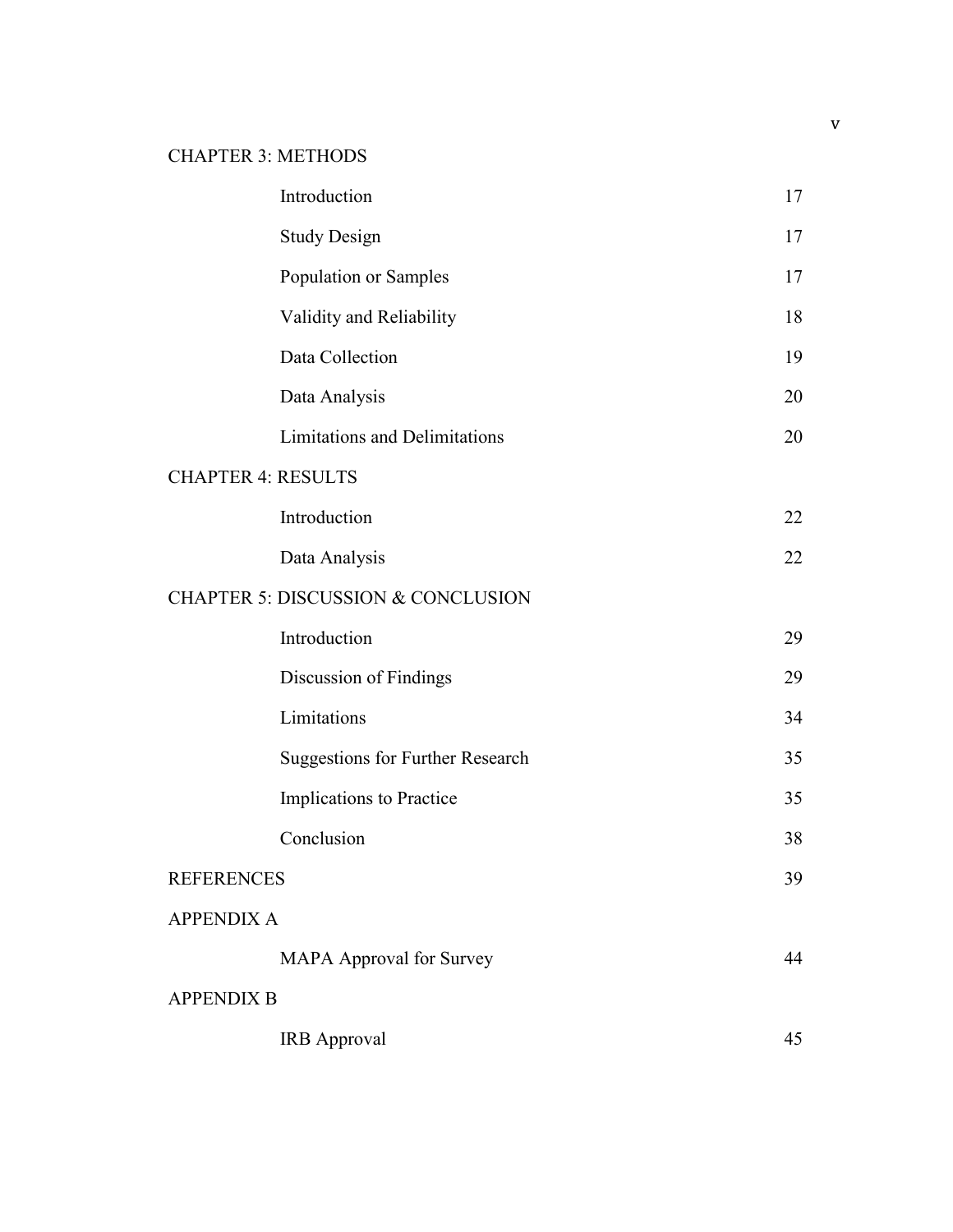| CHAPTER 3: METHODS | |
|---|---|
| Introduction | 17 |
| Study Design | 17 |
| Population or Samples | 17 |
| Validity and Reliability | 18 |
| Data Collection | 19 |
| Data Analysis | 20 |
| Limitations and Delimitations | 20 |
| **CHAPTER 4: RESULTS** | |
| Introduction | 22 |
| Data Analysis | 22 |
| **CHAPTER 5: DISCUSSION & CONCLUSION** | |
| Introduction | 29 |
| Discussion of Findings | 29 |
| Limitations | 34 |
| Suggestions for Further Research | 35 |
| Implications to Practice | 35 |
| Conclusion | 38 |
| **REFERENCES** | 39 |
| **APPENDIX A** | |
| MAPA Approval for Survey | 44 |
| **APPENDIX B** | |
| IRB Approval | 45 |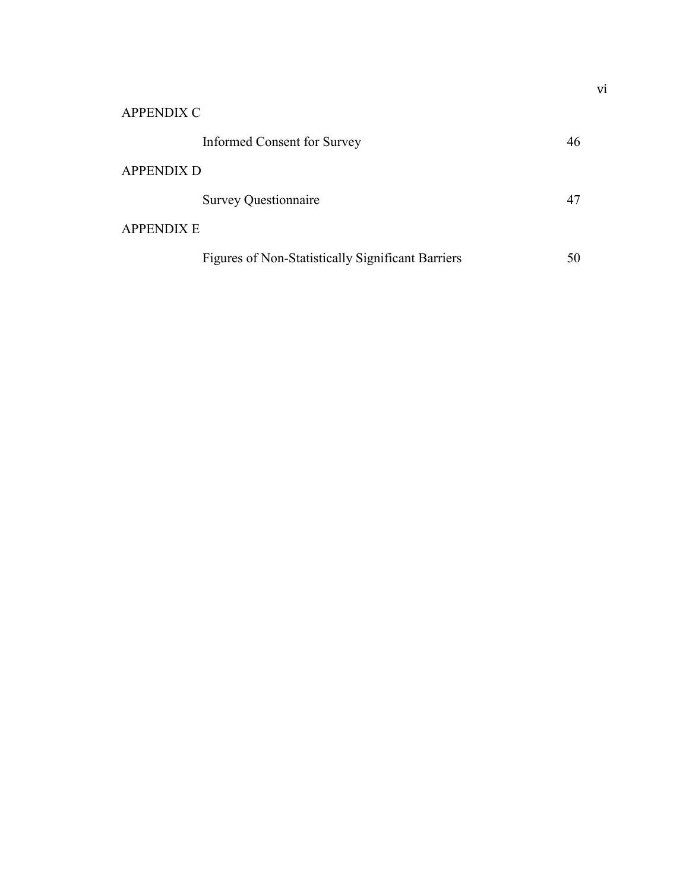APPENDIX C

Informed Consent for Survey 46

APPENDIX D

Survey Questionnaire 47

APPENDIX E

Figures of Non-Statistically Significant Barriers 50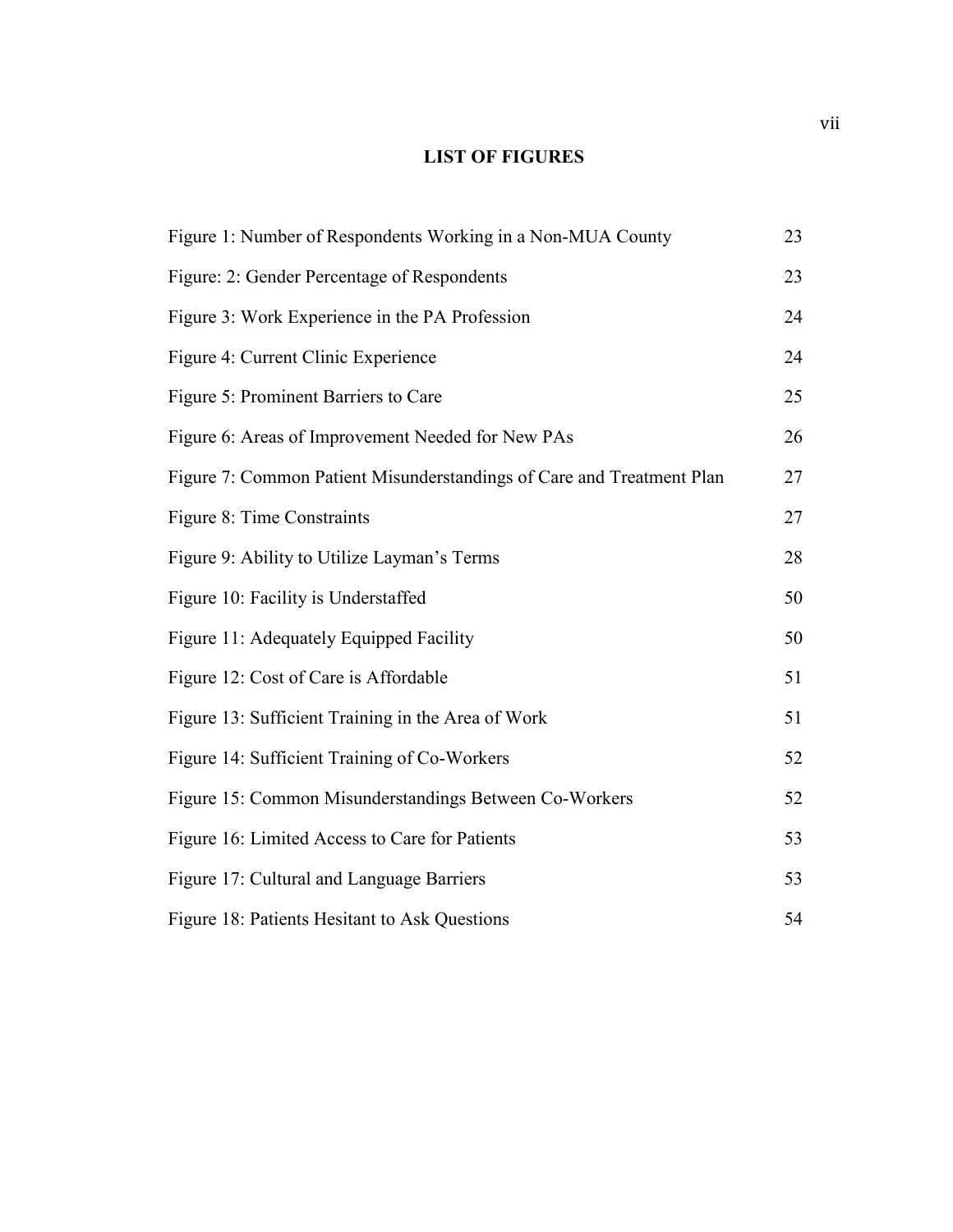# LIST OF FIGURES

| | |
|---|---|
| Figure 1: Number of Respondents Working in a Non-MUA County | 23 |
| Figure: 2: Gender Percentage of Respondents | 23 |
| Figure 3: Work Experience in the PA Profession | 24 |
| Figure 4: Current Clinic Experience | 24 |
| Figure 5: Prominent Barriers to Care | 25 |
| Figure 6: Areas of Improvement Needed for New PAs | 26 |
| Figure 7: Common Patient Misunderstandings of Care and Treatment Plan | 27 |
| Figure 8: Time Constraints | 27 |
| Figure 9: Ability to Utilize Layman's Terms | 28 |
| Figure 10: Facility is Understaffed | 50 |
| Figure 11: Adequately Equipped Facility | 50 |
| Figure 12: Cost of Care is Affordable | 51 |
| Figure 13: Sufficient Training in the Area of Work | 51 |
| Figure 14: Sufficient Training of Co-Workers | 52 |
| Figure 15: Common Misunderstandings Between Co-Workers | 52 |
| Figure 16: Limited Access to Care for Patients | 53 |
| Figure 17: Cultural and Language Barriers | 53 |
| Figure 18: Patients Hesitant to Ask Questions | 54 |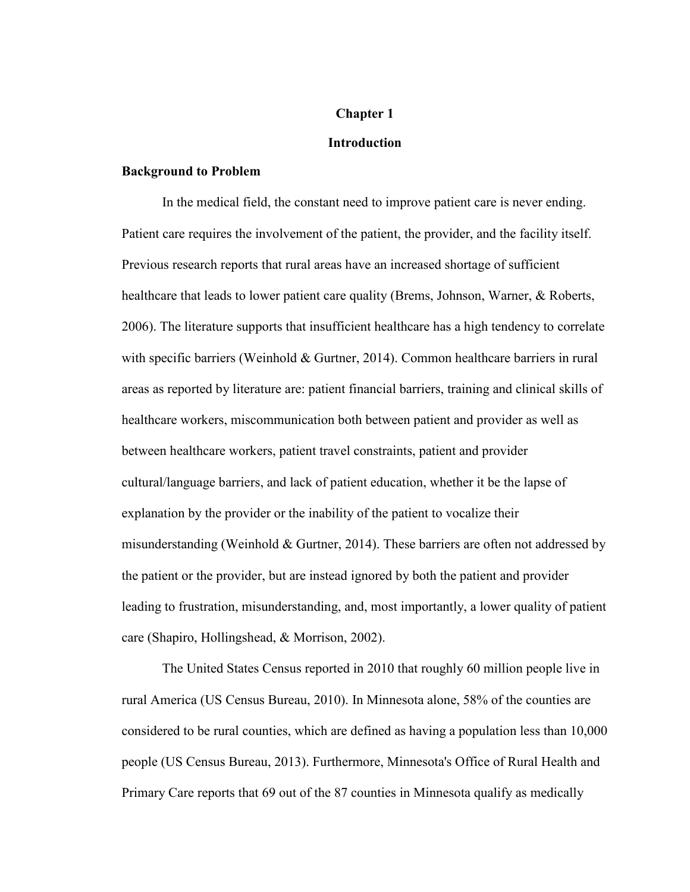# Chapter 1

# Introduction

## Background to Problem

In the medical field, the constant need to improve patient care is never ending. Patient care requires the involvement of the patient, the provider, and the facility itself. Previous research reports that rural areas have an increased shortage of sufficient healthcare that leads to lower patient care quality (Brems, Johnson, Warner, & Roberts, 2006). The literature supports that insufficient healthcare has a high tendency to correlate with specific barriers (Weinhold & Gurtner, 2014). Common healthcare barriers in rural areas as reported by literature are: patient financial barriers, training and clinical skills of healthcare workers, miscommunication both between patient and provider as well as between healthcare workers, patient travel constraints, patient and provider cultural/language barriers, and lack of patient education, whether it be the lapse of explanation by the provider or the inability of the patient to vocalize their misunderstanding (Weinhold & Gurtner, 2014). These barriers are often not addressed by the patient or the provider, but are instead ignored by both the patient and provider leading to frustration, misunderstanding, and, most importantly, a lower quality of patient care (Shapiro, Hollingshead, & Morrison, 2002).

The United States Census reported in 2010 that roughly 60 million people live in rural America (US Census Bureau, 2010). In Minnesota alone, 58% of the counties are considered to be rural counties, which are defined as having a population less than 10,000 people (US Census Bureau, 2013). Furthermore, Minnesota's Office of Rural Health and Primary Care reports that 69 out of the 87 counties in Minnesota qualify as medically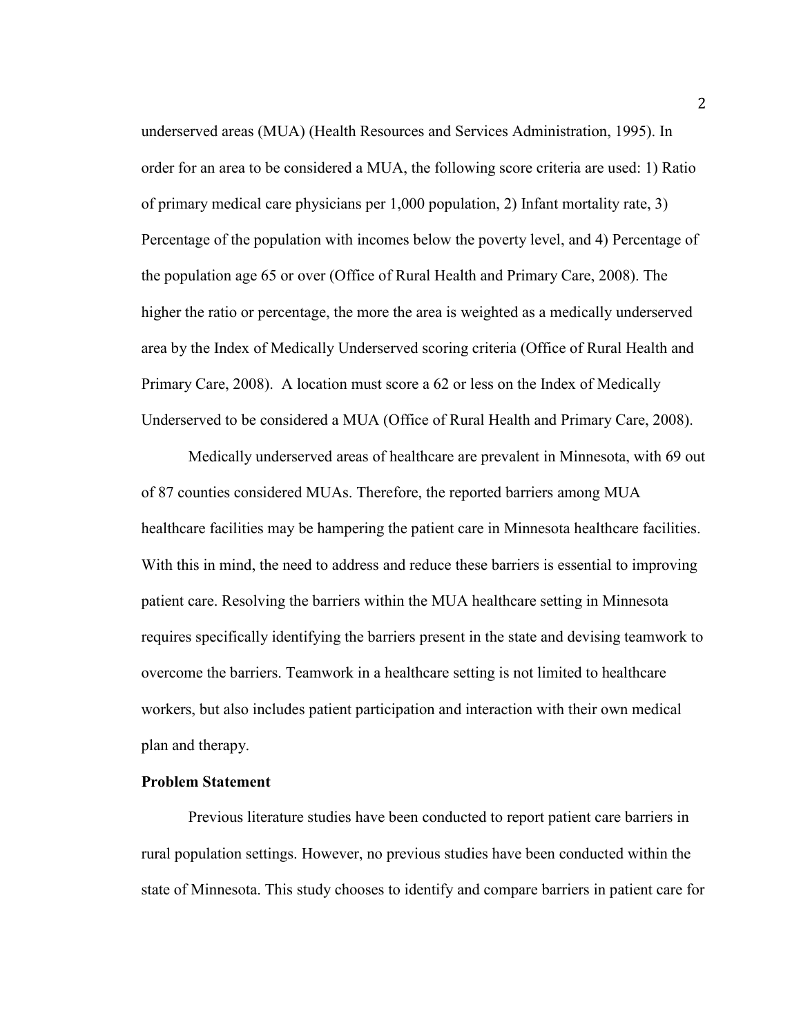underserved areas (MUA) (Health Resources and Services Administration, 1995). In order for an area to be considered a MUA, the following score criteria are used: 1) Ratio of primary medical care physicians per 1,000 population, 2) Infant mortality rate, 3) Percentage of the population with incomes below the poverty level, and 4) Percentage of the population age 65 or over (Office of Rural Health and Primary Care, 2008). The higher the ratio or percentage, the more the area is weighted as a medically underserved area by the Index of Medically Underserved scoring criteria (Office of Rural Health and Primary Care, 2008). A location must score a 62 or less on the Index of Medically Underserved to be considered a MUA (Office of Rural Health and Primary Care, 2008).

Medically underserved areas of healthcare are prevalent in Minnesota, with 69 out of 87 counties considered MUAs. Therefore, the reported barriers among MUA healthcare facilities may be hampering the patient care in Minnesota healthcare facilities. With this in mind, the need to address and reduce these barriers is essential to improving patient care. Resolving the barriers within the MUA healthcare setting in Minnesota requires specifically identifying the barriers present in the state and devising teamwork to overcome the barriers. Teamwork in a healthcare setting is not limited to healthcare workers, but also includes patient participation and interaction with their own medical plan and therapy.

**Problem Statement**

Previous literature studies have been conducted to report patient care barriers in rural population settings. However, no previous studies have been conducted within the state of Minnesota. This study chooses to identify and compare barriers in patient care for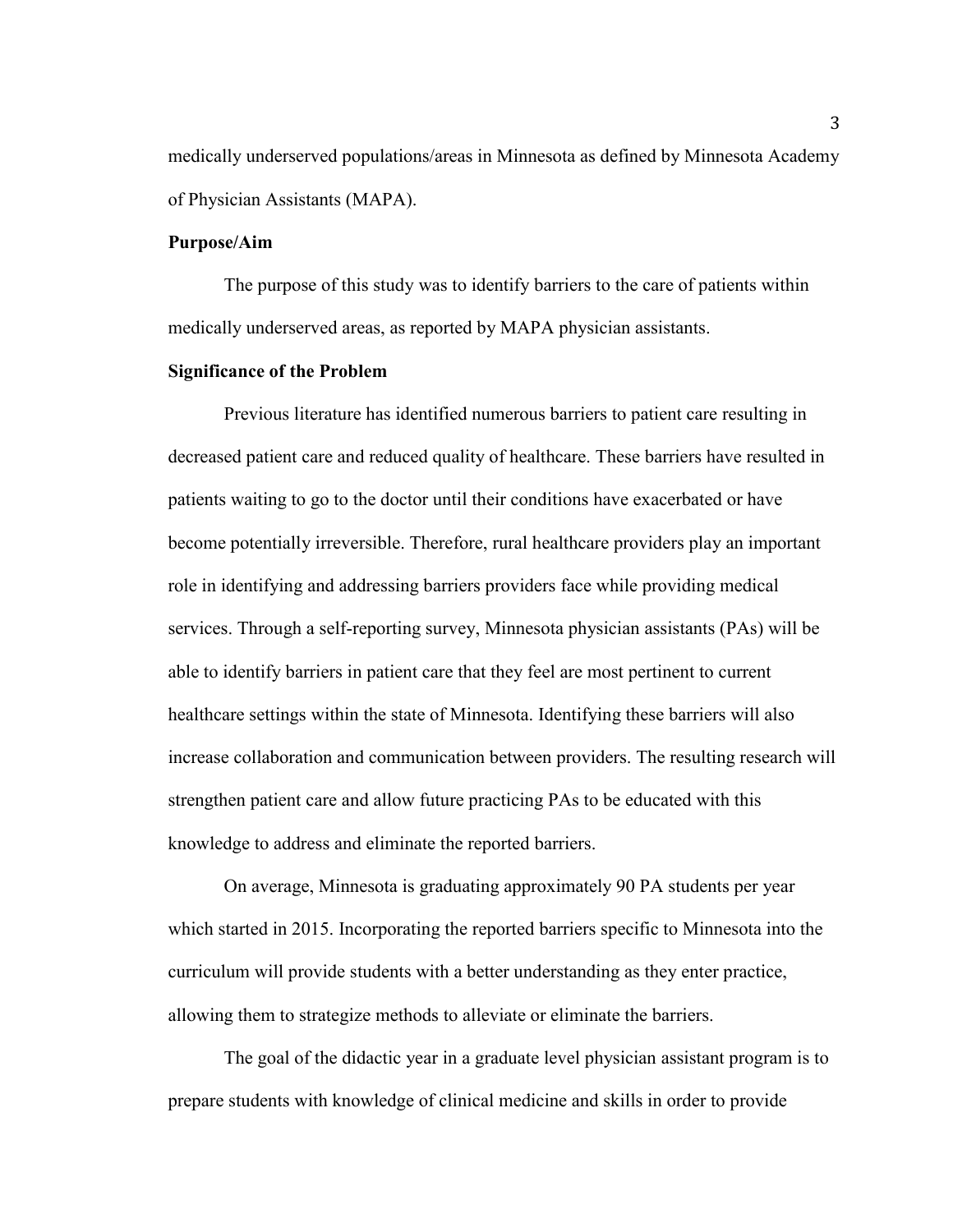medically underserved populations/areas in Minnesota as defined by Minnesota Academy of Physician Assistants (MAPA).

**Purpose/Aim**

The purpose of this study was to identify barriers to the care of patients within medically underserved areas, as reported by MAPA physician assistants.

**Significance of the Problem**

Previous literature has identified numerous barriers to patient care resulting in decreased patient care and reduced quality of healthcare. These barriers have resulted in patients waiting to go to the doctor until their conditions have exacerbated or have become potentially irreversible. Therefore, rural healthcare providers play an important role in identifying and addressing barriers providers face while providing medical services. Through a self-reporting survey, Minnesota physician assistants (PAs) will be able to identify barriers in patient care that they feel are most pertinent to current healthcare settings within the state of Minnesota. Identifying these barriers will also increase collaboration and communication between providers. The resulting research will strengthen patient care and allow future practicing PAs to be educated with this knowledge to address and eliminate the reported barriers.

On average, Minnesota is graduating approximately 90 PA students per year which started in 2015. Incorporating the reported barriers specific to Minnesota into the curriculum will provide students with a better understanding as they enter practice, allowing them to strategize methods to alleviate or eliminate the barriers.

The goal of the didactic year in a graduate level physician assistant program is to prepare students with knowledge of clinical medicine and skills in order to provide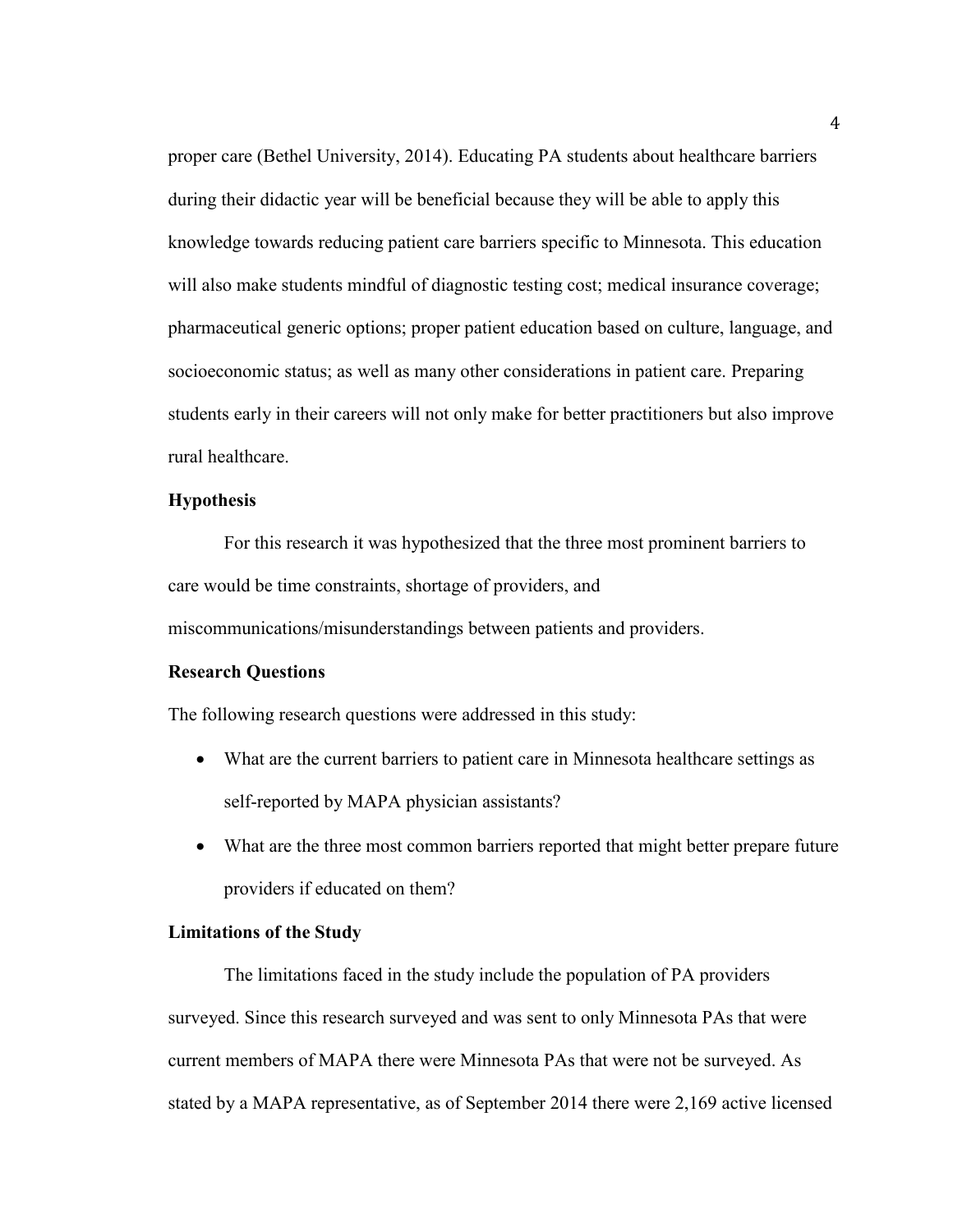proper care (Bethel University, 2014). Educating PA students about healthcare barriers during their didactic year will be beneficial because they will be able to apply this knowledge towards reducing patient care barriers specific to Minnesota. This education will also make students mindful of diagnostic testing cost; medical insurance coverage; pharmaceutical generic options; proper patient education based on culture, language, and socioeconomic status; as well as many other considerations in patient care. Preparing students early in their careers will not only make for better practitioners but also improve rural healthcare.

**Hypothesis**

For this research it was hypothesized that the three most prominent barriers to care would be time constraints, shortage of providers, and miscommunications/misunderstandings between patients and providers.

**Research Questions**

The following research questions were addressed in this study:

- What are the current barriers to patient care in Minnesota healthcare settings as self-reported by MAPA physician assistants?
- What are the three most common barriers reported that might better prepare future providers if educated on them?

**Limitations of the Study**

The limitations faced in the study include the population of PA providers surveyed. Since this research surveyed and was sent to only Minnesota PAs that were current members of MAPA there were Minnesota PAs that were not be surveyed. As stated by a MAPA representative, as of September 2014 there were 2,169 active licensed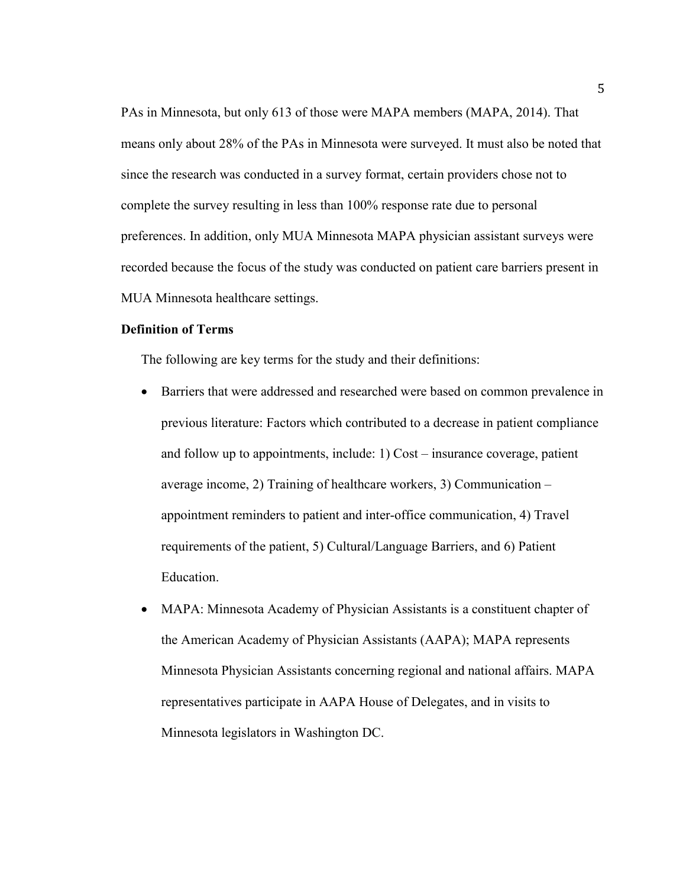PAs in Minnesota, but only 613 of those were MAPA members (MAPA, 2014). That means only about 28% of the PAs in Minnesota were surveyed. It must also be noted that since the research was conducted in a survey format, certain providers chose not to complete the survey resulting in less than 100% response rate due to personal preferences. In addition, only MUA Minnesota MAPA physician assistant surveys were recorded because the focus of the study was conducted on patient care barriers present in MUA Minnesota healthcare settings.

**Definition of Terms**

The following are key terms for the study and their definitions:

- Barriers that were addressed and researched were based on common prevalence in previous literature: Factors which contributed to a decrease in patient compliance and follow up to appointments, include: 1) Cost – insurance coverage, patient average income, 2) Training of healthcare workers, 3) Communication – appointment reminders to patient and inter-office communication, 4) Travel requirements of the patient, 5) Cultural/Language Barriers, and 6) Patient Education.
- MAPA: Minnesota Academy of Physician Assistants is a constituent chapter of the American Academy of Physician Assistants (AAPA); MAPA represents Minnesota Physician Assistants concerning regional and national affairs. MAPA representatives participate in AAPA House of Delegates, and in visits to Minnesota legislators in Washington DC.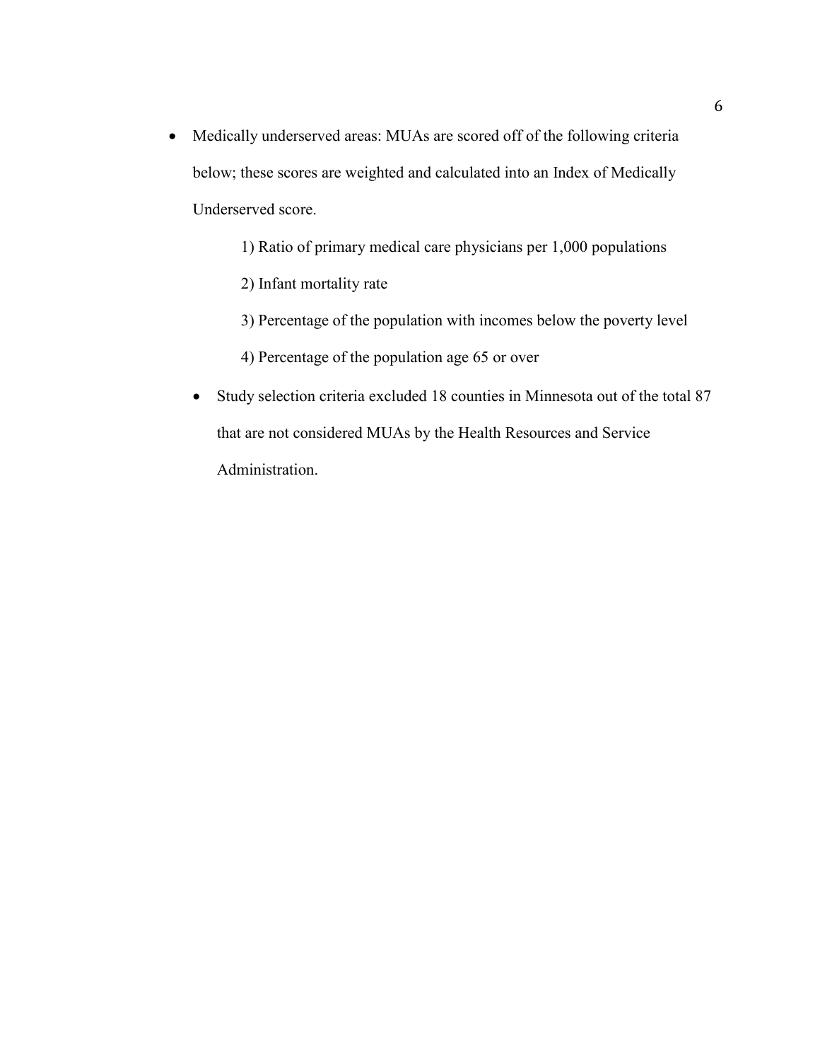- Medically underserved areas: MUAs are scored off of the following criteria below; these scores are weighted and calculated into an Index of Medically Underserved score.

  1) Ratio of primary medical care physicians per 1,000 populations

  2) Infant mortality rate

  3) Percentage of the population with incomes below the poverty level

  4) Percentage of the population age 65 or over

  - Study selection criteria excluded 18 counties in Minnesota out of the total 87 that are not considered MUAs by the Health Resources and Service Administration.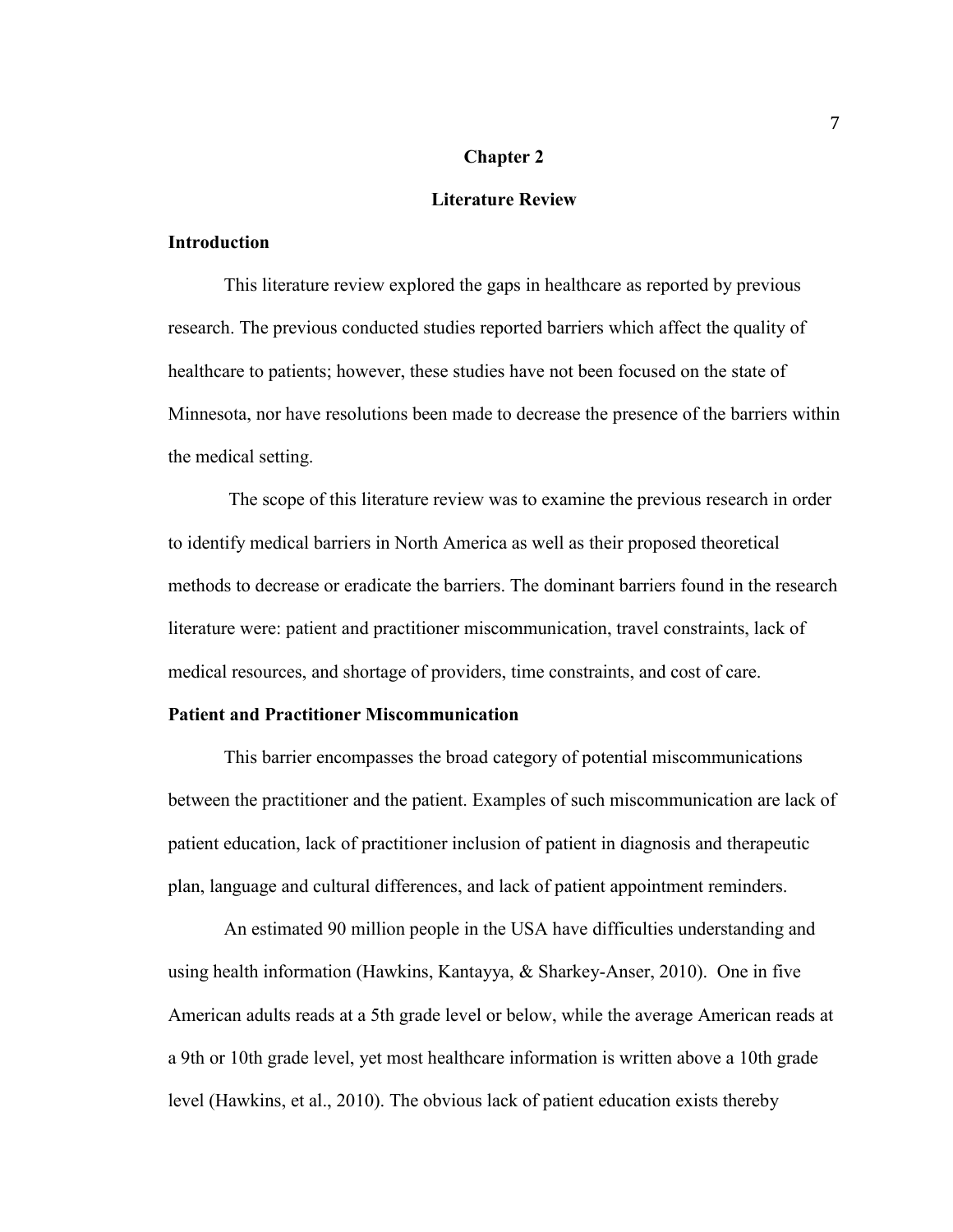# Chapter 2

## Literature Review

### Introduction

This literature review explored the gaps in healthcare as reported by previous research. The previous conducted studies reported barriers which affect the quality of healthcare to patients; however, these studies have not been focused on the state of Minnesota, nor have resolutions been made to decrease the presence of the barriers within the medical setting.

The scope of this literature review was to examine the previous research in order to identify medical barriers in North America as well as their proposed theoretical methods to decrease or eradicate the barriers. The dominant barriers found in the research literature were: patient and practitioner miscommunication, travel constraints, lack of medical resources, and shortage of providers, time constraints, and cost of care.

### Patient and Practitioner Miscommunication

This barrier encompasses the broad category of potential miscommunications between the practitioner and the patient. Examples of such miscommunication are lack of patient education, lack of practitioner inclusion of patient in diagnosis and therapeutic plan, language and cultural differences, and lack of patient appointment reminders.

An estimated 90 million people in the USA have difficulties understanding and using health information (Hawkins, Kantayya, & Sharkey-Anser, 2010). One in five American adults reads at a 5th grade level or below, while the average American reads at a 9th or 10th grade level, yet most healthcare information is written above a 10th grade level (Hawkins, et al., 2010). The obvious lack of patient education exists thereby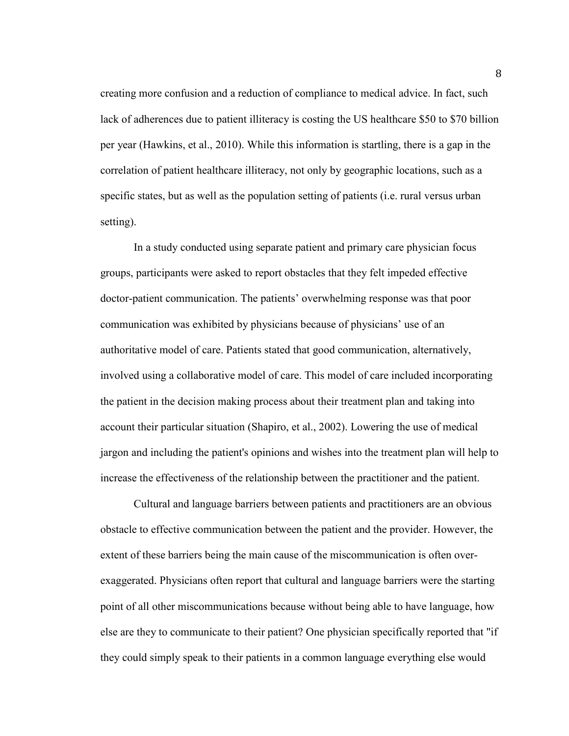creating more confusion and a reduction of compliance to medical advice. In fact, such lack of adherences due to patient illiteracy is costing the US healthcare $50 to $70 billion per year (Hawkins, et al., 2010). While this information is startling, there is a gap in the correlation of patient healthcare illiteracy, not only by geographic locations, such as a specific states, but as well as the population setting of patients (i.e. rural versus urban setting).

In a study conducted using separate patient and primary care physician focus groups, participants were asked to report obstacles that they felt impeded effective doctor-patient communication. The patients' overwhelming response was that poor communication was exhibited by physicians because of physicians' use of an authoritative model of care. Patients stated that good communication, alternatively, involved using a collaborative model of care. This model of care included incorporating the patient in the decision making process about their treatment plan and taking into account their particular situation (Shapiro, et al., 2002). Lowering the use of medical jargon and including the patient's opinions and wishes into the treatment plan will help to increase the effectiveness of the relationship between the practitioner and the patient.

Cultural and language barriers between patients and practitioners are an obvious obstacle to effective communication between the patient and the provider. However, the extent of these barriers being the main cause of the miscommunication is often over-exaggerated. Physicians often report that cultural and language barriers were the starting point of all other miscommunications because without being able to have language, how else are they to communicate to their patient? One physician specifically reported that "if they could simply speak to their patients in a common language everything else would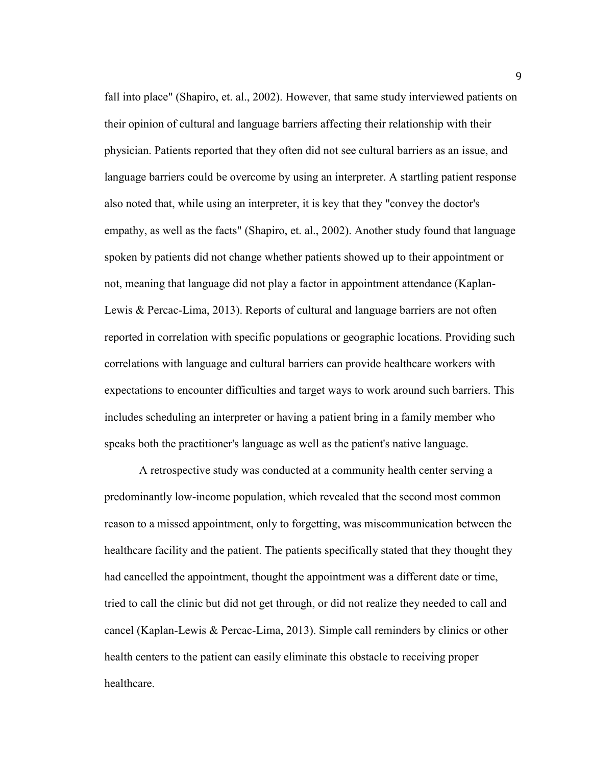fall into place" (Shapiro, et. al., 2002). However, that same study interviewed patients on their opinion of cultural and language barriers affecting their relationship with their physician. Patients reported that they often did not see cultural barriers as an issue, and language barriers could be overcome by using an interpreter. A startling patient response also noted that, while using an interpreter, it is key that they "convey the doctor's empathy, as well as the facts" (Shapiro, et. al., 2002). Another study found that language spoken by patients did not change whether patients showed up to their appointment or not, meaning that language did not play a factor in appointment attendance (Kaplan-Lewis & Percac-Lima, 2013). Reports of cultural and language barriers are not often reported in correlation with specific populations or geographic locations. Providing such correlations with language and cultural barriers can provide healthcare workers with expectations to encounter difficulties and target ways to work around such barriers. This includes scheduling an interpreter or having a patient bring in a family member who speaks both the practitioner's language as well as the patient's native language.

A retrospective study was conducted at a community health center serving a predominantly low-income population, which revealed that the second most common reason to a missed appointment, only to forgetting, was miscommunication between the healthcare facility and the patient. The patients specifically stated that they thought they had cancelled the appointment, thought the appointment was a different date or time, tried to call the clinic but did not get through, or did not realize they needed to call and cancel (Kaplan-Lewis & Percac-Lima, 2013). Simple call reminders by clinics or other health centers to the patient can easily eliminate this obstacle to receiving proper healthcare.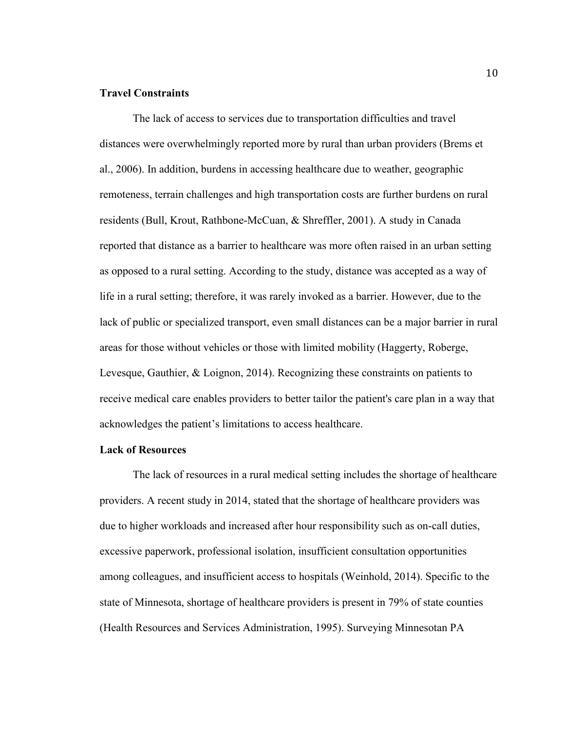**Travel Constraints**

The lack of access to services due to transportation difficulties and travel distances were overwhelmingly reported more by rural than urban providers (Brems et al., 2006). In addition, burdens in accessing healthcare due to weather, geographic remoteness, terrain challenges and high transportation costs are further burdens on rural residents (Bull, Krout, Rathbone-McCuan, & Shreffler, 2001). A study in Canada reported that distance as a barrier to healthcare was more often raised in an urban setting as opposed to a rural setting. According to the study, distance was accepted as a way of life in a rural setting; therefore, it was rarely invoked as a barrier. However, due to the lack of public or specialized transport, even small distances can be a major barrier in rural areas for those without vehicles or those with limited mobility (Haggerty, Roberge, Levesque, Gauthier, & Loignon, 2014). Recognizing these constraints on patients to receive medical care enables providers to better tailor the patient's care plan in a way that acknowledges the patient's limitations to access healthcare.

**Lack of Resources**

The lack of resources in a rural medical setting includes the shortage of healthcare providers. A recent study in 2014, stated that the shortage of healthcare providers was due to higher workloads and increased after hour responsibility such as on-call duties, excessive paperwork, professional isolation, insufficient consultation opportunities among colleagues, and insufficient access to hospitals (Weinhold, 2014). Specific to the state of Minnesota, shortage of healthcare providers is present in 79% of state counties (Health Resources and Services Administration, 1995). Surveying Minnesotan PA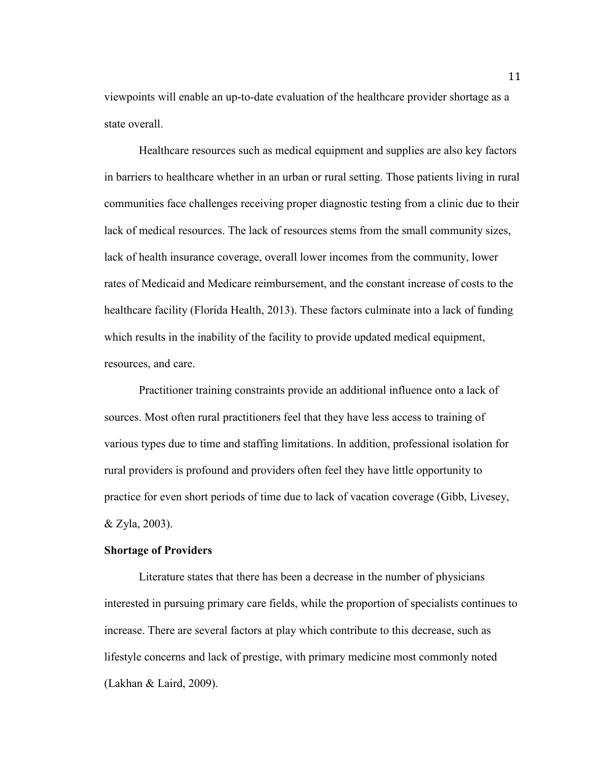viewpoints will enable an up-to-date evaluation of the healthcare provider shortage as a state overall.

Healthcare resources such as medical equipment and supplies are also key factors in barriers to healthcare whether in an urban or rural setting. Those patients living in rural communities face challenges receiving proper diagnostic testing from a clinic due to their lack of medical resources. The lack of resources stems from the small community sizes, lack of health insurance coverage, overall lower incomes from the community, lower rates of Medicaid and Medicare reimbursement, and the constant increase of costs to the healthcare facility (Florida Health, 2013). These factors culminate into a lack of funding which results in the inability of the facility to provide updated medical equipment, resources, and care.

Practitioner training constraints provide an additional influence onto a lack of sources. Most often rural practitioners feel that they have less access to training of various types due to time and staffing limitations. In addition, professional isolation for rural providers is profound and providers often feel they have little opportunity to practice for even short periods of time due to lack of vacation coverage (Gibb, Livesey, & Zyla, 2003).

**Shortage of Providers**

Literature states that there has been a decrease in the number of physicians interested in pursuing primary care fields, while the proportion of specialists continues to increase. There are several factors at play which contribute to this decrease, such as lifestyle concerns and lack of prestige, with primary medicine most commonly noted (Lakhan & Laird, 2009).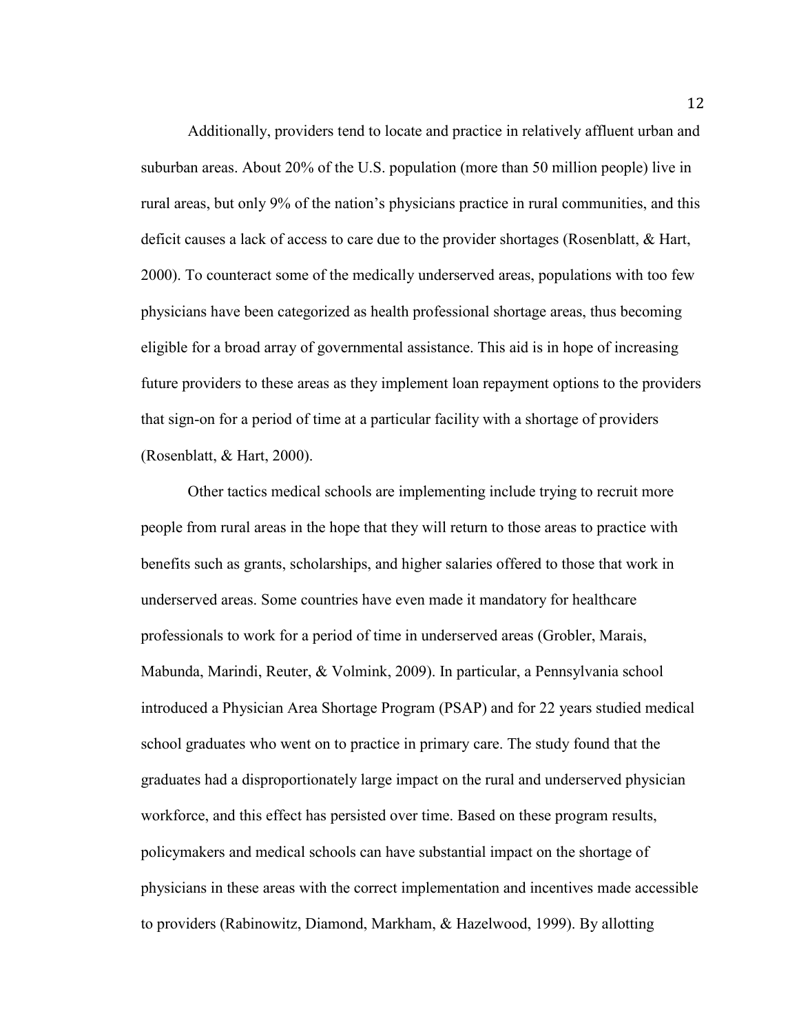Additionally, providers tend to locate and practice in relatively affluent urban and suburban areas. About 20% of the U.S. population (more than 50 million people) live in rural areas, but only 9% of the nation's physicians practice in rural communities, and this deficit causes a lack of access to care due to the provider shortages (Rosenblatt, & Hart, 2000). To counteract some of the medically underserved areas, populations with too few physicians have been categorized as health professional shortage areas, thus becoming eligible for a broad array of governmental assistance. This aid is in hope of increasing future providers to these areas as they implement loan repayment options to the providers that sign-on for a period of time at a particular facility with a shortage of providers (Rosenblatt, & Hart, 2000).

Other tactics medical schools are implementing include trying to recruit more people from rural areas in the hope that they will return to those areas to practice with benefits such as grants, scholarships, and higher salaries offered to those that work in underserved areas. Some countries have even made it mandatory for healthcare professionals to work for a period of time in underserved areas (Grobler, Marais, Mabunda, Marindi, Reuter, & Volmink, 2009). In particular, a Pennsylvania school introduced a Physician Area Shortage Program (PSAP) and for 22 years studied medical school graduates who went on to practice in primary care. The study found that the graduates had a disproportionately large impact on the rural and underserved physician workforce, and this effect has persisted over time. Based on these program results, policymakers and medical schools can have substantial impact on the shortage of physicians in these areas with the correct implementation and incentives made accessible to providers (Rabinowitz, Diamond, Markham, & Hazelwood, 1999). By allotting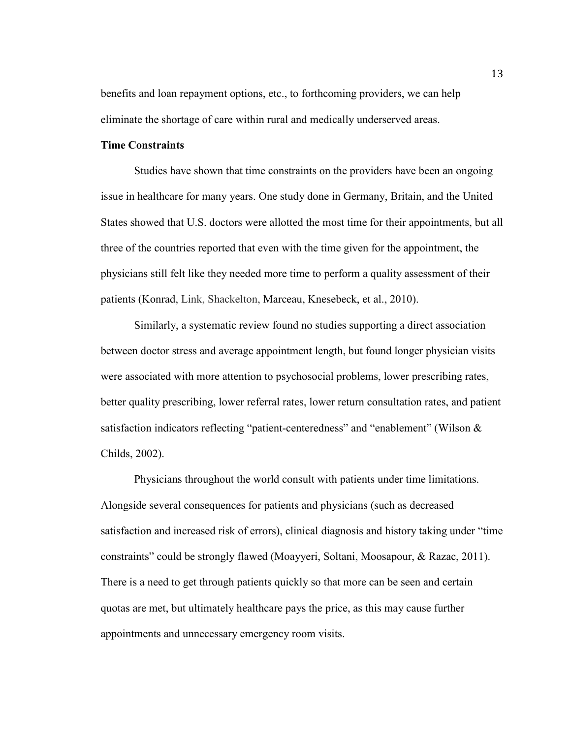benefits and loan repayment options, etc., to forthcoming providers, we can help eliminate the shortage of care within rural and medically underserved areas.

**Time Constraints**

Studies have shown that time constraints on the providers have been an ongoing issue in healthcare for many years. One study done in Germany, Britain, and the United States showed that U.S. doctors were allotted the most time for their appointments, but all three of the countries reported that even with the time given for the appointment, the physicians still felt like they needed more time to perform a quality assessment of their patients (Konrad, Link, Shackelton, Marceau, Knesebeck, et al., 2010).

Similarly, a systematic review found no studies supporting a direct association between doctor stress and average appointment length, but found longer physician visits were associated with more attention to psychosocial problems, lower prescribing rates, better quality prescribing, lower referral rates, lower return consultation rates, and patient satisfaction indicators reflecting "patient-centeredness" and "enablement" (Wilson & Childs, 2002).

Physicians throughout the world consult with patients under time limitations. Alongside several consequences for patients and physicians (such as decreased satisfaction and increased risk of errors), clinical diagnosis and history taking under "time constraints" could be strongly flawed (Moayyeri, Soltani, Moosapour, & Razac, 2011). There is a need to get through patients quickly so that more can be seen and certain quotas are met, but ultimately healthcare pays the price, as this may cause further appointments and unnecessary emergency room visits.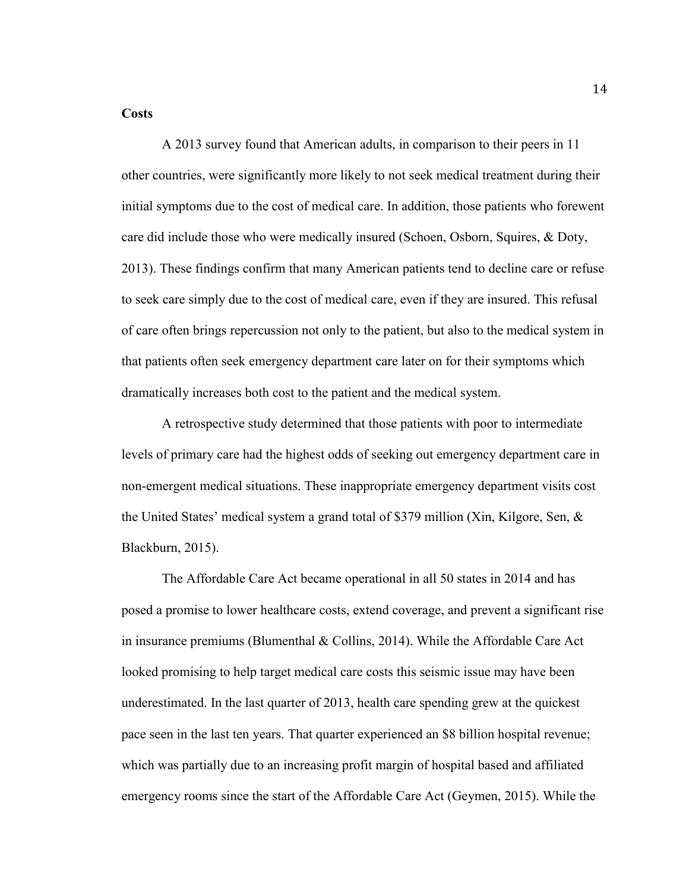**Costs**

A 2013 survey found that American adults, in comparison to their peers in 11 other countries, were significantly more likely to not seek medical treatment during their initial symptoms due to the cost of medical care. In addition, those patients who forewent care did include those who were medically insured (Schoen, Osborn, Squires, & Doty, 2013). These findings confirm that many American patients tend to decline care or refuse to seek care simply due to the cost of medical care, even if they are insured. This refusal of care often brings repercussion not only to the patient, but also to the medical system in that patients often seek emergency department care later on for their symptoms which dramatically increases both cost to the patient and the medical system.

A retrospective study determined that those patients with poor to intermediate levels of primary care had the highest odds of seeking out emergency department care in non-emergent medical situations. These inappropriate emergency department visits cost the United States' medical system a grand total of $379 million (Xin, Kilgore, Sen, & Blackburn, 2015).

The Affordable Care Act became operational in all 50 states in 2014 and has posed a promise to lower healthcare costs, extend coverage, and prevent a significant rise in insurance premiums (Blumenthal & Collins, 2014). While the Affordable Care Act looked promising to help target medical care costs this seismic issue may have been underestimated. In the last quarter of 2013, health care spending grew at the quickest pace seen in the last ten years. That quarter experienced an $8 billion hospital revenue; which was partially due to an increasing profit margin of hospital based and affiliated emergency rooms since the start of the Affordable Care Act (Geymen, 2015). While the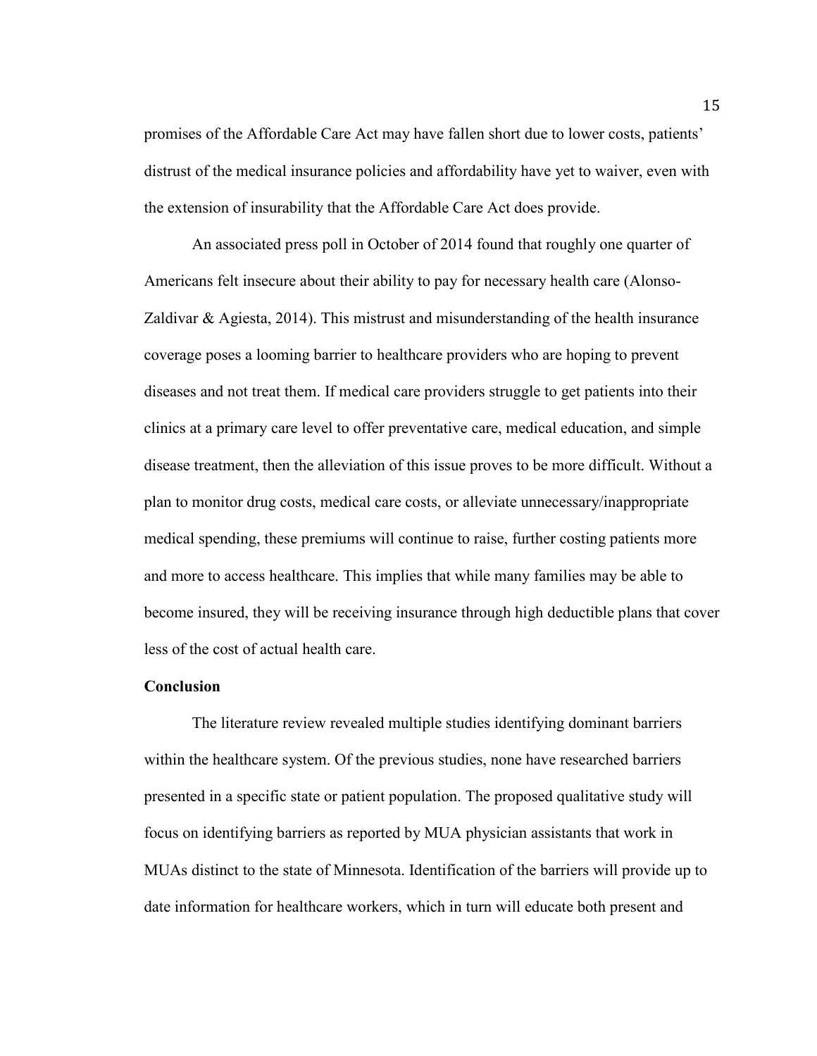promises of the Affordable Care Act may have fallen short due to lower costs, patients' distrust of the medical insurance policies and affordability have yet to waiver, even with the extension of insurability that the Affordable Care Act does provide.

An associated press poll in October of 2014 found that roughly one quarter of Americans felt insecure about their ability to pay for necessary health care (Alonso-Zaldivar & Agiesta, 2014). This mistrust and misunderstanding of the health insurance coverage poses a looming barrier to healthcare providers who are hoping to prevent diseases and not treat them. If medical care providers struggle to get patients into their clinics at a primary care level to offer preventative care, medical education, and simple disease treatment, then the alleviation of this issue proves to be more difficult. Without a plan to monitor drug costs, medical care costs, or alleviate unnecessary/inappropriate medical spending, these premiums will continue to raise, further costing patients more and more to access healthcare. This implies that while many families may be able to become insured, they will be receiving insurance through high deductible plans that cover less of the cost of actual health care.

**Conclusion**

The literature review revealed multiple studies identifying dominant barriers within the healthcare system. Of the previous studies, none have researched barriers presented in a specific state or patient population. The proposed qualitative study will focus on identifying barriers as reported by MUA physician assistants that work in MUAs distinct to the state of Minnesota. Identification of the barriers will provide up to date information for healthcare workers, which in turn will educate both present and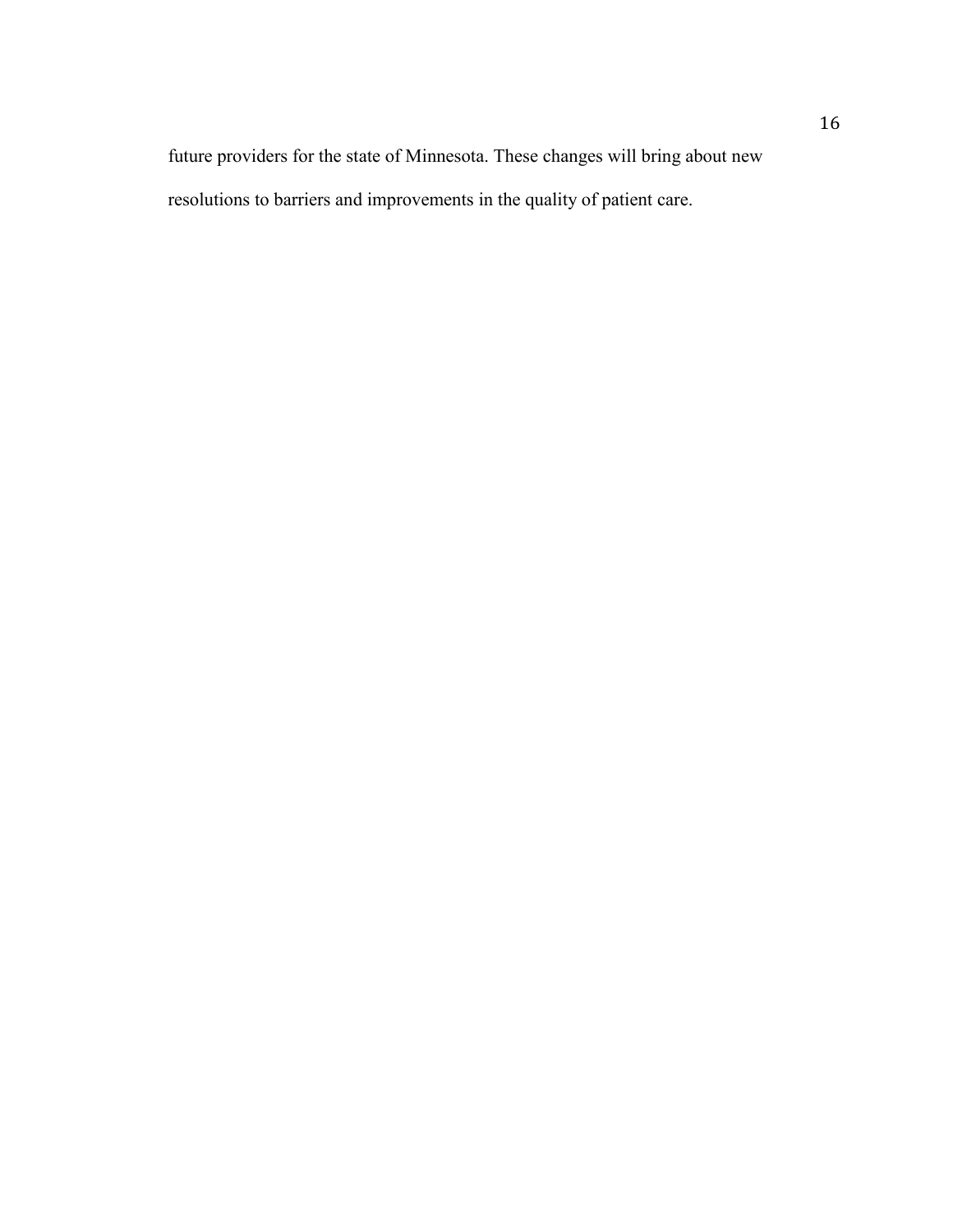future providers for the state of Minnesota. These changes will bring about new resolutions to barriers and improvements in the quality of patient care.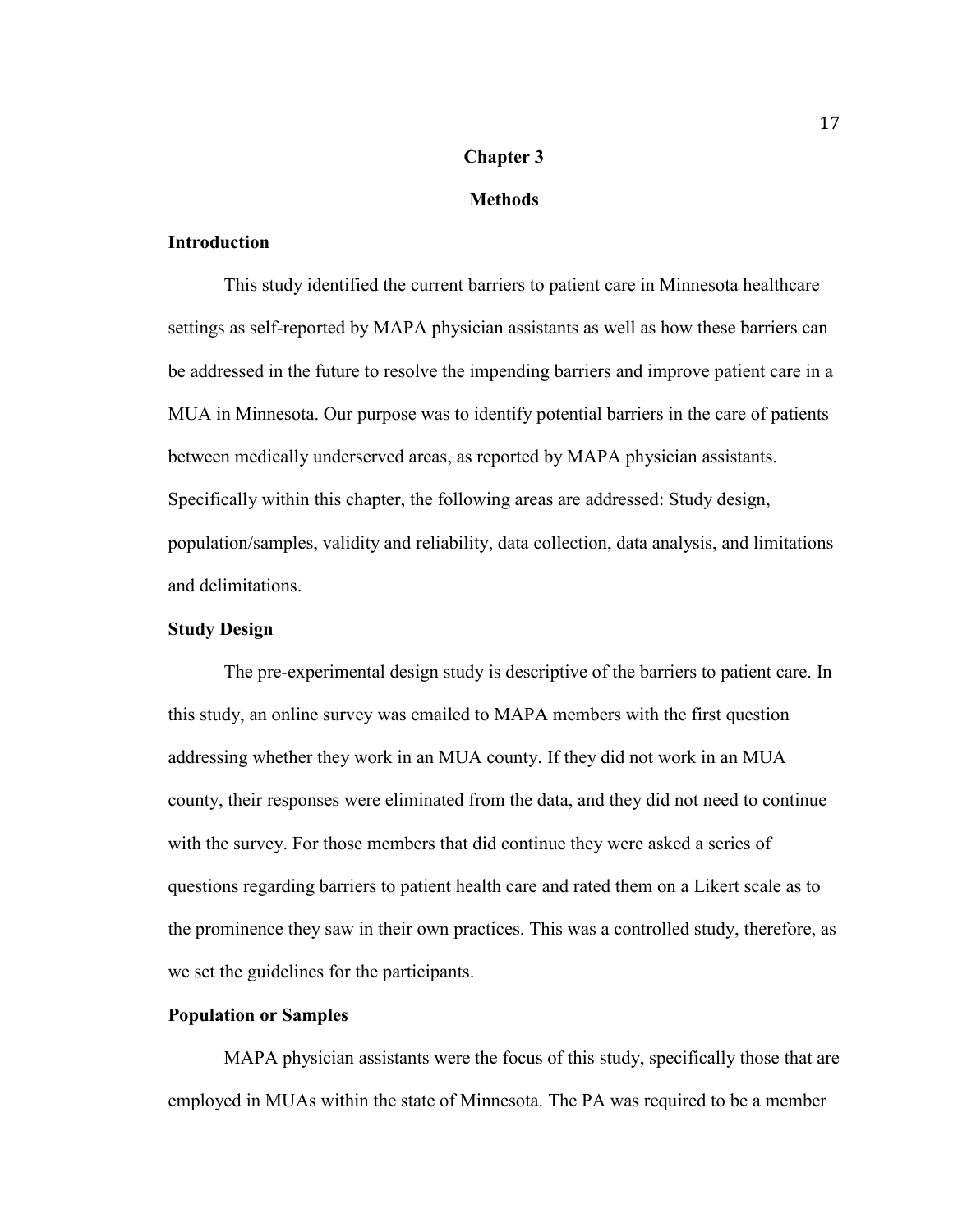# Chapter 3

# Methods

## Introduction

This study identified the current barriers to patient care in Minnesota healthcare settings as self-reported by MAPA physician assistants as well as how these barriers can be addressed in the future to resolve the impending barriers and improve patient care in a MUA in Minnesota. Our purpose was to identify potential barriers in the care of patients between medically underserved areas, as reported by MAPA physician assistants. Specifically within this chapter, the following areas are addressed: Study design, population/samples, validity and reliability, data collection, data analysis, and limitations and delimitations.

## Study Design

The pre-experimental design study is descriptive of the barriers to patient care. In this study, an online survey was emailed to MAPA members with the first question addressing whether they work in an MUA county. If they did not work in an MUA county, their responses were eliminated from the data, and they did not need to continue with the survey. For those members that did continue they were asked a series of questions regarding barriers to patient health care and rated them on a Likert scale as to the prominence they saw in their own practices. This was a controlled study, therefore, as we set the guidelines for the participants.

## Population or Samples

MAPA physician assistants were the focus of this study, specifically those that are employed in MUAs within the state of Minnesota. The PA was required to be a member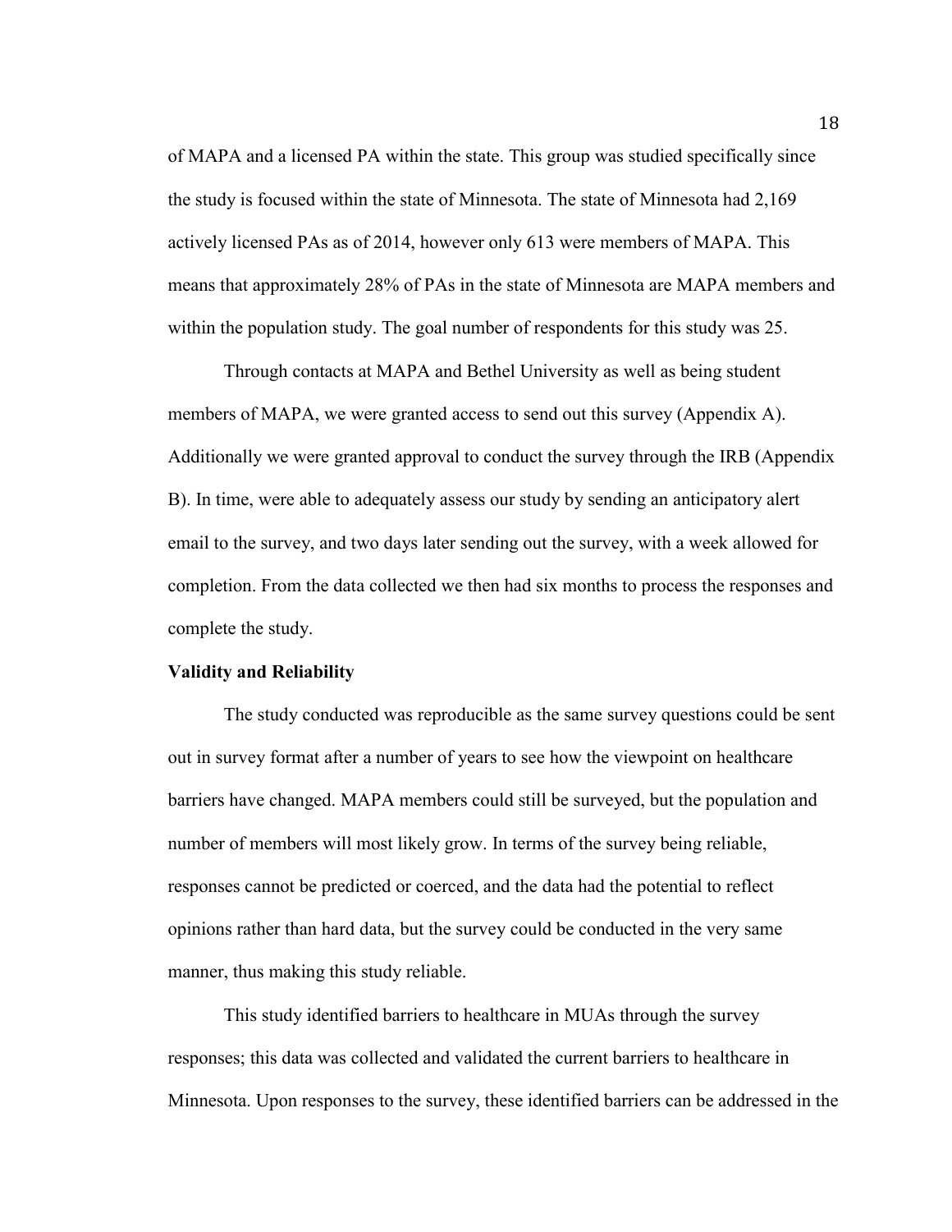of MAPA and a licensed PA within the state. This group was studied specifically since the study is focused within the state of Minnesota. The state of Minnesota had 2,169 actively licensed PAs as of 2014, however only 613 were members of MAPA. This means that approximately 28% of PAs in the state of Minnesota are MAPA members and within the population study. The goal number of respondents for this study was 25.

Through contacts at MAPA and Bethel University as well as being student members of MAPA, we were granted access to send out this survey (Appendix A). Additionally we were granted approval to conduct the survey through the IRB (Appendix B). In time, were able to adequately assess our study by sending an anticipatory alert email to the survey, and two days later sending out the survey, with a week allowed for completion. From the data collected we then had six months to process the responses and complete the study.

**Validity and Reliability**

The study conducted was reproducible as the same survey questions could be sent out in survey format after a number of years to see how the viewpoint on healthcare barriers have changed. MAPA members could still be surveyed, but the population and number of members will most likely grow. In terms of the survey being reliable, responses cannot be predicted or coerced, and the data had the potential to reflect opinions rather than hard data, but the survey could be conducted in the very same manner, thus making this study reliable.

This study identified barriers to healthcare in MUAs through the survey responses; this data was collected and validated the current barriers to healthcare in Minnesota. Upon responses to the survey, these identified barriers can be addressed in the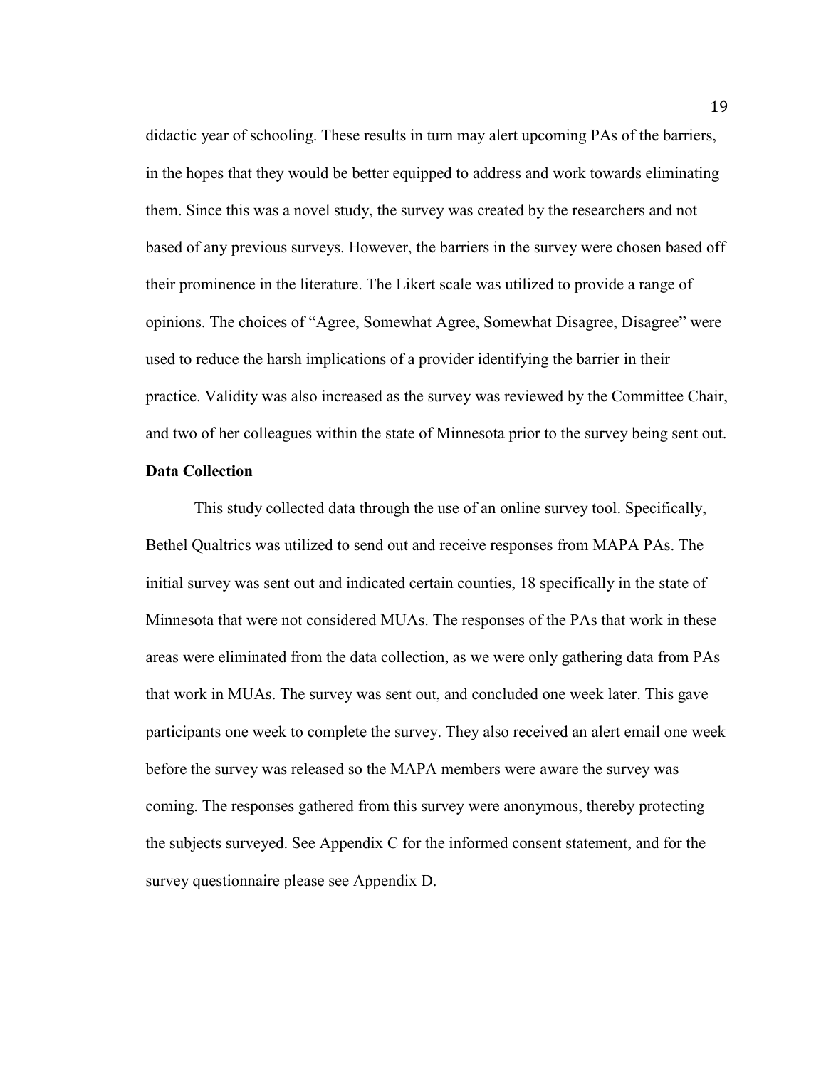didactic year of schooling. These results in turn may alert upcoming PAs of the barriers, in the hopes that they would be better equipped to address and work towards eliminating them. Since this was a novel study, the survey was created by the researchers and not based of any previous surveys. However, the barriers in the survey were chosen based off their prominence in the literature. The Likert scale was utilized to provide a range of opinions. The choices of "Agree, Somewhat Agree, Somewhat Disagree, Disagree" were used to reduce the harsh implications of a provider identifying the barrier in their practice. Validity was also increased as the survey was reviewed by the Committee Chair, and two of her colleagues within the state of Minnesota prior to the survey being sent out.

**Data Collection**

This study collected data through the use of an online survey tool. Specifically, Bethel Qualtrics was utilized to send out and receive responses from MAPA PAs. The initial survey was sent out and indicated certain counties, 18 specifically in the state of Minnesota that were not considered MUAs. The responses of the PAs that work in these areas were eliminated from the data collection, as we were only gathering data from PAs that work in MUAs. The survey was sent out, and concluded one week later. This gave participants one week to complete the survey. They also received an alert email one week before the survey was released so the MAPA members were aware the survey was coming. The responses gathered from this survey were anonymous, thereby protecting the subjects surveyed. See Appendix C for the informed consent statement, and for the survey questionnaire please see Appendix D.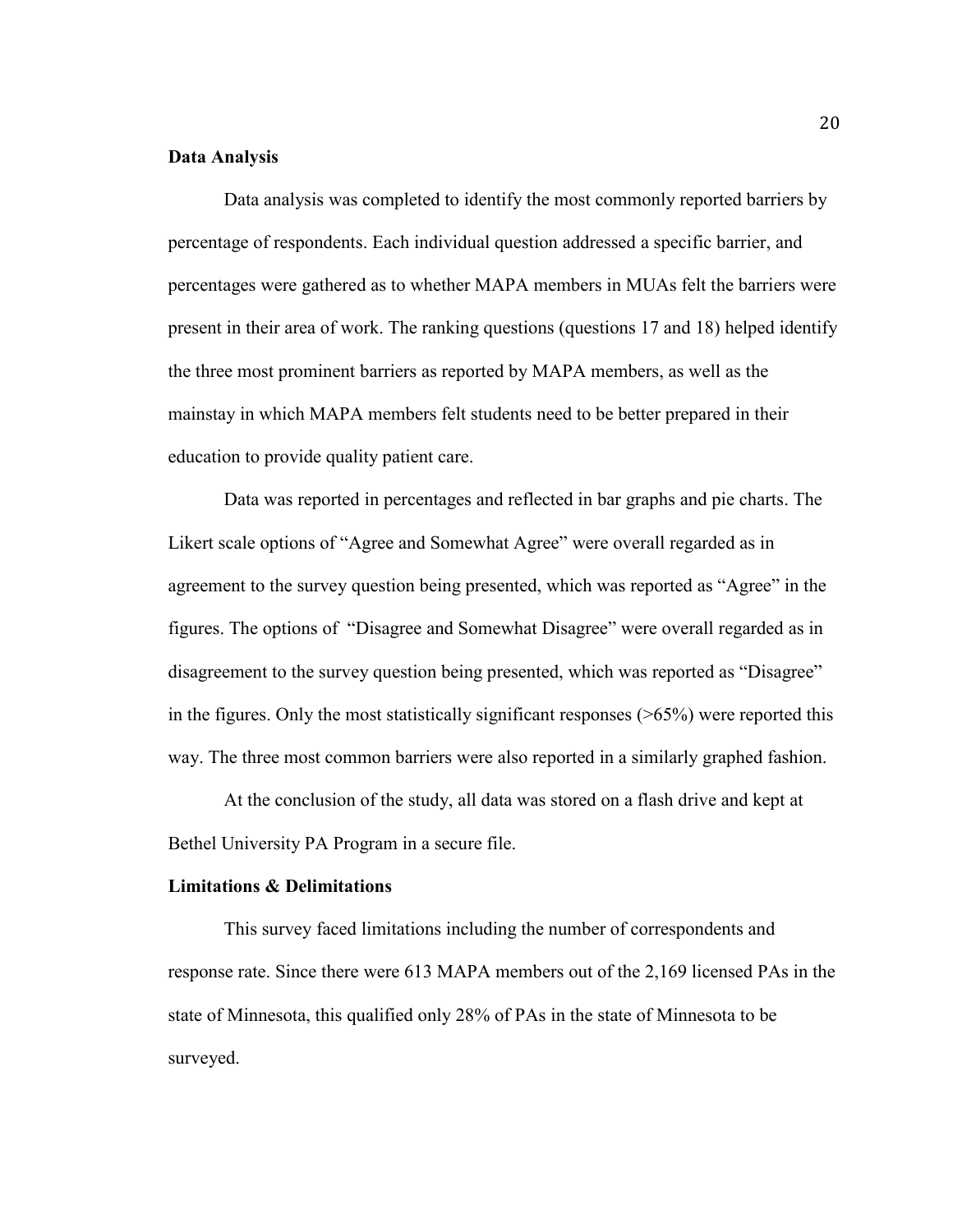**Data Analysis**

Data analysis was completed to identify the most commonly reported barriers by percentage of respondents. Each individual question addressed a specific barrier, and percentages were gathered as to whether MAPA members in MUAs felt the barriers were present in their area of work. The ranking questions (questions 17 and 18) helped identify the three most prominent barriers as reported by MAPA members, as well as the mainstay in which MAPA members felt students need to be better prepared in their education to provide quality patient care.

Data was reported in percentages and reflected in bar graphs and pie charts. The Likert scale options of "Agree and Somewhat Agree" were overall regarded as in agreement to the survey question being presented, which was reported as "Agree" in the figures. The options of "Disagree and Somewhat Disagree" were overall regarded as in disagreement to the survey question being presented, which was reported as "Disagree" in the figures. Only the most statistically significant responses (>65%) were reported this way. The three most common barriers were also reported in a similarly graphed fashion.

At the conclusion of the study, all data was stored on a flash drive and kept at Bethel University PA Program in a secure file.

**Limitations & Delimitations**

This survey faced limitations including the number of correspondents and response rate. Since there were 613 MAPA members out of the 2,169 licensed PAs in the state of Minnesota, this qualified only 28% of PAs in the state of Minnesota to be surveyed.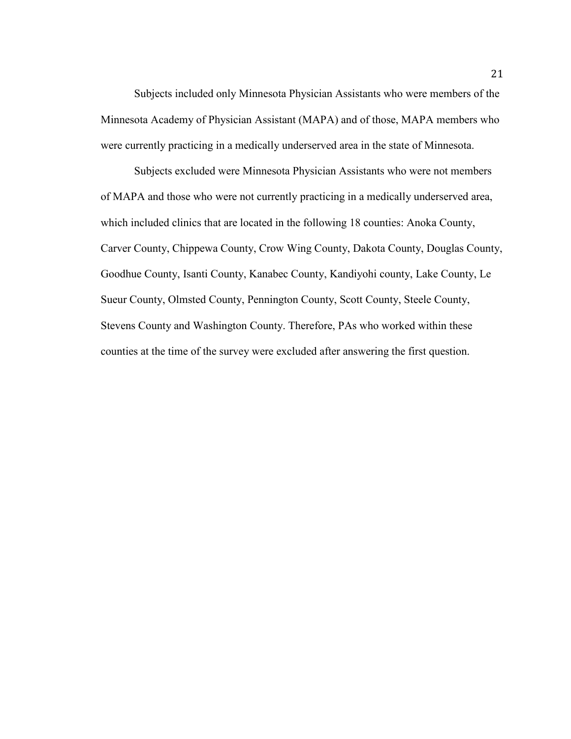Subjects included only Minnesota Physician Assistants who were members of the Minnesota Academy of Physician Assistant (MAPA) and of those, MAPA members who were currently practicing in a medically underserved area in the state of Minnesota.

Subjects excluded were Minnesota Physician Assistants who were not members of MAPA and those who were not currently practicing in a medically underserved area, which included clinics that are located in the following 18 counties: Anoka County, Carver County, Chippewa County, Crow Wing County, Dakota County, Douglas County, Goodhue County, Isanti County, Kanabec County, Kandiyohi county, Lake County, Le Sueur County, Olmsted County, Pennington County, Scott County, Steele County, Stevens County and Washington County. Therefore, PAs who worked within these counties at the time of the survey were excluded after answering the first question.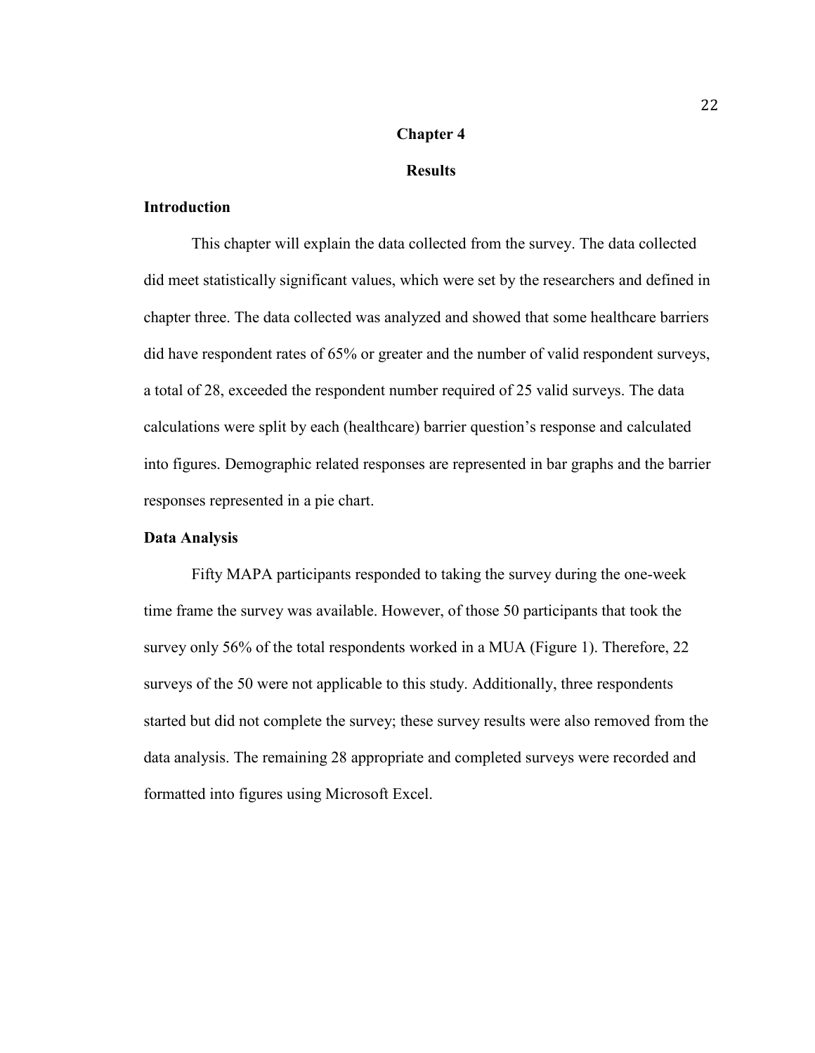# Chapter 4

## Results

### Introduction

This chapter will explain the data collected from the survey. The data collected did meet statistically significant values, which were set by the researchers and defined in chapter three. The data collected was analyzed and showed that some healthcare barriers did have respondent rates of 65% or greater and the number of valid respondent surveys, a total of 28, exceeded the respondent number required of 25 valid surveys. The data calculations were split by each (healthcare) barrier question's response and calculated into figures. Demographic related responses are represented in bar graphs and the barrier responses represented in a pie chart.

### Data Analysis

Fifty MAPA participants responded to taking the survey during the one-week time frame the survey was available. However, of those 50 participants that took the survey only 56% of the total respondents worked in a MUA (Figure 1). Therefore, 22 surveys of the 50 were not applicable to this study. Additionally, three respondents started but did not complete the survey; these survey results were also removed from the data analysis. The remaining 28 appropriate and completed surveys were recorded and formatted into figures using Microsoft Excel.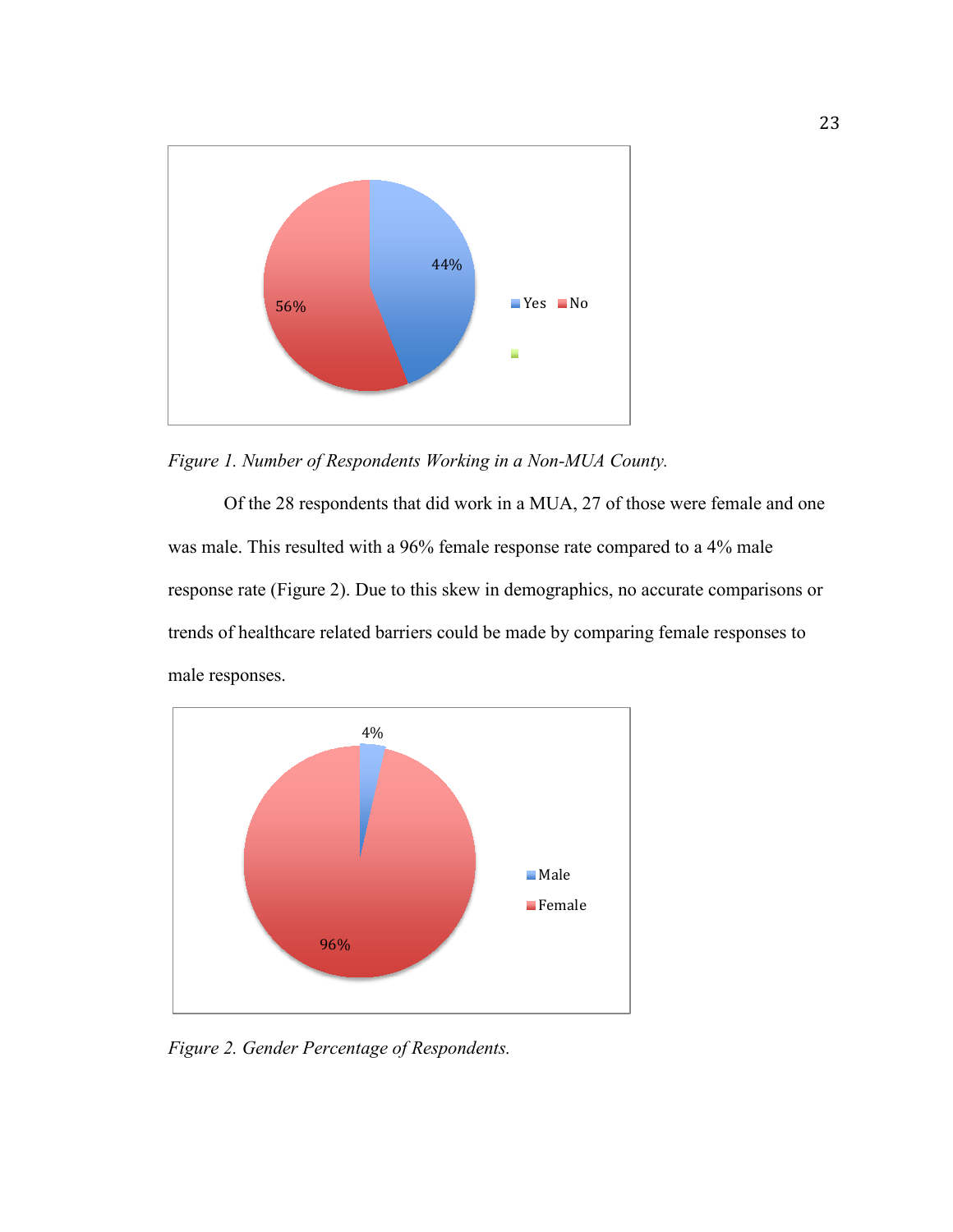*Figure 1. Number of Respondents Working in a Non-MUA County.*

Of the 28 respondents that did work in a MUA, 27 of those were female and one was male. This resulted with a 96% female response rate compared to a 4% male response rate (Figure 2). Due to this skew in demographics, no accurate comparisons or trends of healthcare related barriers could be made by comparing female responses to male responses.

*Figure 2. Gender Percentage of Respondents.*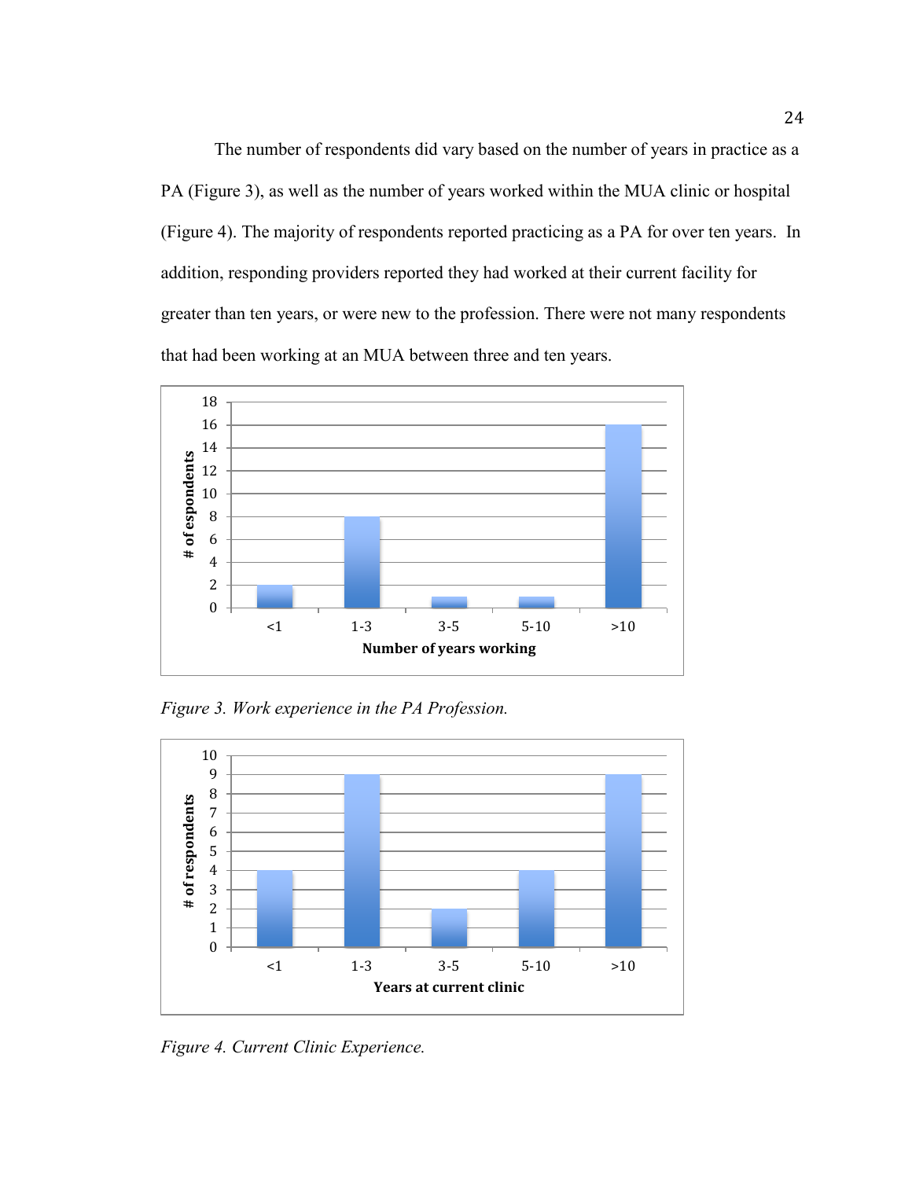The number of respondents did vary based on the number of years in practice as a PA (Figure 3), as well as the number of years worked within the MUA clinic or hospital (Figure 4). The majority of respondents reported practicing as a PA for over ten years. In addition, responding providers reported they had worked at their current facility for greater than ten years, or were new to the profession. There were not many respondents that had been working at an MUA between three and ten years.

*Figure 3. Work experience in the PA Profession.*

*Figure 4. Current Clinic Experience.*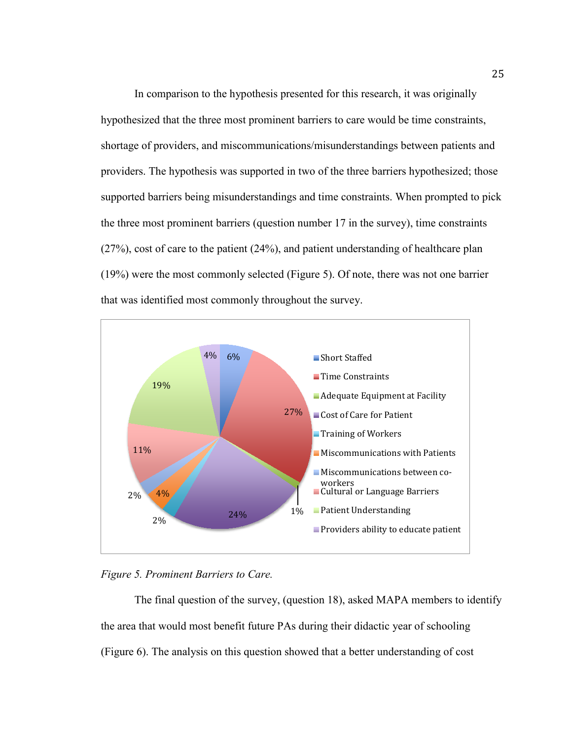In comparison to the hypothesis presented for this research, it was originally hypothesized that the three most prominent barriers to care would be time constraints, shortage of providers, and miscommunications/misunderstandings between patients and providers. The hypothesis was supported in two of the three barriers hypothesized; those supported barriers being misunderstandings and time constraints. When prompted to pick the three most prominent barriers (question number 17 in the survey), time constraints (27%), cost of care to the patient (24%), and patient understanding of healthcare plan (19%) were the most commonly selected (Figure 5). Of note, there was not one barrier that was identified most commonly throughout the survey.

*Figure 5. Prominent Barriers to Care.*

The final question of the survey, (question 18), asked MAPA members to identify the area that would most benefit future PAs during their didactic year of schooling (Figure 6). The analysis on this question showed that a better understanding of cost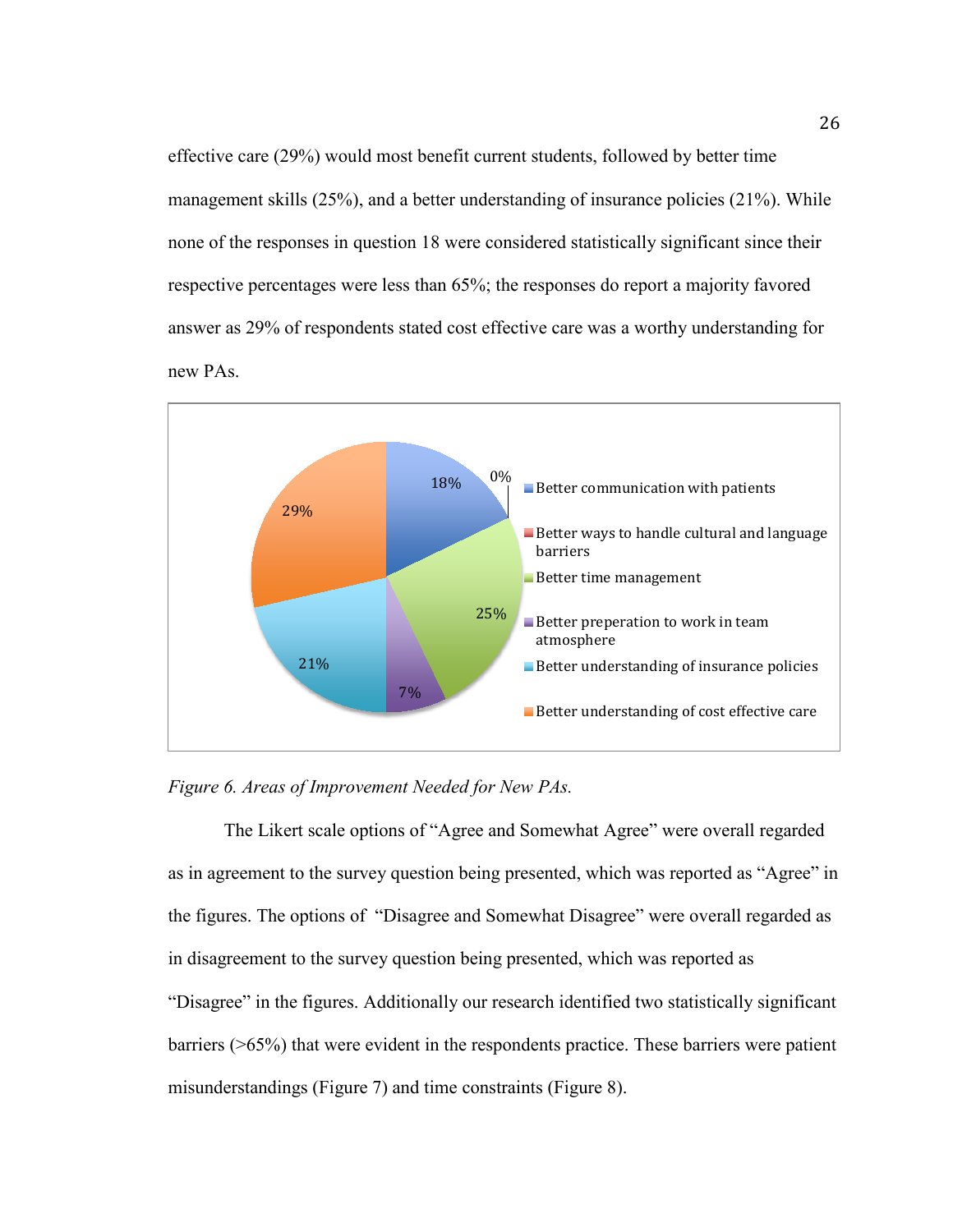effective care (29%) would most benefit current students, followed by better time management skills (25%), and a better understanding of insurance policies (21%). While none of the responses in question 18 were considered statistically significant since their respective percentages were less than 65%; the responses do report a majority favored answer as 29% of respondents stated cost effective care was a worthy understanding for new PAs.

*Figure 6. Areas of Improvement Needed for New PAs.*

The Likert scale options of "Agree and Somewhat Agree" were overall regarded as in agreement to the survey question being presented, which was reported as "Agree" in the figures. The options of "Disagree and Somewhat Disagree" were overall regarded as in disagreement to the survey question being presented, which was reported as "Disagree" in the figures. Additionally our research identified two statistically significant barriers (>65%) that were evident in the respondents practice. These barriers were patient misunderstandings (Figure 7) and time constraints (Figure 8).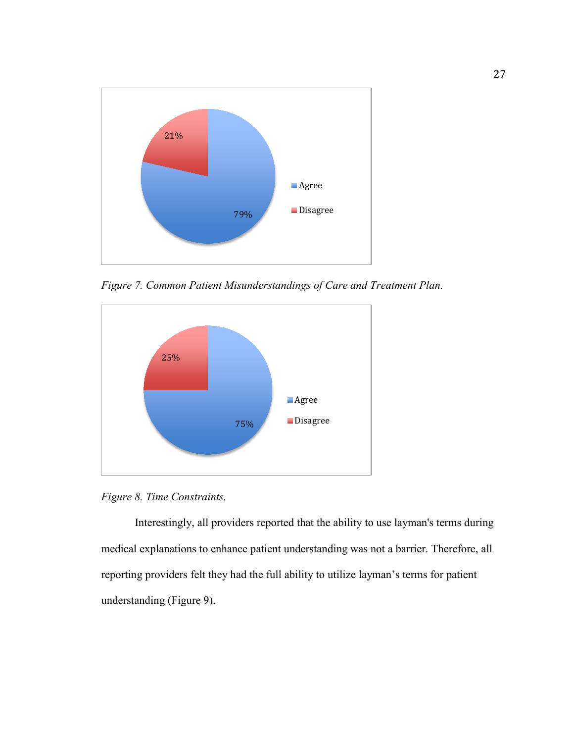*Figure 7. Common Patient Misunderstandings of Care and Treatment Plan.*

*Figure 8. Time Constraints.*

Interestingly, all providers reported that the ability to use layman's terms during medical explanations to enhance patient understanding was not a barrier. Therefore, all reporting providers felt they had the full ability to utilize layman's terms for patient understanding (Figure 9).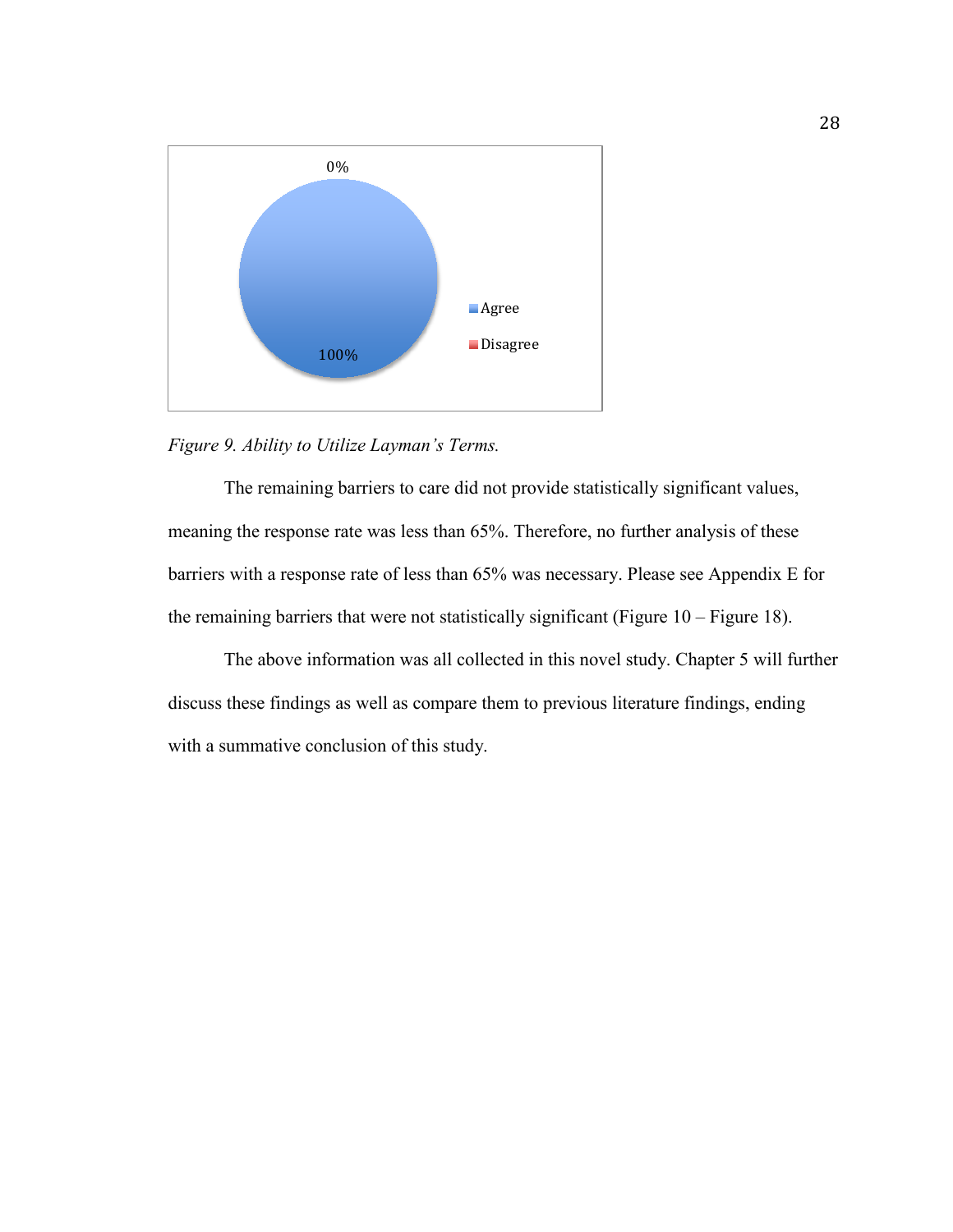*Figure 9. Ability to Utilize Layman's Terms.*

The remaining barriers to care did not provide statistically significant values, meaning the response rate was less than 65%. Therefore, no further analysis of these barriers with a response rate of less than 65% was necessary. Please see Appendix E for the remaining barriers that were not statistically significant (Figure 10 – Figure 18).

The above information was all collected in this novel study. Chapter 5 will further discuss these findings as well as compare them to previous literature findings, ending with a summative conclusion of this study.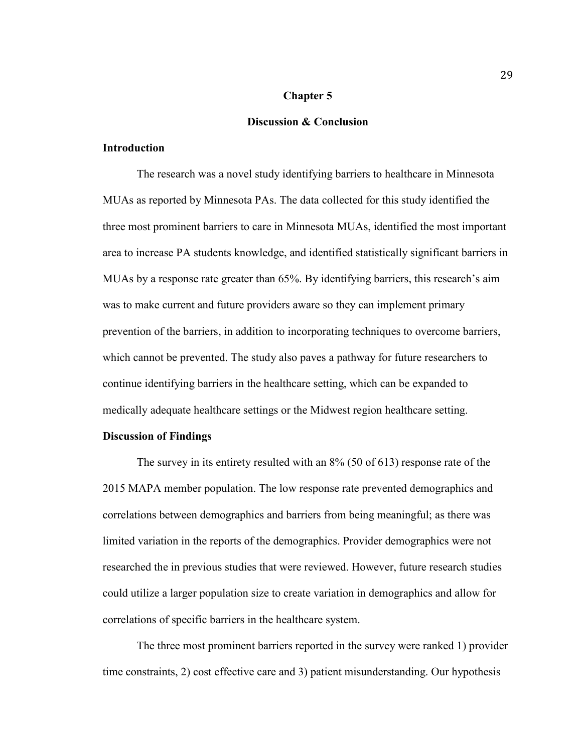## Chapter 5

## Discussion & Conclusion

### Introduction

The research was a novel study identifying barriers to healthcare in Minnesota MUAs as reported by Minnesota PAs. The data collected for this study identified the three most prominent barriers to care in Minnesota MUAs, identified the most important area to increase PA students knowledge, and identified statistically significant barriers in MUAs by a response rate greater than 65%. By identifying barriers, this research's aim was to make current and future providers aware so they can implement primary prevention of the barriers, in addition to incorporating techniques to overcome barriers, which cannot be prevented. The study also paves a pathway for future researchers to continue identifying barriers in the healthcare setting, which can be expanded to medically adequate healthcare settings or the Midwest region healthcare setting.

### Discussion of Findings

The survey in its entirety resulted with an 8% (50 of 613) response rate of the 2015 MAPA member population. The low response rate prevented demographics and correlations between demographics and barriers from being meaningful; as there was limited variation in the reports of the demographics. Provider demographics were not researched the in previous studies that were reviewed. However, future research studies could utilize a larger population size to create variation in demographics and allow for correlations of specific barriers in the healthcare system.

The three most prominent barriers reported in the survey were ranked 1) provider time constraints, 2) cost effective care and 3) patient misunderstanding. Our hypothesis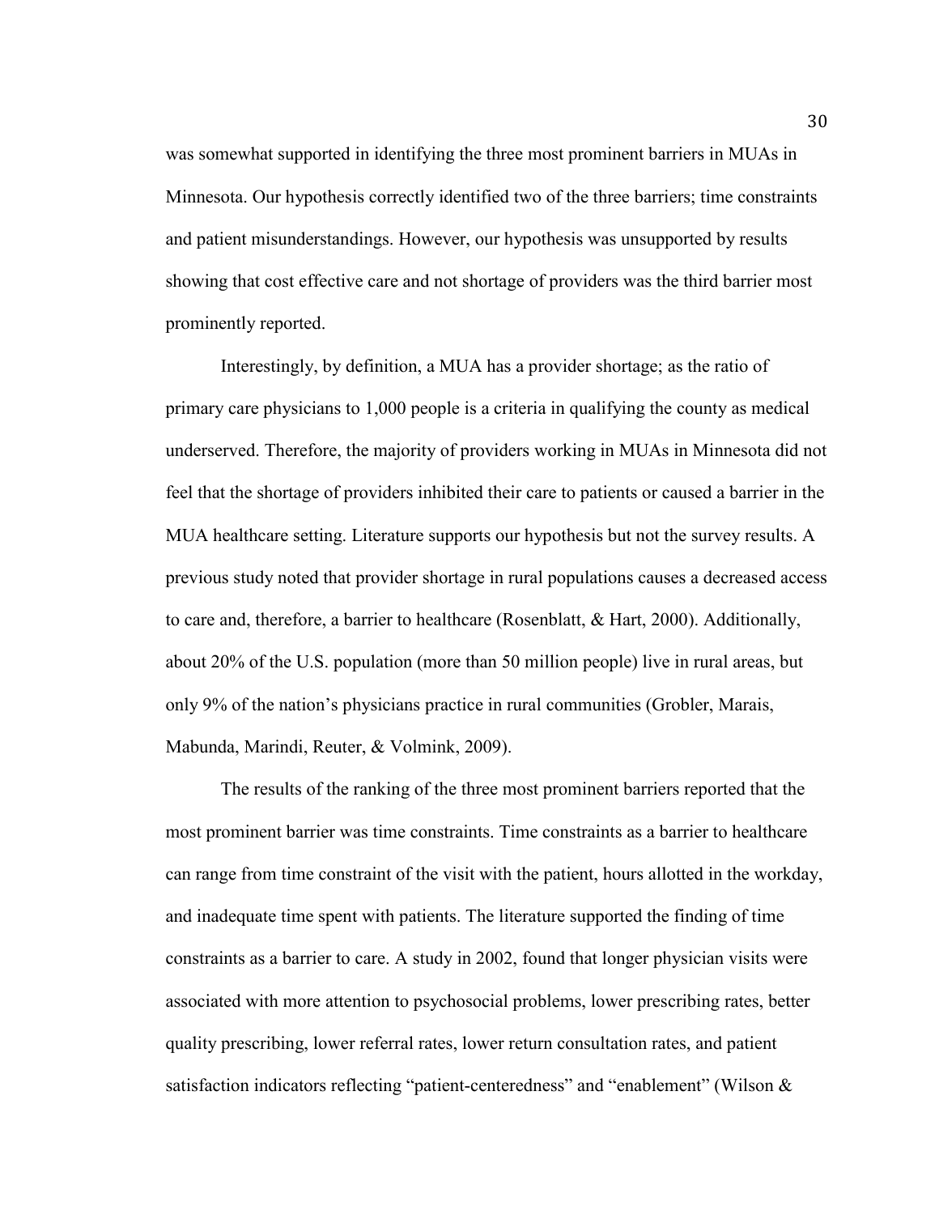was somewhat supported in identifying the three most prominent barriers in MUAs in Minnesota. Our hypothesis correctly identified two of the three barriers; time constraints and patient misunderstandings. However, our hypothesis was unsupported by results showing that cost effective care and not shortage of providers was the third barrier most prominently reported.

Interestingly, by definition, a MUA has a provider shortage; as the ratio of primary care physicians to 1,000 people is a criteria in qualifying the county as medical underserved. Therefore, the majority of providers working in MUAs in Minnesota did not feel that the shortage of providers inhibited their care to patients or caused a barrier in the MUA healthcare setting. Literature supports our hypothesis but not the survey results. A previous study noted that provider shortage in rural populations causes a decreased access to care and, therefore, a barrier to healthcare (Rosenblatt, & Hart, 2000). Additionally, about 20% of the U.S. population (more than 50 million people) live in rural areas, but only 9% of the nation's physicians practice in rural communities (Grobler, Marais, Mabunda, Marindi, Reuter, & Volmink, 2009).

The results of the ranking of the three most prominent barriers reported that the most prominent barrier was time constraints. Time constraints as a barrier to healthcare can range from time constraint of the visit with the patient, hours allotted in the workday, and inadequate time spent with patients. The literature supported the finding of time constraints as a barrier to care. A study in 2002, found that longer physician visits were associated with more attention to psychosocial problems, lower prescribing rates, better quality prescribing, lower referral rates, lower return consultation rates, and patient satisfaction indicators reflecting "patient-centeredness" and "enablement" (Wilson &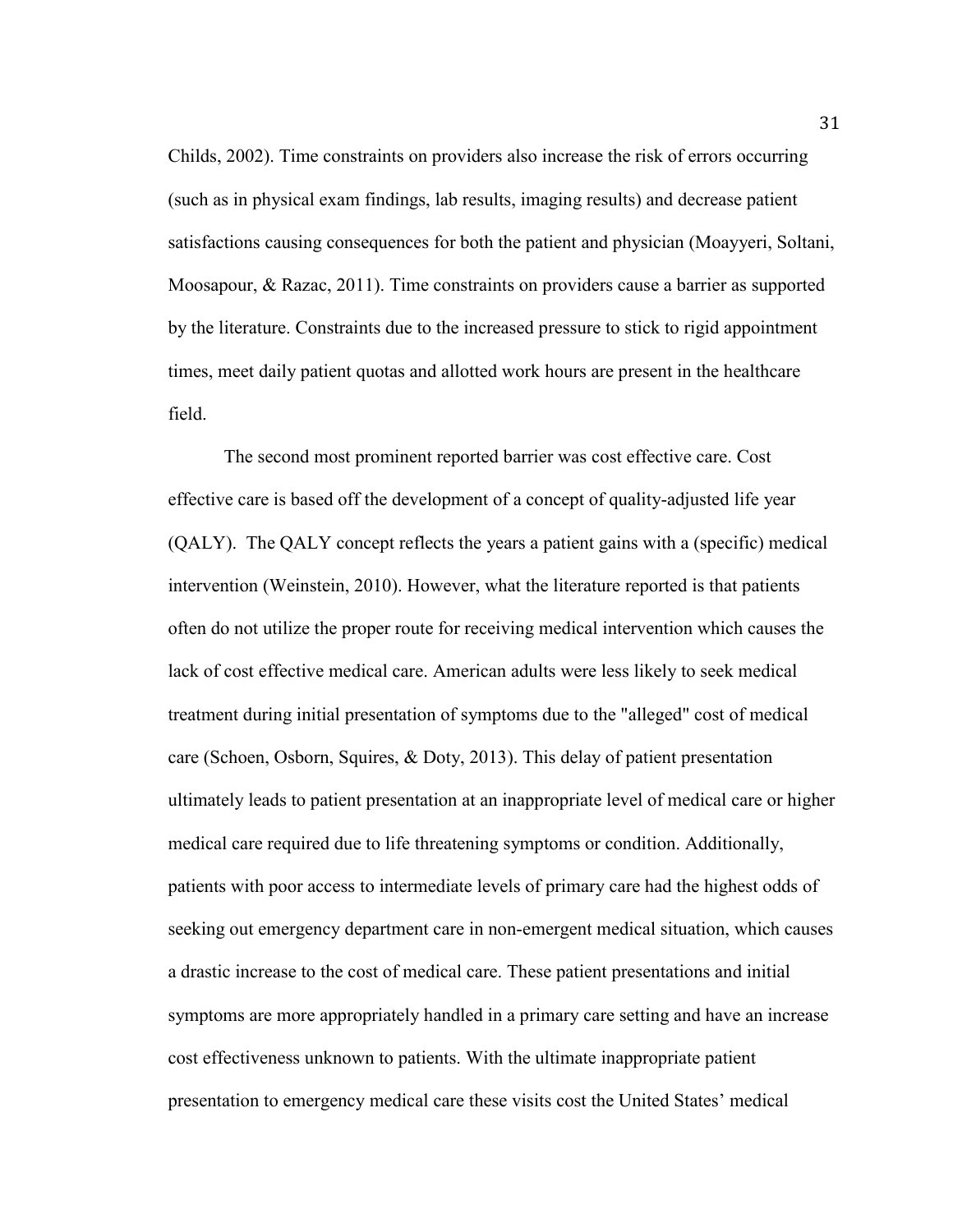Childs, 2002). Time constraints on providers also increase the risk of errors occurring (such as in physical exam findings, lab results, imaging results) and decrease patient satisfactions causing consequences for both the patient and physician (Moayyeri, Soltani, Moosapour, & Razac, 2011). Time constraints on providers cause a barrier as supported by the literature. Constraints due to the increased pressure to stick to rigid appointment times, meet daily patient quotas and allotted work hours are present in the healthcare field.

The second most prominent reported barrier was cost effective care. Cost effective care is based off the development of a concept of quality-adjusted life year (QALY). The QALY concept reflects the years a patient gains with a (specific) medical intervention (Weinstein, 2010). However, what the literature reported is that patients often do not utilize the proper route for receiving medical intervention which causes the lack of cost effective medical care. American adults were less likely to seek medical treatment during initial presentation of symptoms due to the "alleged" cost of medical care (Schoen, Osborn, Squires, & Doty, 2013). This delay of patient presentation ultimately leads to patient presentation at an inappropriate level of medical care or higher medical care required due to life threatening symptoms or condition. Additionally, patients with poor access to intermediate levels of primary care had the highest odds of seeking out emergency department care in non-emergent medical situation, which causes a drastic increase to the cost of medical care. These patient presentations and initial symptoms are more appropriately handled in a primary care setting and have an increase cost effectiveness unknown to patients. With the ultimate inappropriate patient presentation to emergency medical care these visits cost the United States' medical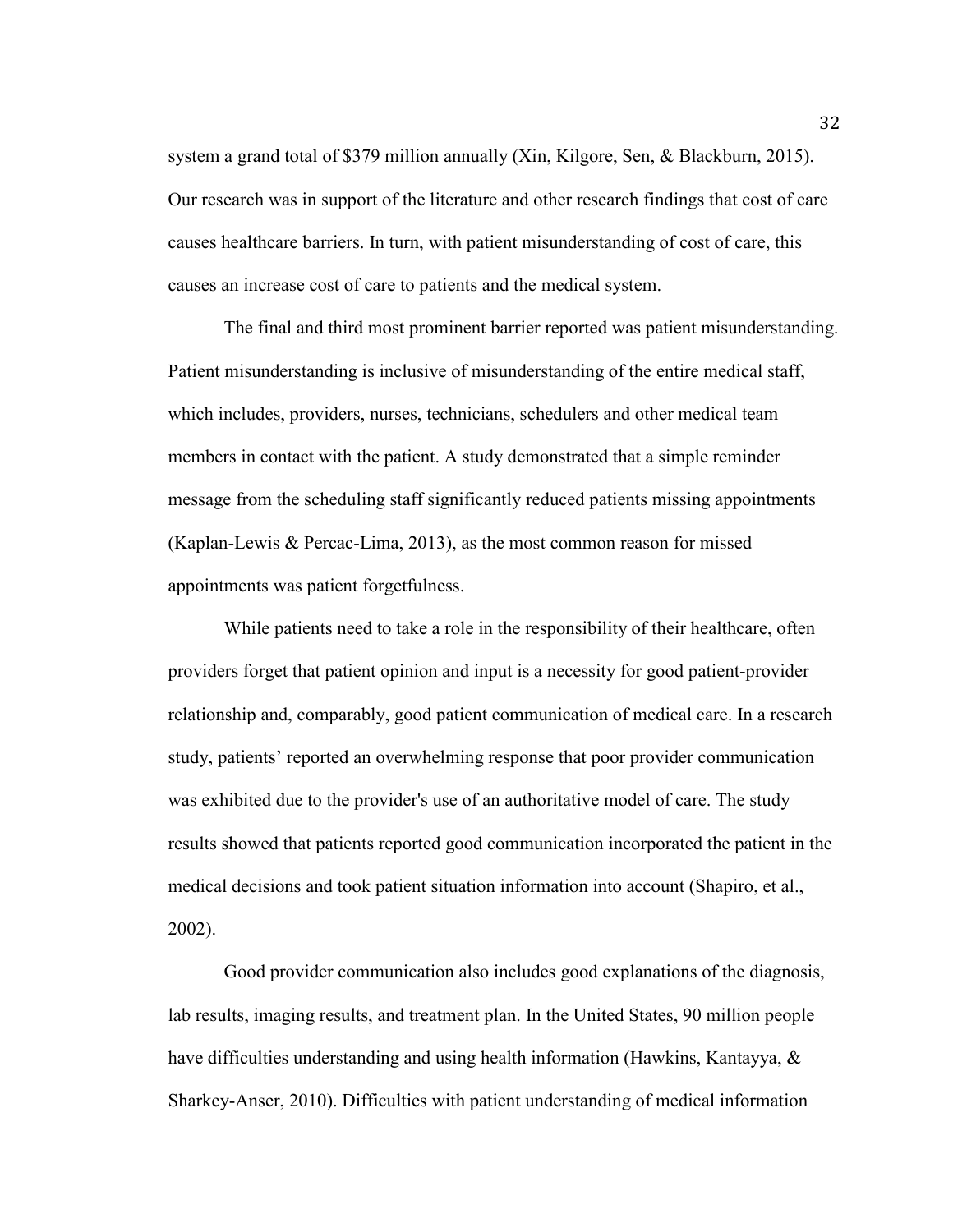system a grand total of $379 million annually (Xin, Kilgore, Sen, & Blackburn, 2015). Our research was in support of the literature and other research findings that cost of care causes healthcare barriers. In turn, with patient misunderstanding of cost of care, this causes an increase cost of care to patients and the medical system.

The final and third most prominent barrier reported was patient misunderstanding. Patient misunderstanding is inclusive of misunderstanding of the entire medical staff, which includes, providers, nurses, technicians, schedulers and other medical team members in contact with the patient. A study demonstrated that a simple reminder message from the scheduling staff significantly reduced patients missing appointments (Kaplan-Lewis & Percac-Lima, 2013), as the most common reason for missed appointments was patient forgetfulness.

While patients need to take a role in the responsibility of their healthcare, often providers forget that patient opinion and input is a necessity for good patient-provider relationship and, comparably, good patient communication of medical care. In a research study, patients' reported an overwhelming response that poor provider communication was exhibited due to the provider's use of an authoritative model of care. The study results showed that patients reported good communication incorporated the patient in the medical decisions and took patient situation information into account (Shapiro, et al., 2002).

Good provider communication also includes good explanations of the diagnosis, lab results, imaging results, and treatment plan. In the United States, 90 million people have difficulties understanding and using health information (Hawkins, Kantayya, & Sharkey-Anser, 2010). Difficulties with patient understanding of medical information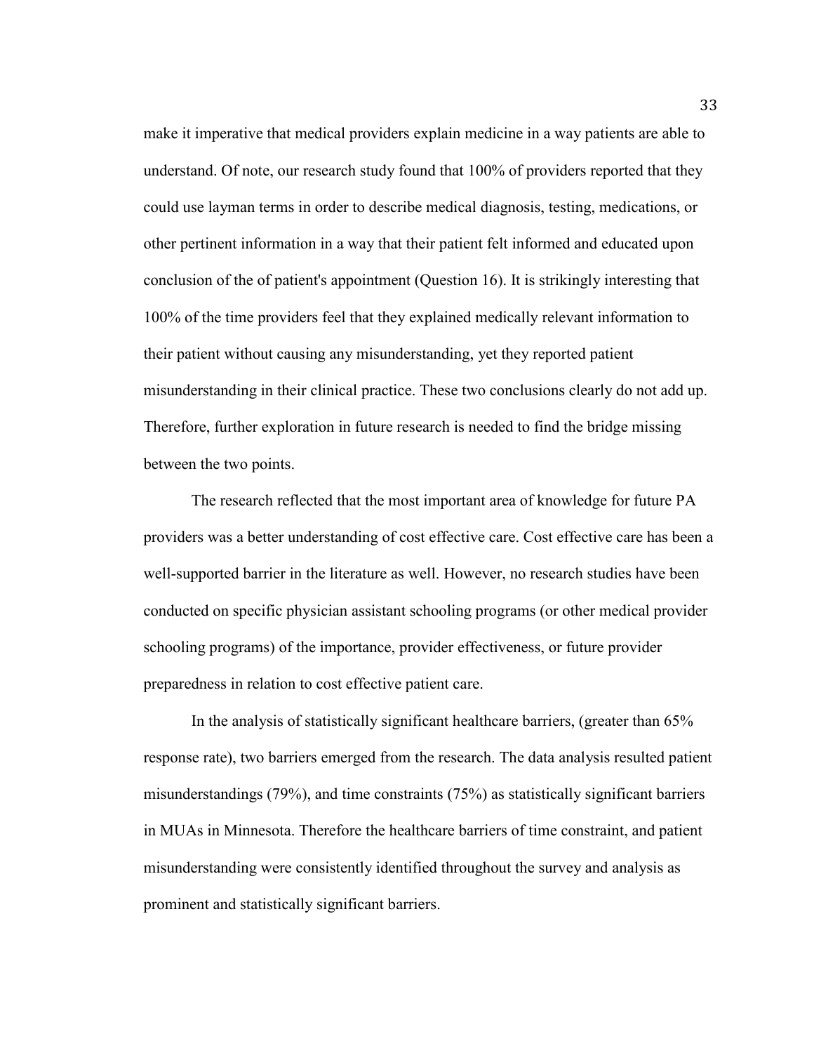make it imperative that medical providers explain medicine in a way patients are able to understand. Of note, our research study found that 100% of providers reported that they could use layman terms in order to describe medical diagnosis, testing, medications, or other pertinent information in a way that their patient felt informed and educated upon conclusion of the of patient's appointment (Question 16). It is strikingly interesting that 100% of the time providers feel that they explained medically relevant information to their patient without causing any misunderstanding, yet they reported patient misunderstanding in their clinical practice. These two conclusions clearly do not add up. Therefore, further exploration in future research is needed to find the bridge missing between the two points.

The research reflected that the most important area of knowledge for future PA providers was a better understanding of cost effective care. Cost effective care has been a well-supported barrier in the literature as well. However, no research studies have been conducted on specific physician assistant schooling programs (or other medical provider schooling programs) of the importance, provider effectiveness, or future provider preparedness in relation to cost effective patient care.

In the analysis of statistically significant healthcare barriers, (greater than 65% response rate), two barriers emerged from the research. The data analysis resulted patient misunderstandings (79%), and time constraints (75%) as statistically significant barriers in MUAs in Minnesota. Therefore the healthcare barriers of time constraint, and patient misunderstanding were consistently identified throughout the survey and analysis as prominent and statistically significant barriers.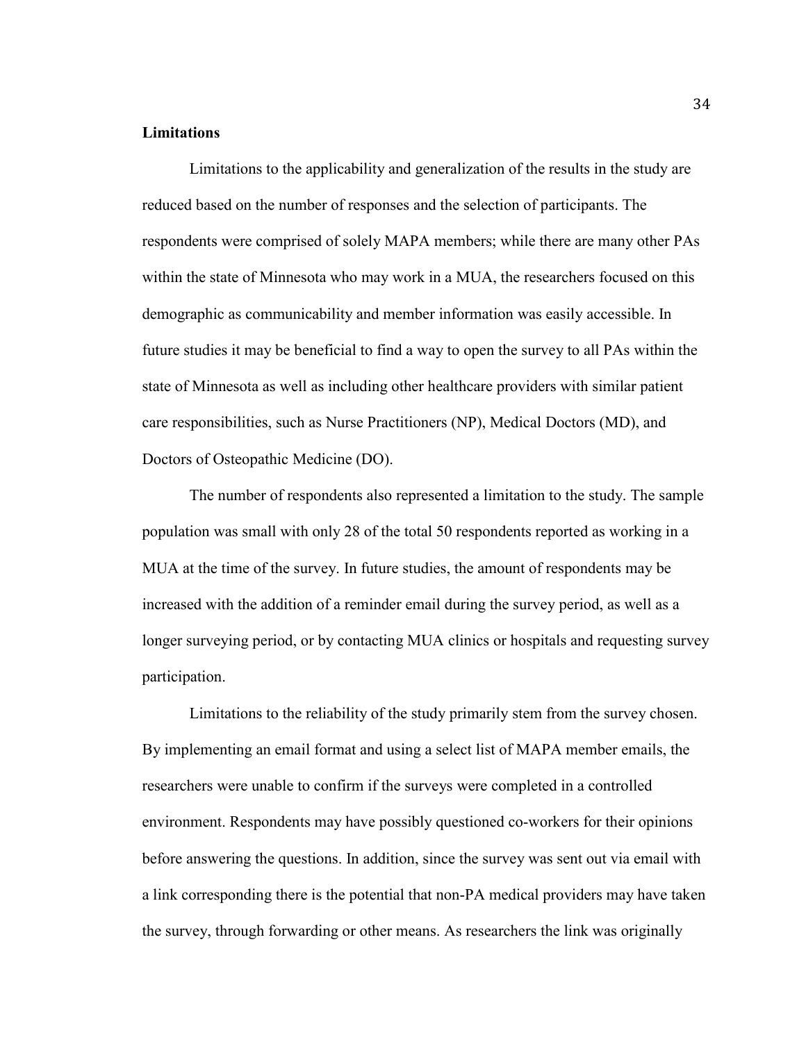**Limitations**

Limitations to the applicability and generalization of the results in the study are reduced based on the number of responses and the selection of participants. The respondents were comprised of solely MAPA members; while there are many other PAs within the state of Minnesota who may work in a MUA, the researchers focused on this demographic as communicability and member information was easily accessible. In future studies it may be beneficial to find a way to open the survey to all PAs within the state of Minnesota as well as including other healthcare providers with similar patient care responsibilities, such as Nurse Practitioners (NP), Medical Doctors (MD), and Doctors of Osteopathic Medicine (DO).

The number of respondents also represented a limitation to the study. The sample population was small with only 28 of the total 50 respondents reported as working in a MUA at the time of the survey. In future studies, the amount of respondents may be increased with the addition of a reminder email during the survey period, as well as a longer surveying period, or by contacting MUA clinics or hospitals and requesting survey participation.

Limitations to the reliability of the study primarily stem from the survey chosen. By implementing an email format and using a select list of MAPA member emails, the researchers were unable to confirm if the surveys were completed in a controlled environment. Respondents may have possibly questioned co-workers for their opinions before answering the questions. In addition, since the survey was sent out via email with a link corresponding there is the potential that non-PA medical providers may have taken the survey, through forwarding or other means. As researchers the link was originally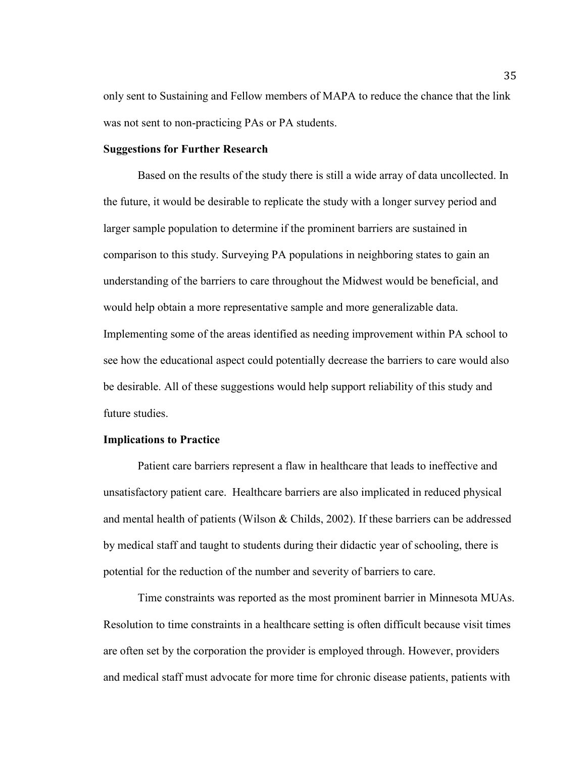only sent to Sustaining and Fellow members of MAPA to reduce the chance that the link was not sent to non-practicing PAs or PA students.

### Suggestions for Further Research

Based on the results of the study there is still a wide array of data uncollected. In the future, it would be desirable to replicate the study with a longer survey period and larger sample population to determine if the prominent barriers are sustained in comparison to this study. Surveying PA populations in neighboring states to gain an understanding of the barriers to care throughout the Midwest would be beneficial, and would help obtain a more representative sample and more generalizable data. Implementing some of the areas identified as needing improvement within PA school to see how the educational aspect could potentially decrease the barriers to care would also be desirable. All of these suggestions would help support reliability of this study and future studies.

### Implications to Practice

Patient care barriers represent a flaw in healthcare that leads to ineffective and unsatisfactory patient care. Healthcare barriers are also implicated in reduced physical and mental health of patients (Wilson & Childs, 2002). If these barriers can be addressed by medical staff and taught to students during their didactic year of schooling, there is potential for the reduction of the number and severity of barriers to care.

Time constraints was reported as the most prominent barrier in Minnesota MUAs. Resolution to time constraints in a healthcare setting is often difficult because visit times are often set by the corporation the provider is employed through. However, providers and medical staff must advocate for more time for chronic disease patients, patients with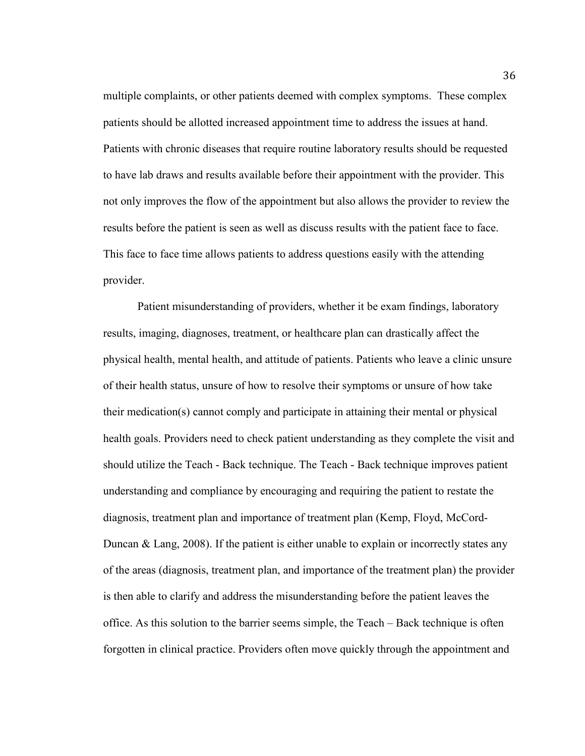multiple complaints, or other patients deemed with complex symptoms. These complex patients should be allotted increased appointment time to address the issues at hand. Patients with chronic diseases that require routine laboratory results should be requested to have lab draws and results available before their appointment with the provider. This not only improves the flow of the appointment but also allows the provider to review the results before the patient is seen as well as discuss results with the patient face to face. This face to face time allows patients to address questions easily with the attending provider.

Patient misunderstanding of providers, whether it be exam findings, laboratory results, imaging, diagnoses, treatment, or healthcare plan can drastically affect the physical health, mental health, and attitude of patients. Patients who leave a clinic unsure of their health status, unsure of how to resolve their symptoms or unsure of how take their medication(s) cannot comply and participate in attaining their mental or physical health goals. Providers need to check patient understanding as they complete the visit and should utilize the Teach - Back technique. The Teach - Back technique improves patient understanding and compliance by encouraging and requiring the patient to restate the diagnosis, treatment plan and importance of treatment plan (Kemp, Floyd, McCord-Duncan & Lang, 2008). If the patient is either unable to explain or incorrectly states any of the areas (diagnosis, treatment plan, and importance of the treatment plan) the provider is then able to clarify and address the misunderstanding before the patient leaves the office. As this solution to the barrier seems simple, the Teach – Back technique is often forgotten in clinical practice. Providers often move quickly through the appointment and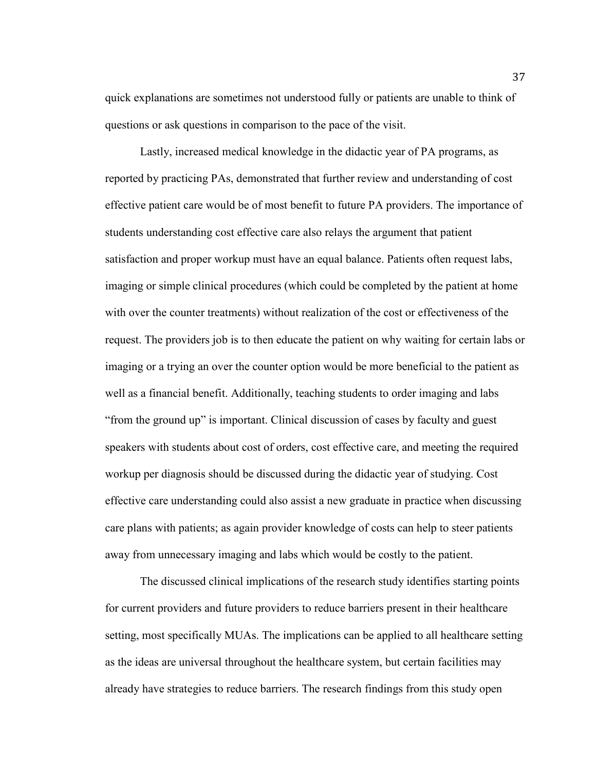quick explanations are sometimes not understood fully or patients are unable to think of questions or ask questions in comparison to the pace of the visit.

Lastly, increased medical knowledge in the didactic year of PA programs, as reported by practicing PAs, demonstrated that further review and understanding of cost effective patient care would be of most benefit to future PA providers. The importance of students understanding cost effective care also relays the argument that patient satisfaction and proper workup must have an equal balance. Patients often request labs, imaging or simple clinical procedures (which could be completed by the patient at home with over the counter treatments) without realization of the cost or effectiveness of the request. The providers job is to then educate the patient on why waiting for certain labs or imaging or a trying an over the counter option would be more beneficial to the patient as well as a financial benefit. Additionally, teaching students to order imaging and labs "from the ground up" is important. Clinical discussion of cases by faculty and guest speakers with students about cost of orders, cost effective care, and meeting the required workup per diagnosis should be discussed during the didactic year of studying. Cost effective care understanding could also assist a new graduate in practice when discussing care plans with patients; as again provider knowledge of costs can help to steer patients away from unnecessary imaging and labs which would be costly to the patient.

The discussed clinical implications of the research study identifies starting points for current providers and future providers to reduce barriers present in their healthcare setting, most specifically MUAs. The implications can be applied to all healthcare setting as the ideas are universal throughout the healthcare system, but certain facilities may already have strategies to reduce barriers. The research findings from this study open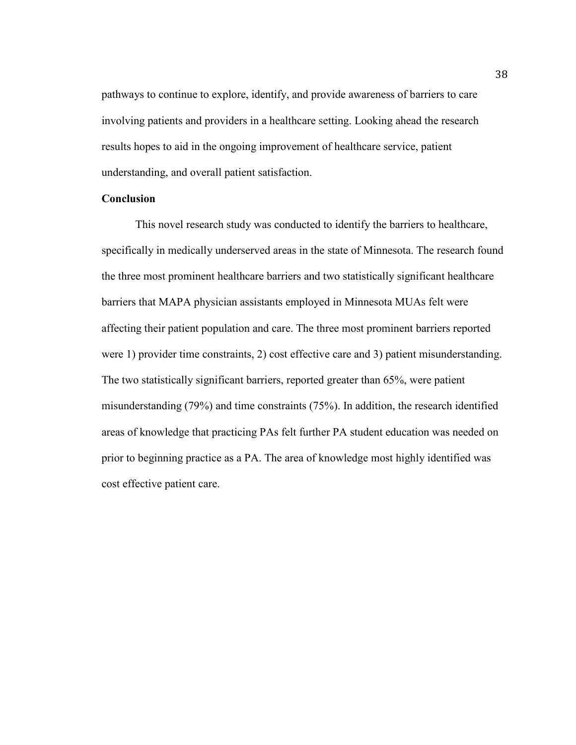pathways to continue to explore, identify, and provide awareness of barriers to care involving patients and providers in a healthcare setting. Looking ahead the research results hopes to aid in the ongoing improvement of healthcare service, patient understanding, and overall patient satisfaction.

**Conclusion**

This novel research study was conducted to identify the barriers to healthcare, specifically in medically underserved areas in the state of Minnesota. The research found the three most prominent healthcare barriers and two statistically significant healthcare barriers that MAPA physician assistants employed in Minnesota MUAs felt were affecting their patient population and care. The three most prominent barriers reported were 1) provider time constraints, 2) cost effective care and 3) patient misunderstanding. The two statistically significant barriers, reported greater than 65%, were patient misunderstanding (79%) and time constraints (75%). In addition, the research identified areas of knowledge that practicing PAs felt further PA student education was needed on prior to beginning practice as a PA. The area of knowledge most highly identified was cost effective patient care.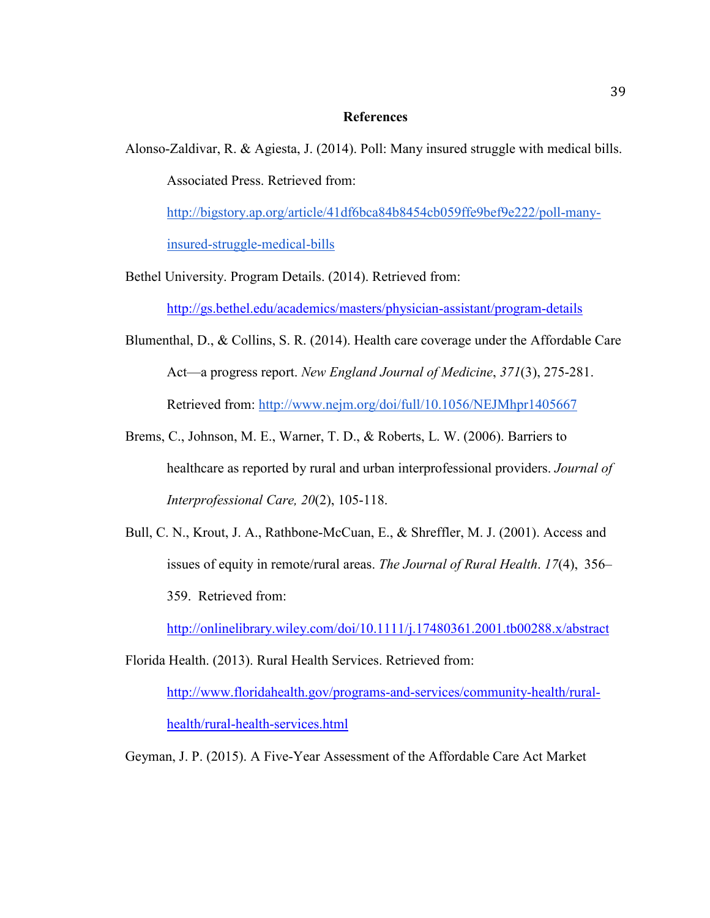# References

Alonso-Zaldivar, R. & Agiesta, J. (2014). Poll: Many insured struggle with medical bills. Associated Press. Retrieved from: http://bigstory.ap.org/article/41df6bca84b8454cb059ffe9bef9e222/poll-many-insured-struggle-medical-bills

Bethel University. Program Details. (2014). Retrieved from: http://gs.bethel.edu/academics/masters/physician-assistant/program-details

Blumenthal, D., & Collins, S. R. (2014). Health care coverage under the Affordable Care Act—a progress report. *New England Journal of Medicine*, *371*(3), 275-281. Retrieved from: http://www.nejm.org/doi/full/10.1056/NEJMhpr1405667

Brems, C., Johnson, M. E., Warner, T. D., & Roberts, L. W. (2006). Barriers to healthcare as reported by rural and urban interprofessional providers. *Journal of Interprofessional Care, 20*(2), 105-118.

Bull, C. N., Krout, J. A., Rathbone-McCuan, E., & Shreffler, M. J. (2001). Access and issues of equity in remote/rural areas. *The Journal of Rural Health*. *17*(4), 356–359. Retrieved from: http://onlinelibrary.wiley.com/doi/10.1111/j.17480361.2001.tb00288.x/abstract

Florida Health. (2013). Rural Health Services. Retrieved from: http://www.floridahealth.gov/programs-and-services/community-health/rural-health/rural-health-services.html

Geyman, J. P. (2015). A Five-Year Assessment of the Affordable Care Act Market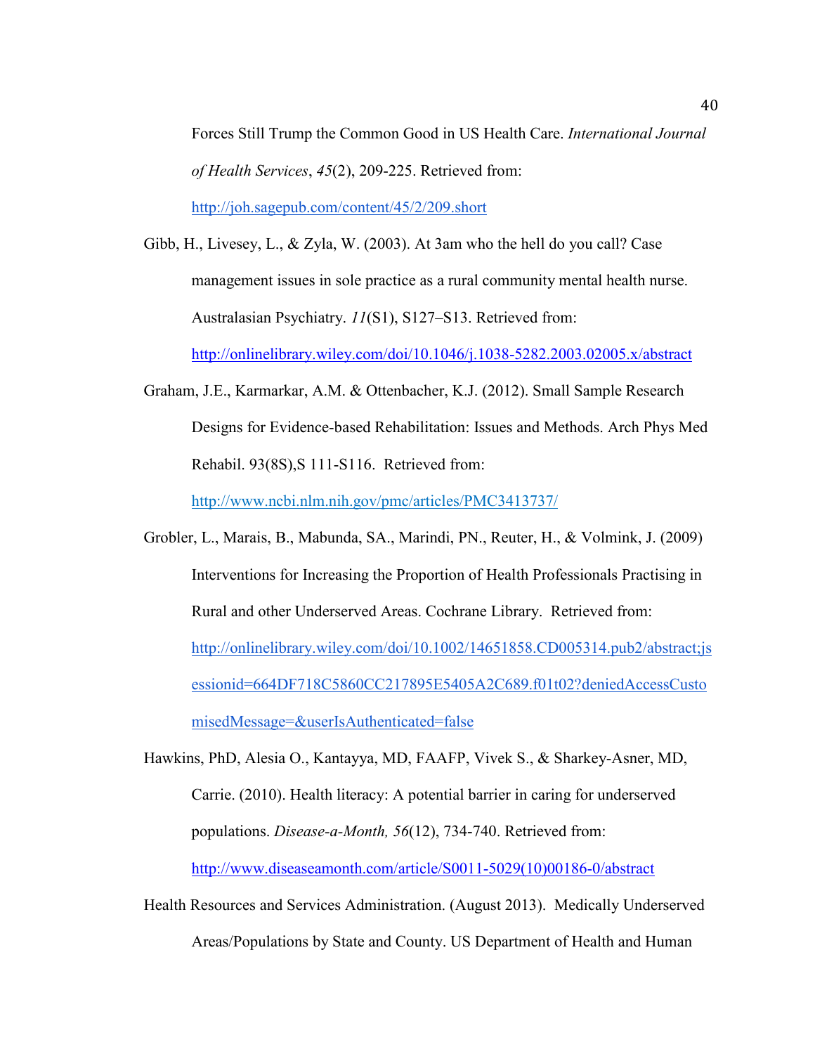Forces Still Trump the Common Good in US Health Care. *International Journal of Health Services*, *45*(2), 209-225. Retrieved from: http://joh.sagepub.com/content/45/2/209.short

Gibb, H., Livesey, L., & Zyla, W. (2003). At 3am who the hell do you call? Case management issues in sole practice as a rural community mental health nurse. Australasian Psychiatry. *11*(S1), S127–S13. Retrieved from: http://onlinelibrary.wiley.com/doi/10.1046/j.1038-5282.2003.02005.x/abstract

Graham, J.E., Karmarkar, A.M. & Ottenbacher, K.J. (2012). Small Sample Research Designs for Evidence-based Rehabilitation: Issues and Methods. Arch Phys Med Rehabil. 93(8S),S 111-S116. Retrieved from: http://www.ncbi.nlm.nih.gov/pmc/articles/PMC3413737/

Grobler, L., Marais, B., Mabunda, SA., Marindi, PN., Reuter, H., & Volmink, J. (2009) Interventions for Increasing the Proportion of Health Professionals Practising in Rural and other Underserved Areas. Cochrane Library. Retrieved from: http://onlinelibrary.wiley.com/doi/10.1002/14651858.CD005314.pub2/abstract;jsessionid=664DF718C5860CC217895E5405A2C689.f01t02?deniedAccessCustomisedMessage=&userIsAuthenticated=false

Hawkins, PhD, Alesia O., Kantayya, MD, FAAFP, Vivek S., & Sharkey-Asner, MD, Carrie. (2010). Health literacy: A potential barrier in caring for underserved populations. *Disease-a-Month, 56*(12), 734-740. Retrieved from: http://www.diseaseamonth.com/article/S0011-5029(10)00186-0/abstract

Health Resources and Services Administration. (August 2013). Medically Underserved Areas/Populations by State and County. US Department of Health and Human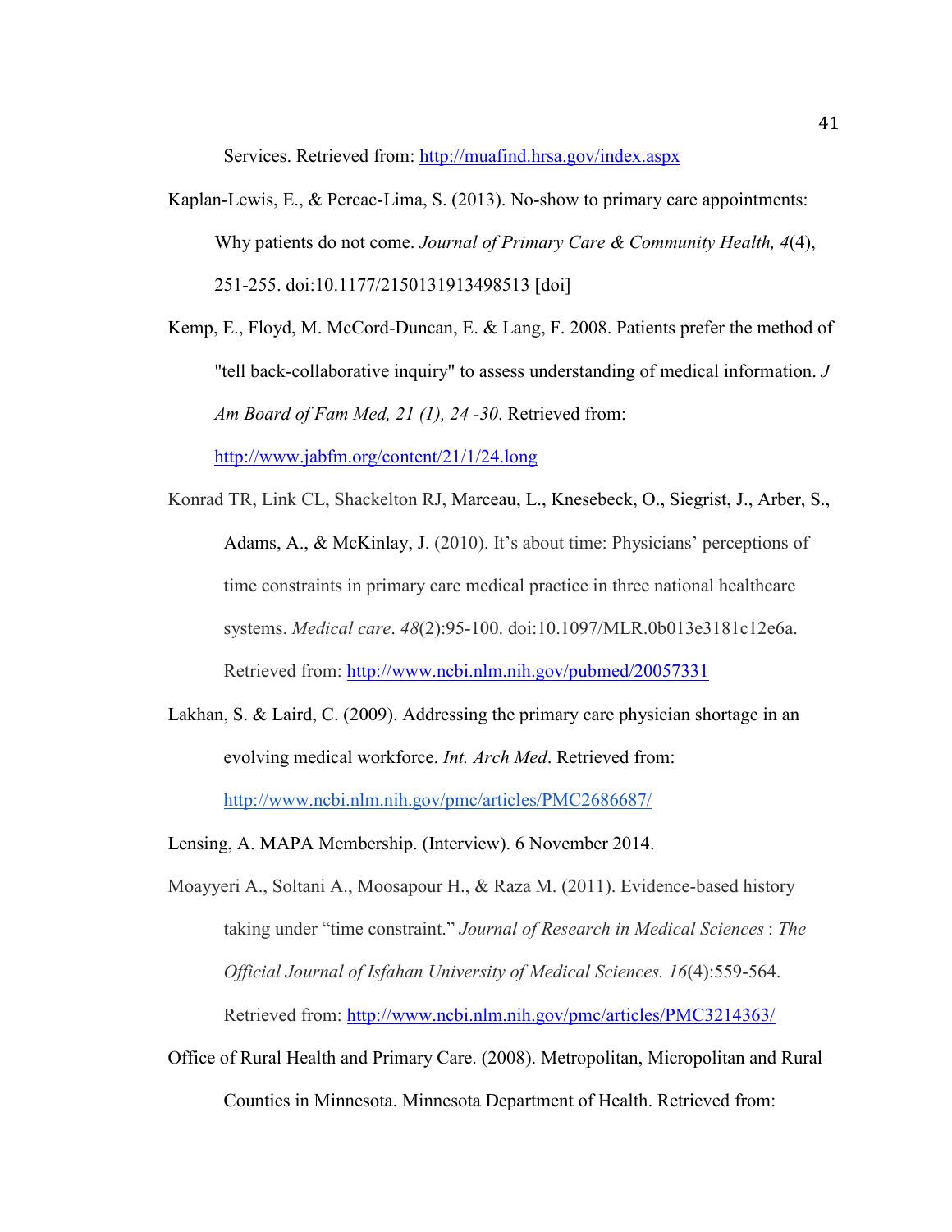Services. Retrieved from: http://muafind.hrsa.gov/index.aspx

Kaplan-Lewis, E., & Percac-Lima, S. (2013). No-show to primary care appointments: Why patients do not come. *Journal of Primary Care & Community Health, 4*(4), 251-255. doi:10.1177/2150131913498513 [doi]

Kemp, E., Floyd, M. McCord-Duncan, E. & Lang, F. 2008. Patients prefer the method of "tell back-collaborative inquiry" to assess understanding of medical information. *J Am Board of Fam Med, 21 (1), 24 -30*. Retrieved from: http://www.jabfm.org/content/21/1/24.long

Konrad TR, Link CL, Shackelton RJ, Marceau, L., Knesebeck, O., Siegrist, J., Arber, S., Adams, A., & McKinlay, J. (2010). It's about time: Physicians' perceptions of time constraints in primary care medical practice in three national healthcare systems. *Medical care*. *48*(2):95-100. doi:10.1097/MLR.0b013e3181c12e6a. Retrieved from: http://www.ncbi.nlm.nih.gov/pubmed/20057331

Lakhan, S. & Laird, C. (2009). Addressing the primary care physician shortage in an evolving medical workforce. *Int. Arch Med*. Retrieved from: http://www.ncbi.nlm.nih.gov/pmc/articles/PMC2686687/

Lensing, A. MAPA Membership. (Interview). 6 November 2014.

Moayyeri A., Soltani A., Moosapour H., & Raza M. (2011). Evidence-based history taking under "time constraint." *Journal of Research in Medical Sciences* : *The Official Journal of Isfahan University of Medical Sciences. 16*(4):559-564. Retrieved from: http://www.ncbi.nlm.nih.gov/pmc/articles/PMC3214363/

Office of Rural Health and Primary Care. (2008). Metropolitan, Micropolitan and Rural Counties in Minnesota. Minnesota Department of Health. Retrieved from: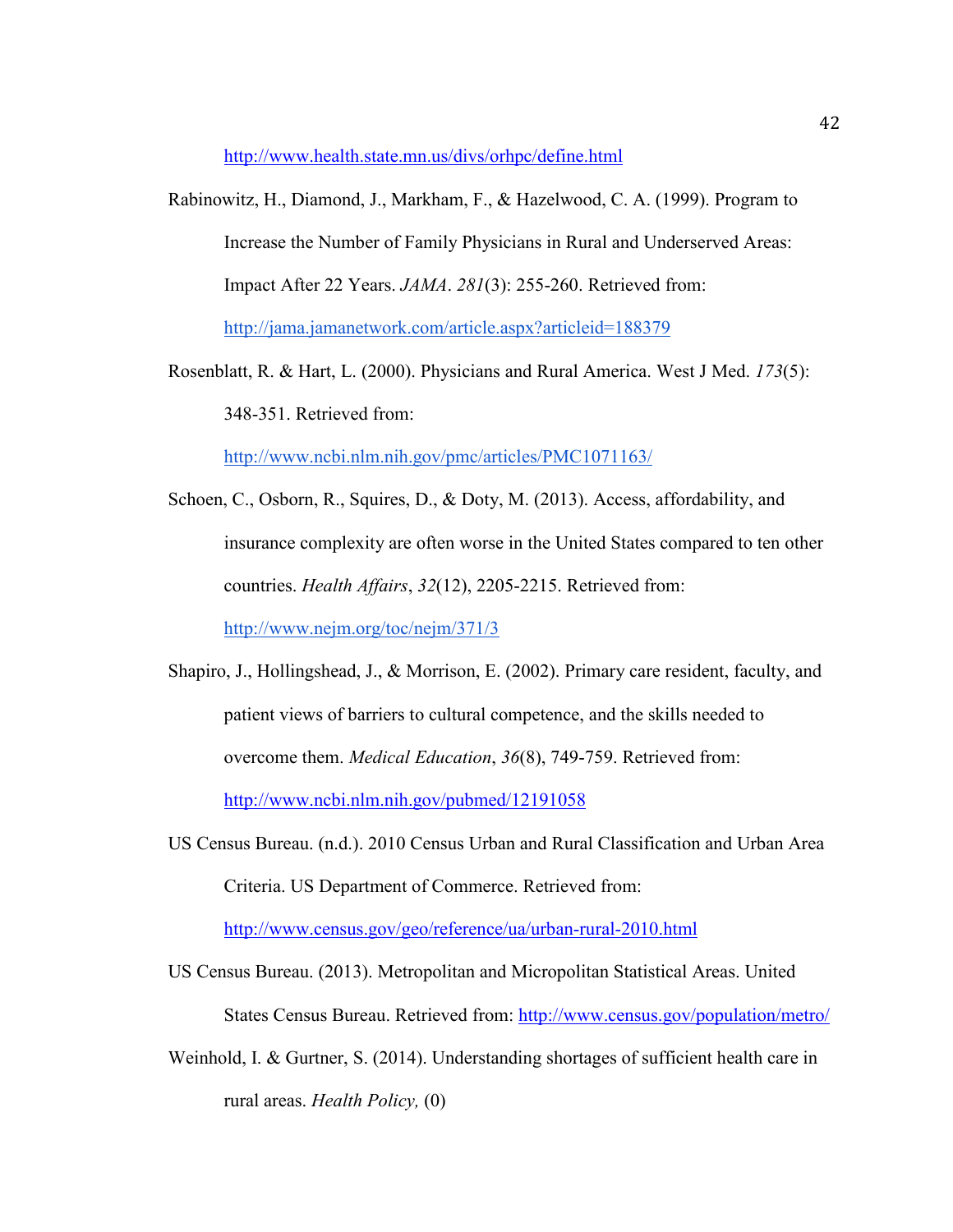http://www.health.state.mn.us/divs/orhpc/define.html

Rabinowitz, H., Diamond, J., Markham, F., & Hazelwood, C. A. (1999). Program to Increase the Number of Family Physicians in Rural and Underserved Areas: Impact After 22 Years. *JAMA*. *281*(3): 255-260. Retrieved from: http://jama.jamanetwork.com/article.aspx?articleid=188379

Rosenblatt, R. & Hart, L. (2000). Physicians and Rural America. West J Med. *173*(5): 348-351. Retrieved from: http://www.ncbi.nlm.nih.gov/pmc/articles/PMC1071163/

Schoen, C., Osborn, R., Squires, D., & Doty, M. (2013). Access, affordability, and insurance complexity are often worse in the United States compared to ten other countries. *Health Affairs*, *32*(12), 2205-2215. Retrieved from: http://www.nejm.org/toc/nejm/371/3

Shapiro, J., Hollingshead, J., & Morrison, E. (2002). Primary care resident, faculty, and patient views of barriers to cultural competence, and the skills needed to overcome them. *Medical Education*, *36*(8), 749-759. Retrieved from: http://www.ncbi.nlm.nih.gov/pubmed/12191058

US Census Bureau. (n.d.). 2010 Census Urban and Rural Classification and Urban Area Criteria. US Department of Commerce. Retrieved from: http://www.census.gov/geo/reference/ua/urban-rural-2010.html

US Census Bureau. (2013). Metropolitan and Micropolitan Statistical Areas. United States Census Bureau. Retrieved from: http://www.census.gov/population/metro/

Weinhold, I. & Gurtner, S. (2014). Understanding shortages of sufficient health care in rural areas. *Health Policy,* (0)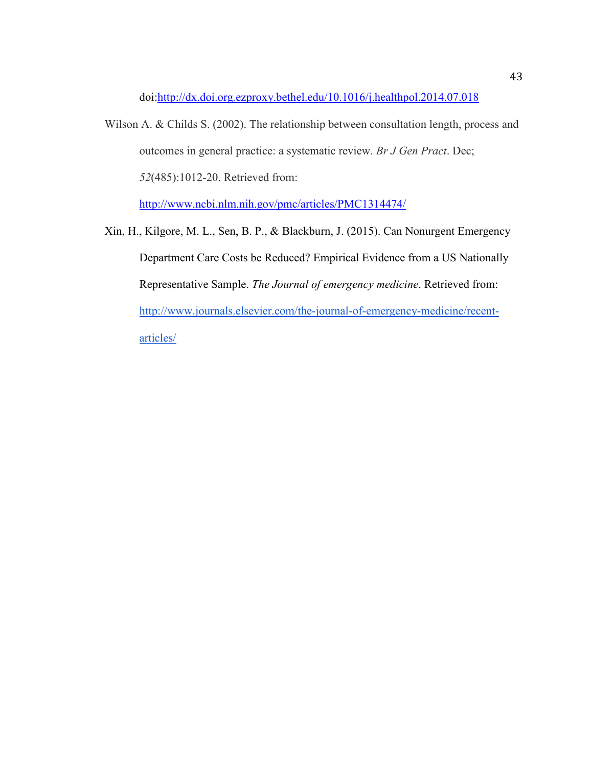doi:http://dx.doi.org.ezproxy.bethel.edu/10.1016/j.healthpol.2014.07.018

Wilson A. & Childs S. (2002). The relationship between consultation length, process and outcomes in general practice: a systematic review. *Br J Gen Pract*. Dec; *52*(485):1012-20. Retrieved from: http://www.ncbi.nlm.nih.gov/pmc/articles/PMC1314474/

Xin, H., Kilgore, M. L., Sen, B. P., & Blackburn, J. (2015). Can Nonurgent Emergency Department Care Costs be Reduced? Empirical Evidence from a US Nationally Representative Sample. *The Journal of emergency medicine*. Retrieved from: http://www.journals.elsevier.com/the-journal-of-emergency-medicine/recent-articles/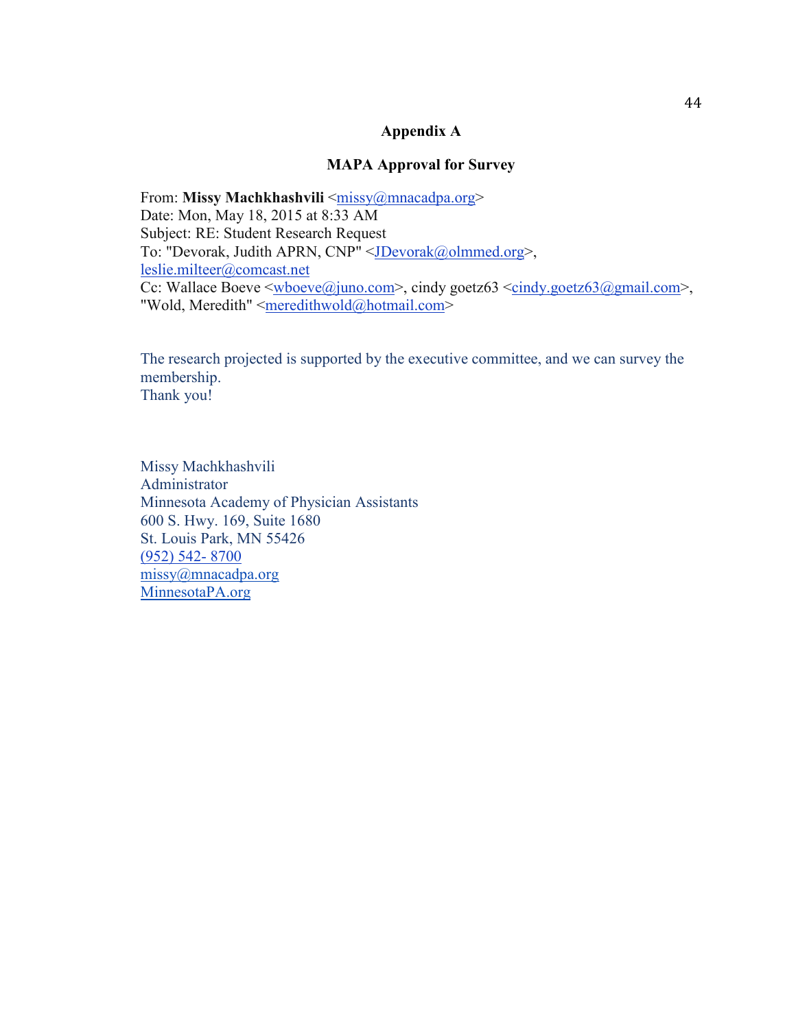## Appendix A

## MAPA Approval for Survey

From: **Missy Machkhashvili** <missy@mnacadpa.org>
Date: Mon, May 18, 2015 at 8:33 AM
Subject: RE: Student Research Request
To: "Devorak, Judith APRN, CNP" <JDevorak@olmmed.org>, leslie.milteer@comcast.net
Cc: Wallace Boeve <wboeve@juno.com>, cindy goetz63 <cindy.goetz63@gmail.com>, "Wold, Meredith" <meredithwold@hotmail.com>

The research projected is supported by the executive committee, and we can survey the membership.
Thank you!

Missy Machkhashvili
Administrator
Minnesota Academy of Physician Assistants
600 S. Hwy. 169, Suite 1680
St. Louis Park, MN 55426
(952) 542- 8700
missy@mnacadpa.org
MinnesotaPA.org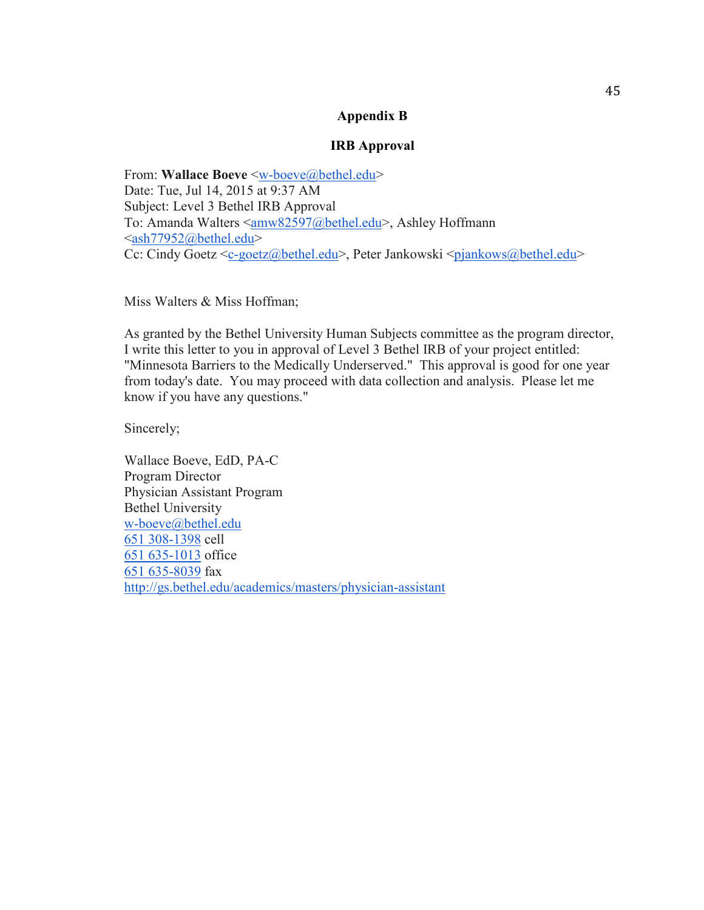## Appendix B

## IRB Approval

From: **Wallace Boeve** <w-boeve@bethel.edu>
Date: Tue, Jul 14, 2015 at 9:37 AM
Subject: Level 3 Bethel IRB Approval
To: Amanda Walters <amw82597@bethel.edu>, Ashley Hoffmann <ash77952@bethel.edu>
Cc: Cindy Goetz <c-goetz@bethel.edu>, Peter Jankowski <pjankows@bethel.edu>

Miss Walters & Miss Hoffman;

As granted by the Bethel University Human Subjects committee as the program director, I write this letter to you in approval of Level 3 Bethel IRB of your project entitled: "Minnesota Barriers to the Medically Underserved." This approval is good for one year from today's date. You may proceed with data collection and analysis. Please let me know if you have any questions."

Sincerely;

Wallace Boeve, EdD, PA-C
Program Director
Physician Assistant Program
Bethel University
w-boeve@bethel.edu
651 308-1398 cell
651 635-1013 office
651 635-8039 fax
http://gs.bethel.edu/academics/masters/physician-assistant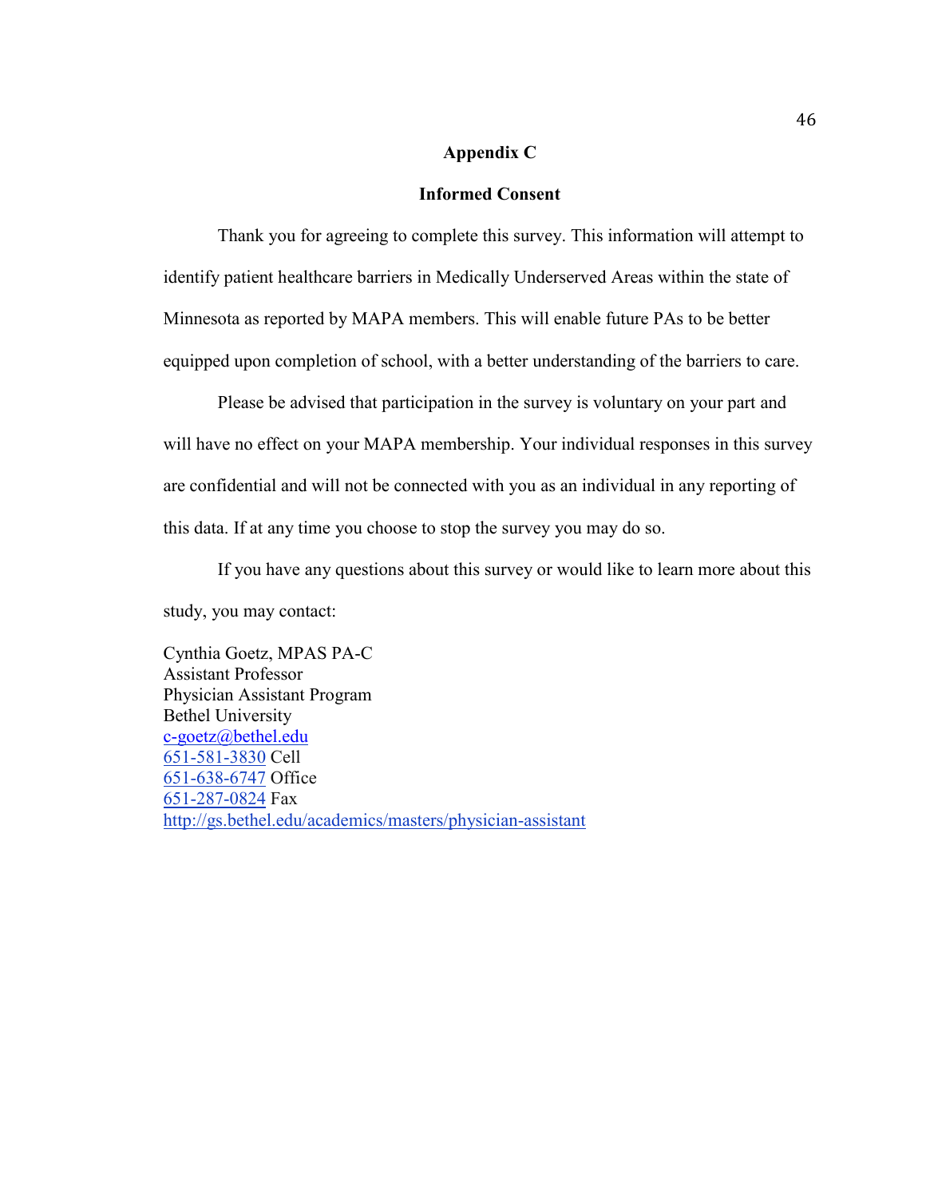## Appendix C

### Informed Consent

Thank you for agreeing to complete this survey. This information will attempt to identify patient healthcare barriers in Medically Underserved Areas within the state of Minnesota as reported by MAPA members. This will enable future PAs to be better equipped upon completion of school, with a better understanding of the barriers to care.

Please be advised that participation in the survey is voluntary on your part and will have no effect on your MAPA membership. Your individual responses in this survey are confidential and will not be connected with you as an individual in any reporting of this data. If at any time you choose to stop the survey you may do so.

If you have any questions about this survey or would like to learn more about this study, you may contact:

Cynthia Goetz, MPAS PA-C
Assistant Professor
Physician Assistant Program
Bethel University
c-goetz@bethel.edu
651-581-3830 Cell
651-638-6747 Office
651-287-0824 Fax
http://gs.bethel.edu/academics/masters/physician-assistant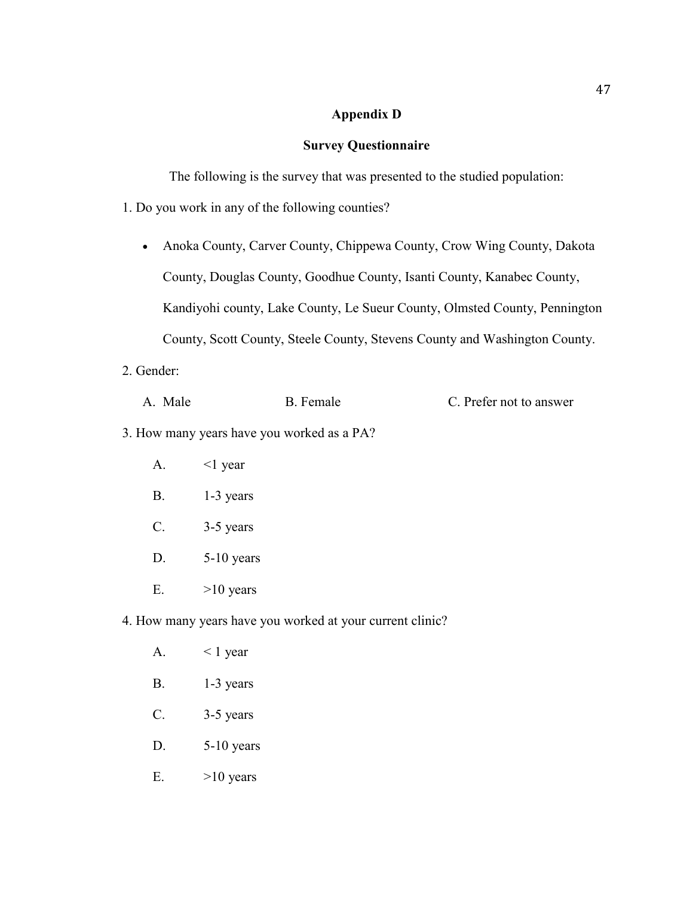## Appendix D

## Survey Questionnaire

The following is the survey that was presented to the studied population:

1. Do you work in any of the following counties?

- Anoka County, Carver County, Chippewa County, Crow Wing County, Dakota County, Douglas County, Goodhue County, Isanti County, Kanabec County, Kandiyohi county, Lake County, Le Sueur County, Olmsted County, Pennington County, Scott County, Steele County, Stevens County and Washington County.

2. Gender:

A. Male B. Female C. Prefer not to answer

3. How many years have you worked as a PA?

A. <1 year

B. 1-3 years

C. 3-5 years

D. 5-10 years

E. >10 years

4. How many years have you worked at your current clinic?

A. < 1 year

B. 1-3 years

C. 3-5 years

D. 5-10 years

E. >10 years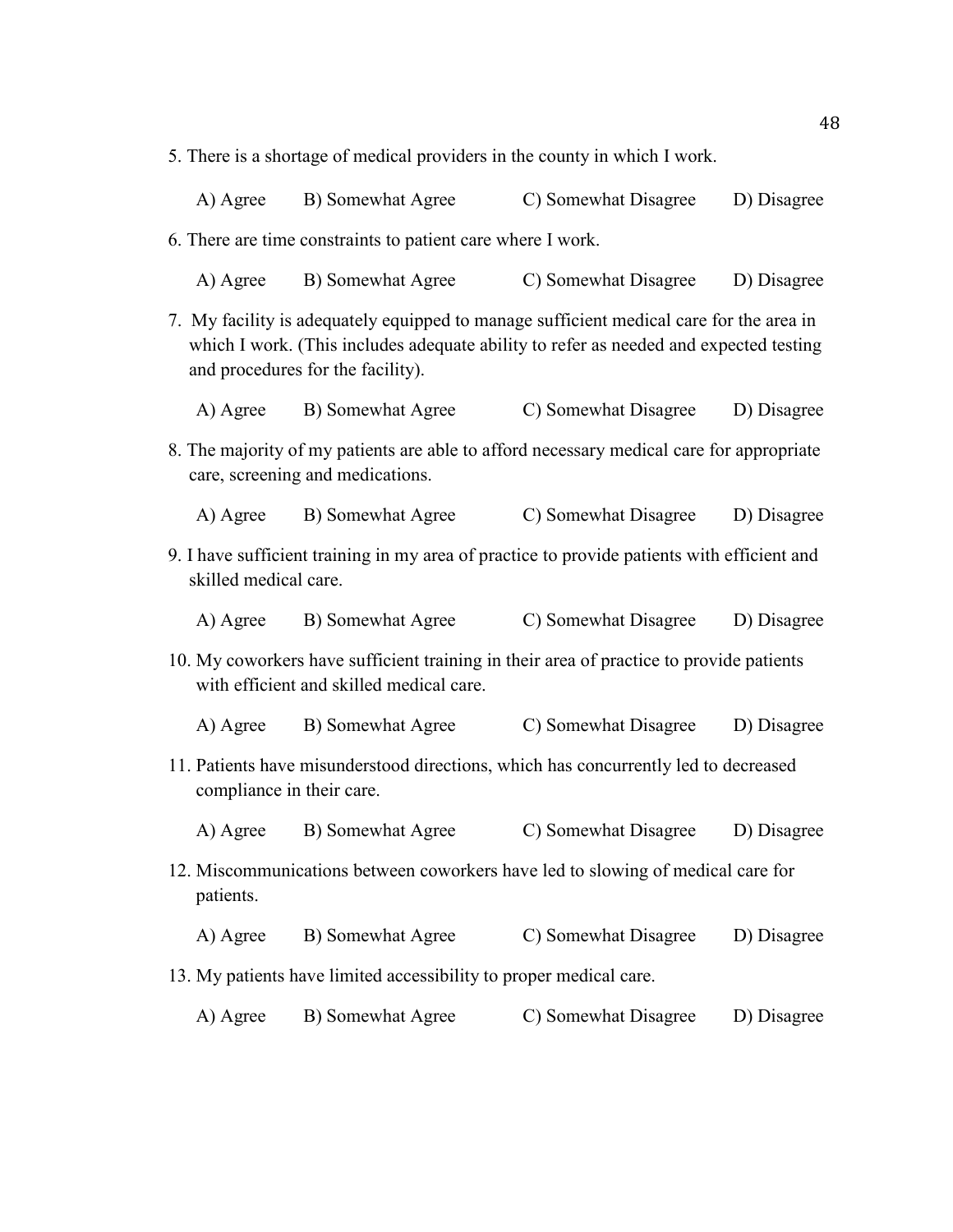5. There is a shortage of medical providers in the county in which I work.

   A) Agree  B) Somewhat Agree  C) Somewhat Disagree  D) Disagree

6. There are time constraints to patient care where I work.

   A) Agree  B) Somewhat Agree  C) Somewhat Disagree  D) Disagree

7. My facility is adequately equipped to manage sufficient medical care for the area in which I work. (This includes adequate ability to refer as needed and expected testing and procedures for the facility).

   A) Agree  B) Somewhat Agree  C) Somewhat Disagree  D) Disagree

8. The majority of my patients are able to afford necessary medical care for appropriate care, screening and medications.

   A) Agree  B) Somewhat Agree  C) Somewhat Disagree  D) Disagree

9. I have sufficient training in my area of practice to provide patients with efficient and skilled medical care.

   A) Agree  B) Somewhat Agree  C) Somewhat Disagree  D) Disagree

10. My coworkers have sufficient training in their area of practice to provide patients with efficient and skilled medical care.

    A) Agree  B) Somewhat Agree  C) Somewhat Disagree  D) Disagree

11. Patients have misunderstood directions, which has concurrently led to decreased compliance in their care.

    A) Agree  B) Somewhat Agree  C) Somewhat Disagree  D) Disagree

12. Miscommunications between coworkers have led to slowing of medical care for patients.

    A) Agree  B) Somewhat Agree  C) Somewhat Disagree  D) Disagree

13. My patients have limited accessibility to proper medical care.

    A) Agree  B) Somewhat Agree  C) Somewhat Disagree  D) Disagree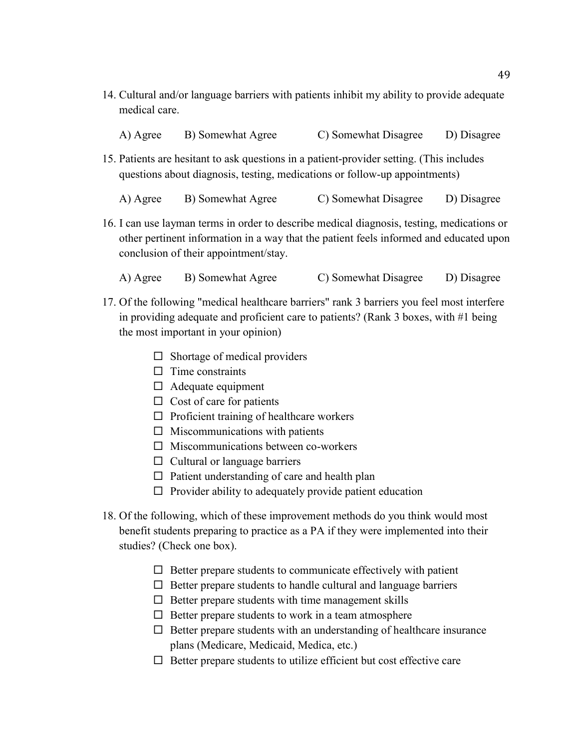14. Cultural and/or language barriers with patients inhibit my ability to provide adequate medical care.

    A) Agree B) Somewhat Agree C) Somewhat Disagree D) Disagree

15. Patients are hesitant to ask questions in a patient-provider setting. (This includes questions about diagnosis, testing, medications or follow-up appointments)

    A) Agree B) Somewhat Agree C) Somewhat Disagree D) Disagree

16. I can use layman terms in order to describe medical diagnosis, testing, medications or other pertinent information in a way that the patient feels informed and educated upon conclusion of their appointment/stay.

    A) Agree B) Somewhat Agree C) Somewhat Disagree D) Disagree

17. Of the following "medical healthcare barriers" rank 3 barriers you feel most interfere in providing adequate and proficient care to patients? (Rank 3 boxes, with #1 being the most important in your opinion)

    - ☐ Shortage of medical providers
    - ☐ Time constraints
    - ☐ Adequate equipment
    - ☐ Cost of care for patients
    - ☐ Proficient training of healthcare workers
    - ☐ Miscommunications with patients
    - ☐ Miscommunications between co-workers
    - ☐ Cultural or language barriers
    - ☐ Patient understanding of care and health plan
    - ☐ Provider ability to adequately provide patient education

18. Of the following, which of these improvement methods do you think would most benefit students preparing to practice as a PA if they were implemented into their studies? (Check one box).

    - ☐ Better prepare students to communicate effectively with patient
    - ☐ Better prepare students to handle cultural and language barriers
    - ☐ Better prepare students with time management skills
    - ☐ Better prepare students to work in a team atmosphere
    - ☐ Better prepare students with an understanding of healthcare insurance plans (Medicare, Medicaid, Medica, etc.)
    - ☐ Better prepare students to utilize efficient but cost effective care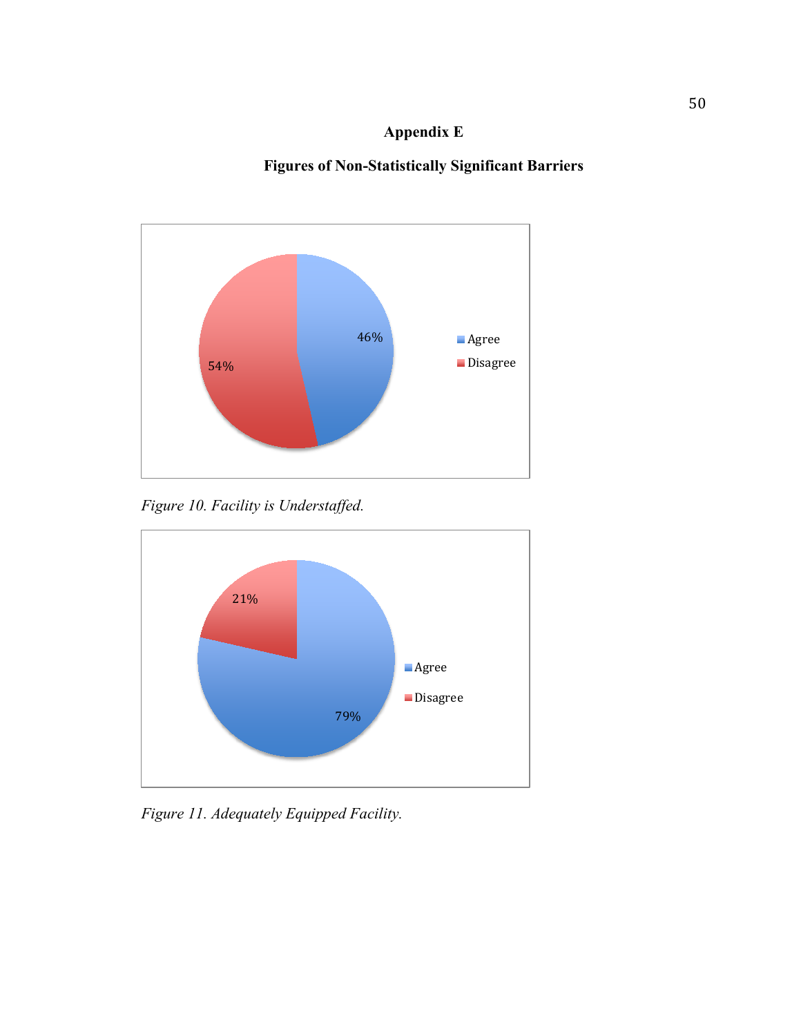# Appendix E

## Figures of Non-Statistically Significant Barriers

46%

54%

Agree

Disagree

*Figure 10. Facility is Understaffed.*

21%

79%

Agree

Disagree

*Figure 11. Adequately Equipped Facility.*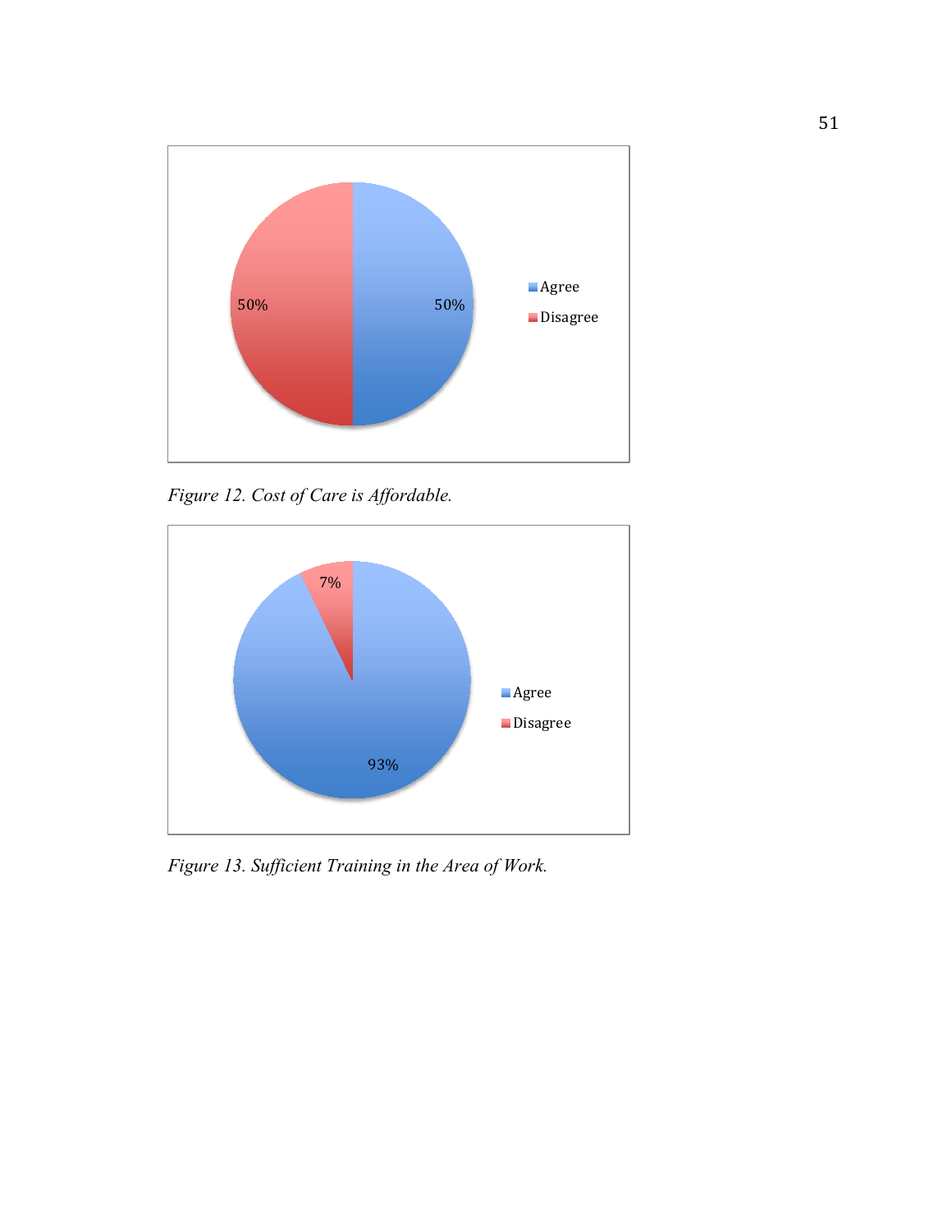*Figure 12. Cost of Care is Affordable.*

*Figure 13. Sufficient Training in the Area of Work.*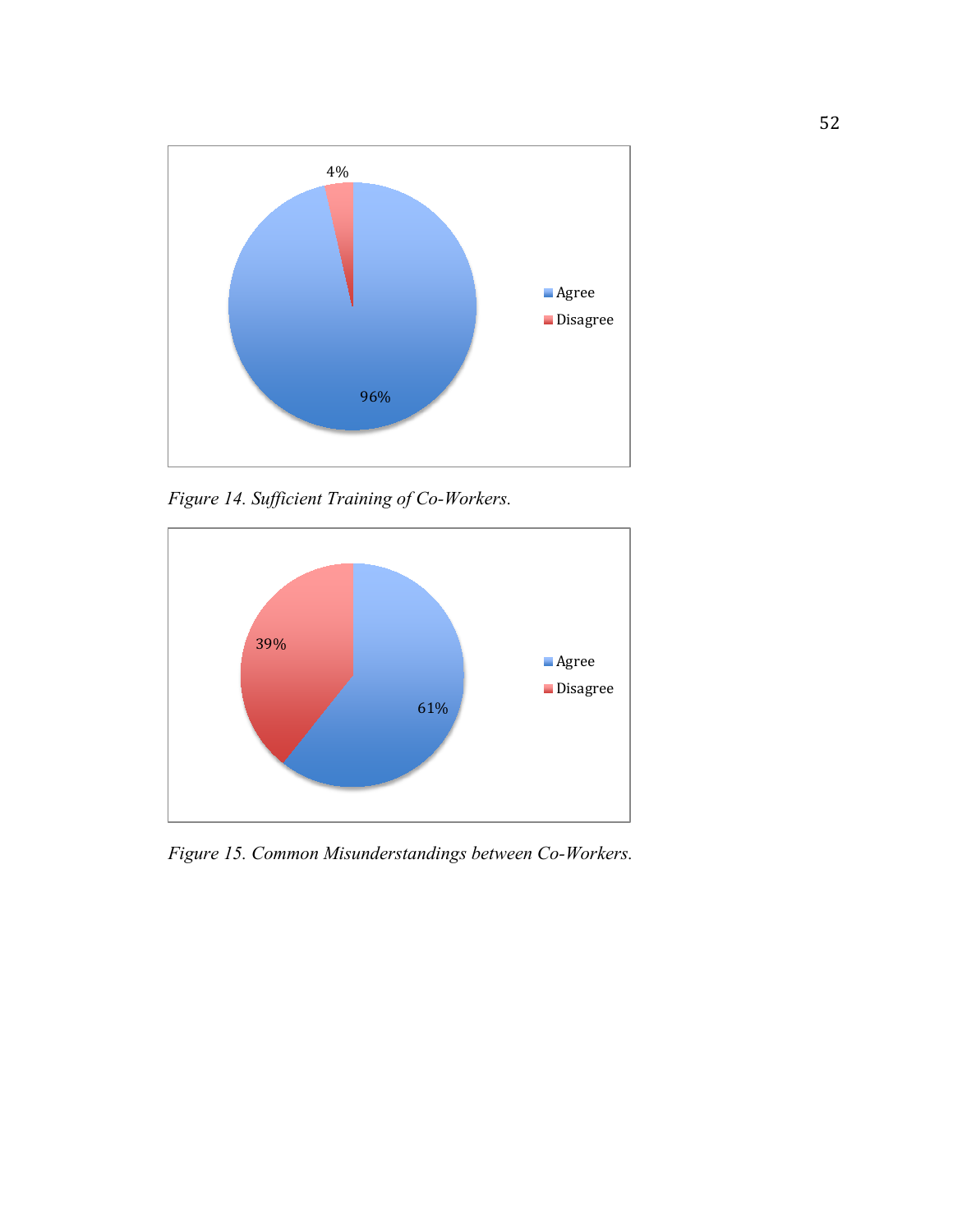*Figure 14. Sufficient Training of Co-Workers.*

*Figure 15. Common Misunderstandings between Co-Workers.*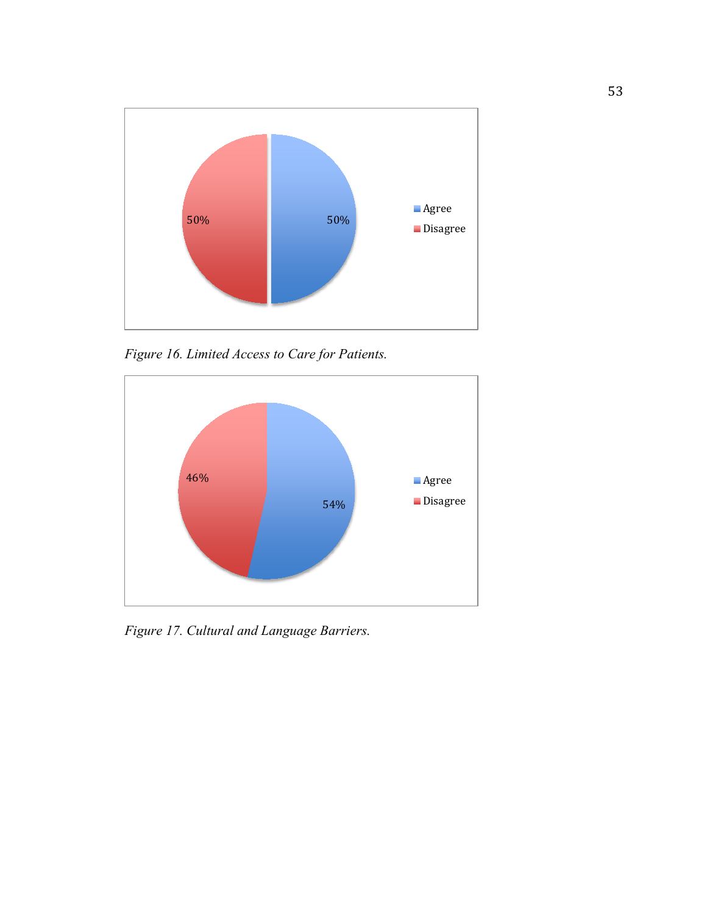| | |
|---|---|
| Agree | 50% |
| Disagree | 50% |

*Figure 16. Limited Access to Care for Patients.*

| | |
|---|---|
| Agree | 54% |
| Disagree | 46% |

*Figure 17. Cultural and Language Barriers.*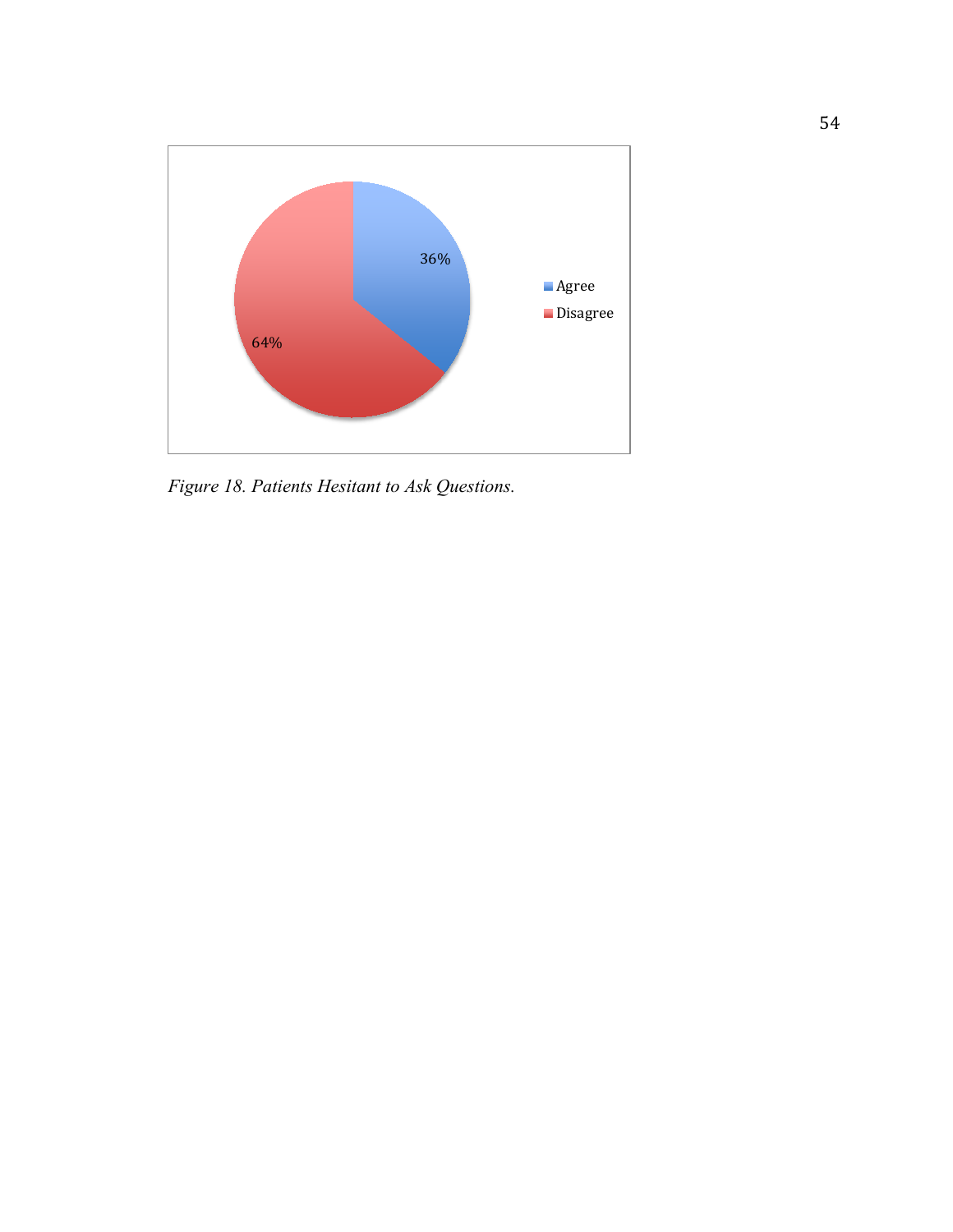36%

64%

Agree

Disagree

*Figure 18. Patients Hesitant to Ask Questions.*